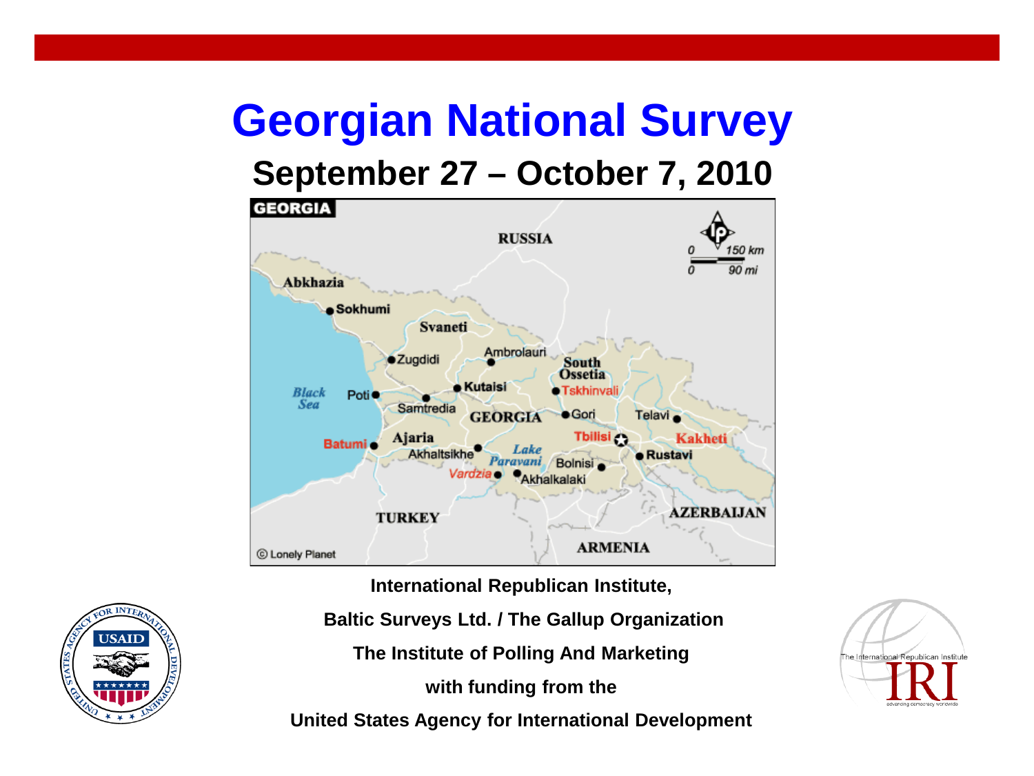# Georgian National Survey

## September 27 – October 7, 2010

**International Republican Institute,**

**Baltic Surveys Ltd. / The Gallup Organization**

**The Institute of Polling And Marketing**

**with funding from the**

**United States Agency for International Development**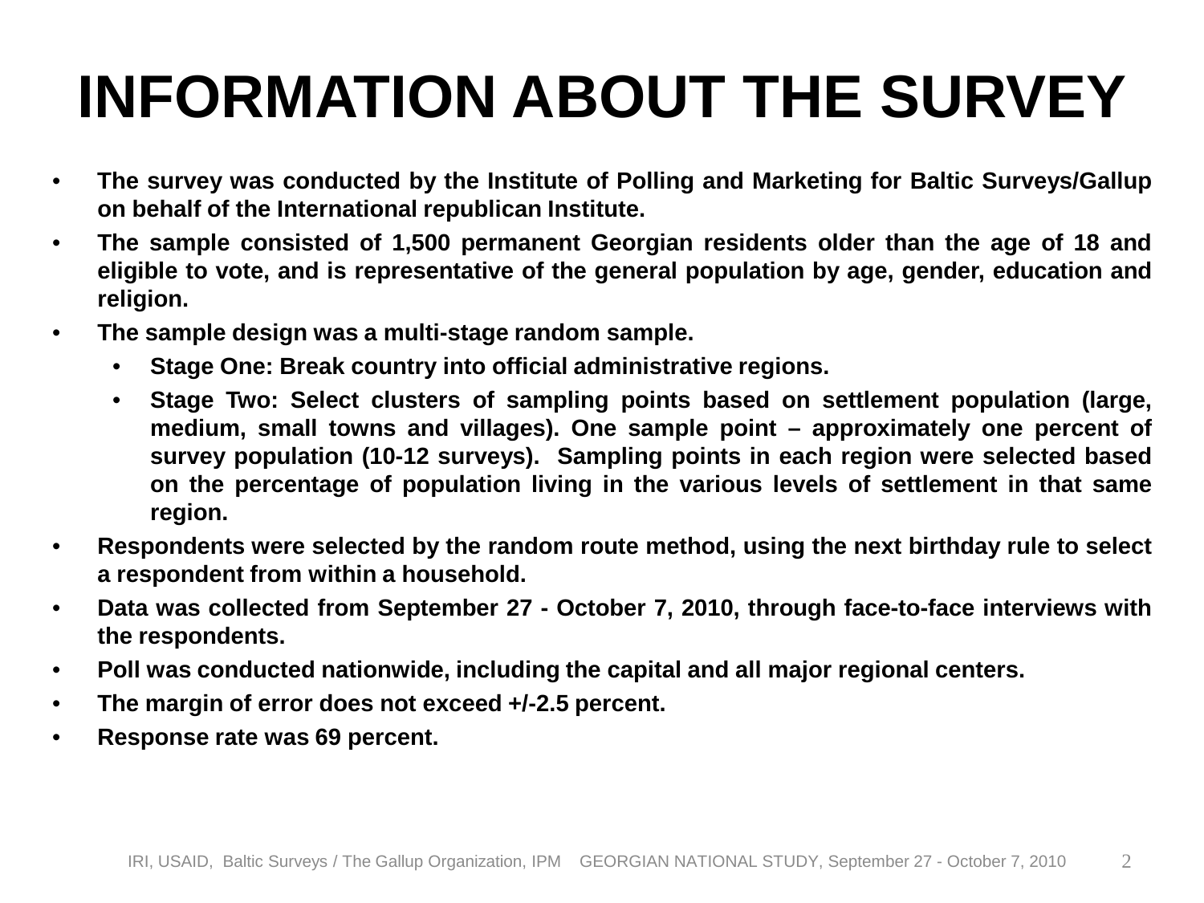# INFORMATION ABOUT THE SURVEY

- **The survey was conducted by the Institute of Polling and Marketing for Baltic Surveys/Gallup on behalf of the International republican Institute.**
- **The sample consisted of 1,500 permanent Georgian residents older than the age of 18 and eligible to vote, and is representative of the general population by age, gender, education and religion.**
- **The sample design was a multi-stage random sample.**
  - **Stage One: Break country into official administrative regions.**
  - **Stage Two: Select clusters of sampling points based on settlement population (large, medium, small towns and villages). One sample point – approximately one percent of survey population (10-12 surveys). Sampling points in each region were selected based on the percentage of population living in the various levels of settlement in that same region.**
- **Respondents were selected by the random route method, using the next birthday rule to select a respondent from within a household.**
- **Data was collected from September 27 - October 7, 2010, through face-to-face interviews with the respondents.**
- **Poll was conducted nationwide, including the capital and all major regional centers.**
- **The margin of error does not exceed +/-2.5 percent.**
- **Response rate was 69 percent.**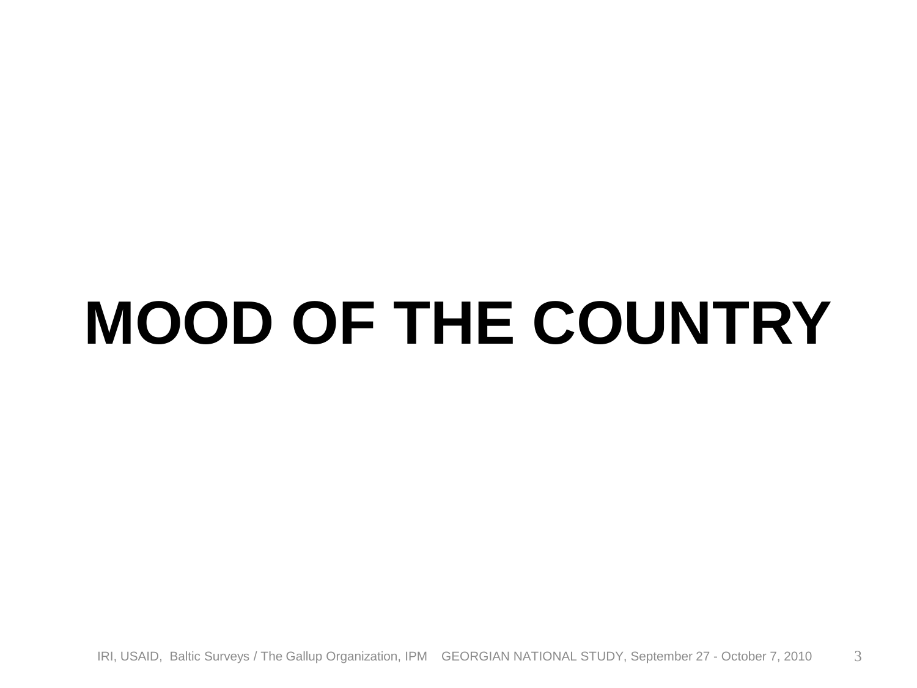# MOOD OF THE COUNTRY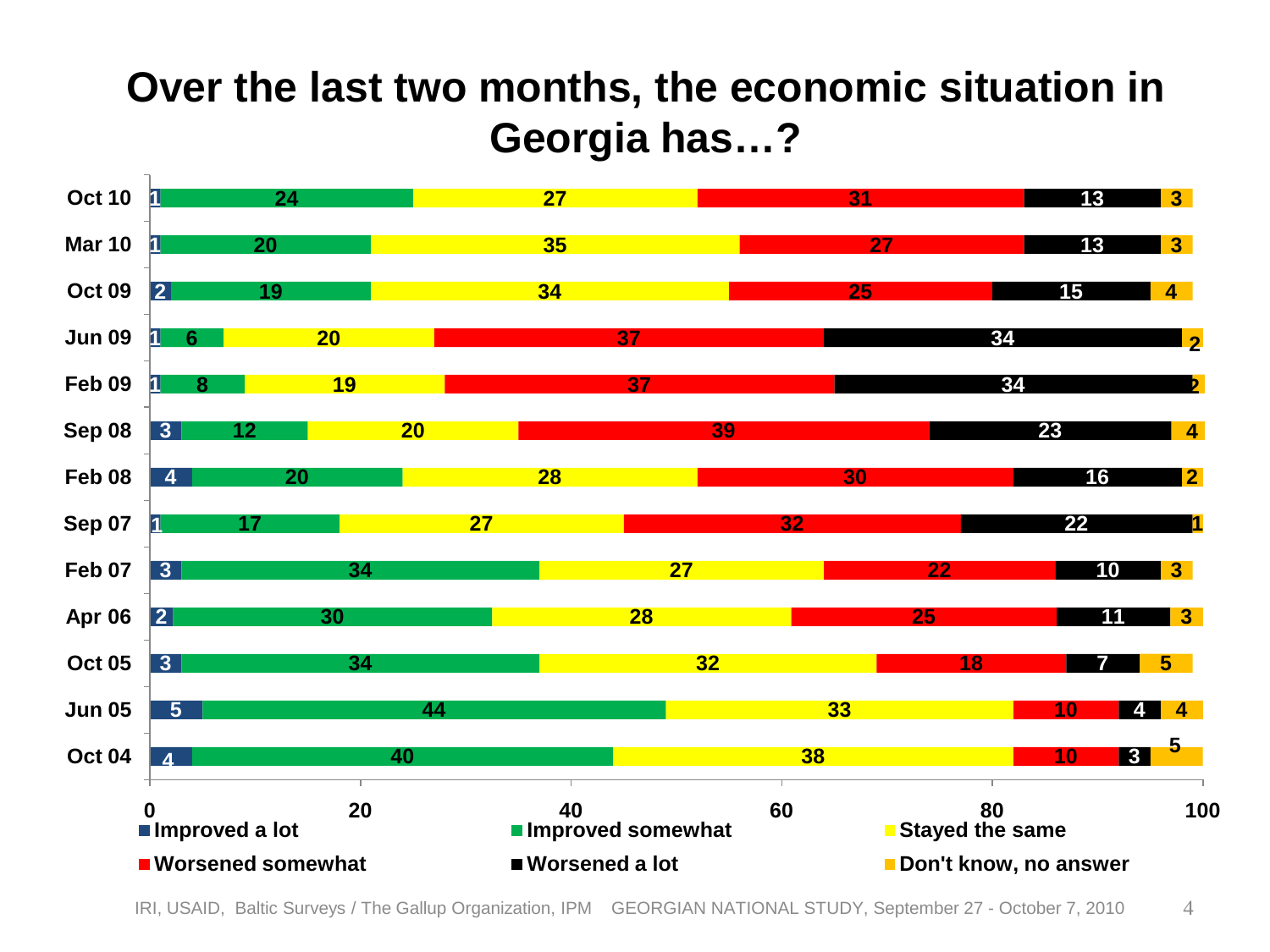# Over the last two months, the economic situation in Georgia has…?

| | Improved a lot | Improved somewhat | Stayed the same | Worsened somewhat | Worsened a lot | Don't know, no answer |
|---|---|---|---|---|---|---|
| Oct 10 | 1 | 24 | 27 | 31 | 13 | 3 |
| Mar 10 | 1 | 20 | 35 | 27 | 13 | 3 |
| Oct 09 | 2 | 19 | 34 | 25 | 15 | 4 |
| Jun 09 | 1 | 6 | 20 | 37 | 34 | 2 |
| Feb 09 | 1 | 8 | 19 | 37 | 34 | 2 |
| Sep 08 | 3 | 12 | 20 | 39 | 23 | 4 |
| Feb 08 | 4 | 20 | 28 | 30 | 16 | 2 |
| Sep 07 | 1 | 17 | 27 | 32 | 22 | 1 |
| Feb 07 | 3 | 34 | 27 | 22 | 10 | 3 |
| Apr 06 | 2 | 30 | 28 | 25 | 11 | 3 |
| Oct 05 | 3 | 34 | 32 | 18 | 7 | 5 |
| Jun 05 | 5 | 44 | 33 | 10 | 4 | 4 |
| Oct 04 | 4 | 40 | 38 | 10 | 3 | 5 |

IRI, USAID, Baltic Surveys / The Gallup Organization, IPM GEORGIAN NATIONAL STUDY, September 27 - October 7, 2010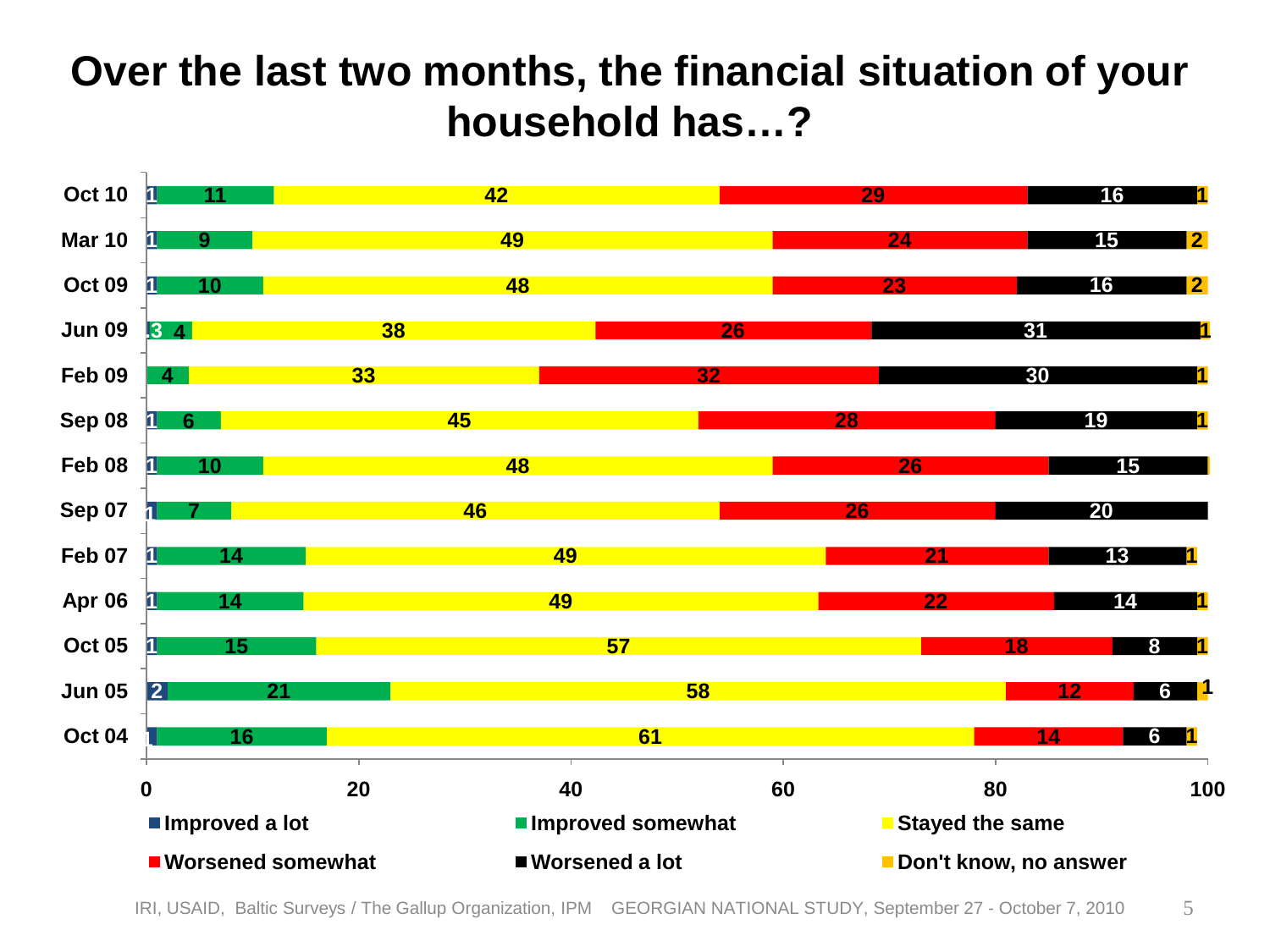# Over the last two months, the financial situation of your household has…?

| | Improved a lot | Improved somewhat | Stayed the same | Worsened somewhat | Worsened a lot | Don't know, no answer |
|---|---|---|---|---|---|---|
| Oct 10 | 1 | 11 | 42 | 29 | 16 | 1 |
| Mar 10 | 1 | 9 | 49 | 24 | 15 | 2 |
| Oct 09 | 1 | 10 | 48 | 23 | 16 | 2 |
| Jun 09 | | 3 4 | 38 | 26 | 31 | 1 |
| Feb 09 | | 4 | 33 | 32 | 30 | 1 |
| Sep 08 | 1 | 6 | 45 | 28 | 19 | 1 |
| Feb 08 | 1 | 10 | 48 | 26 | 15 | |
| Sep 07 | 1 | 7 | 46 | 26 | 20 | |
| Feb 07 | 1 | 14 | 49 | 21 | 13 | 1 |
| Apr 06 | 1 | 14 | 49 | 22 | 14 | 1 |
| Oct 05 | 1 | 15 | 57 | 18 | 8 | 1 |
| Jun 05 | 2 | 21 | 58 | 12 | 6 | 1 |
| Oct 04 | 1 | 16 | 61 | 14 | 6 | 1 |

IRI, USAID, Baltic Surveys / The Gallup Organization, IPM GEORGIAN NATIONAL STUDY, September 27 - October 7, 2010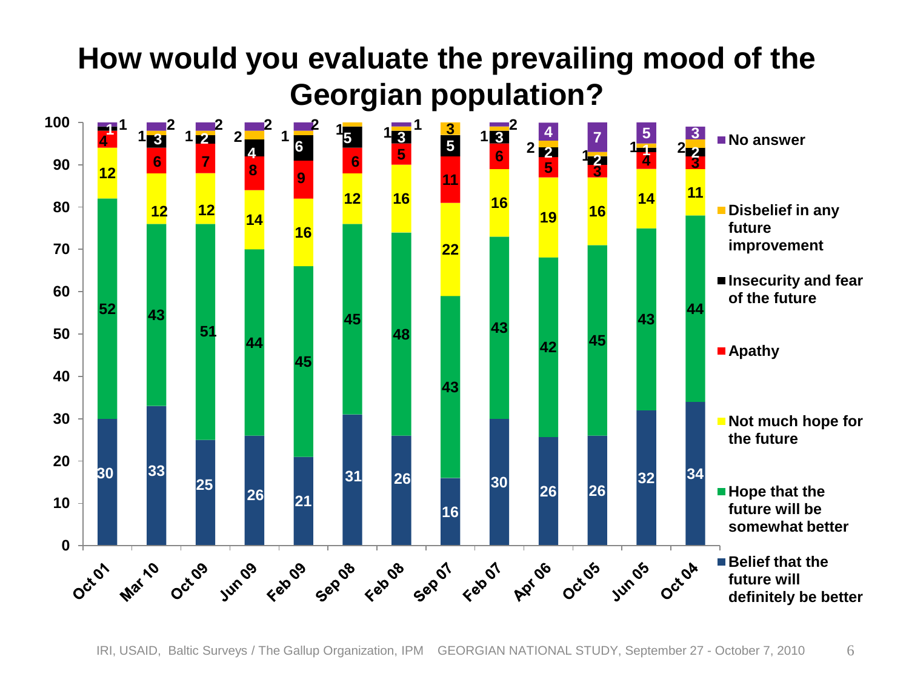# How would you evaluate the prevailing mood of the Georgian population?

| | Oct 01 | Mar 10 | Oct 09 | Jun 09 | Feb 09 | Sep 08 | Feb 08 | Sep 07 | Feb 07 | Apr 06 | Oct 05 | Jun 05 | Oct 04 |
|---|---|---|---|---|---|---|---|---|---|---|---|---|---|
| Belief that the future will definitely be better | 30 | 33 | 25 | 26 | 21 | 31 | 26 | 16 | 30 | 26 | 26 | 32 | 34 |
| Hope that the future will be somewhat better | 52 | 43 | 51 | 44 | 45 | 45 | 48 | 43 | 43 | 42 | 45 | 43 | 44 |
| Not much hope for the future | 12 | 12 | 12 | 14 | 16 | 12 | 16 | 22 | 16 | 19 | 16 | 14 | 11 |
| Apathy | 4 | 6 | 7 | 8 | 9 | 6 | 5 | 11 | 6 | 5 | 3 | 4 | 3 |
| Insecurity and fear of the future | 1 | 3 | 2 | 4 | 6 | 5 | 3 | 5 | 3 | 2 | 2 | 1 | 2 |
| Disbelief in any future improvement | | 1 | 1 | 2 | 1 | 1 | 1 | 3 | 1 | 2 | 1 | 1 | 2 |
| No answer | 1 | 2 | 2 | 2 | 2 | | 1 | | 2 | 4 | 7 | 5 | 3 |

IRI, USAID, Baltic Surveys / The Gallup Organization, IPM GEORGIAN NATIONAL STUDY, September 27 - October 7, 2010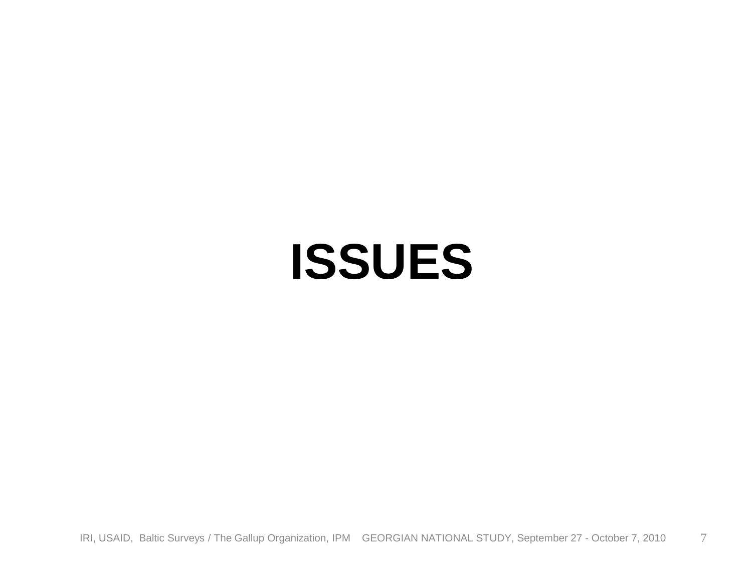# ISSUES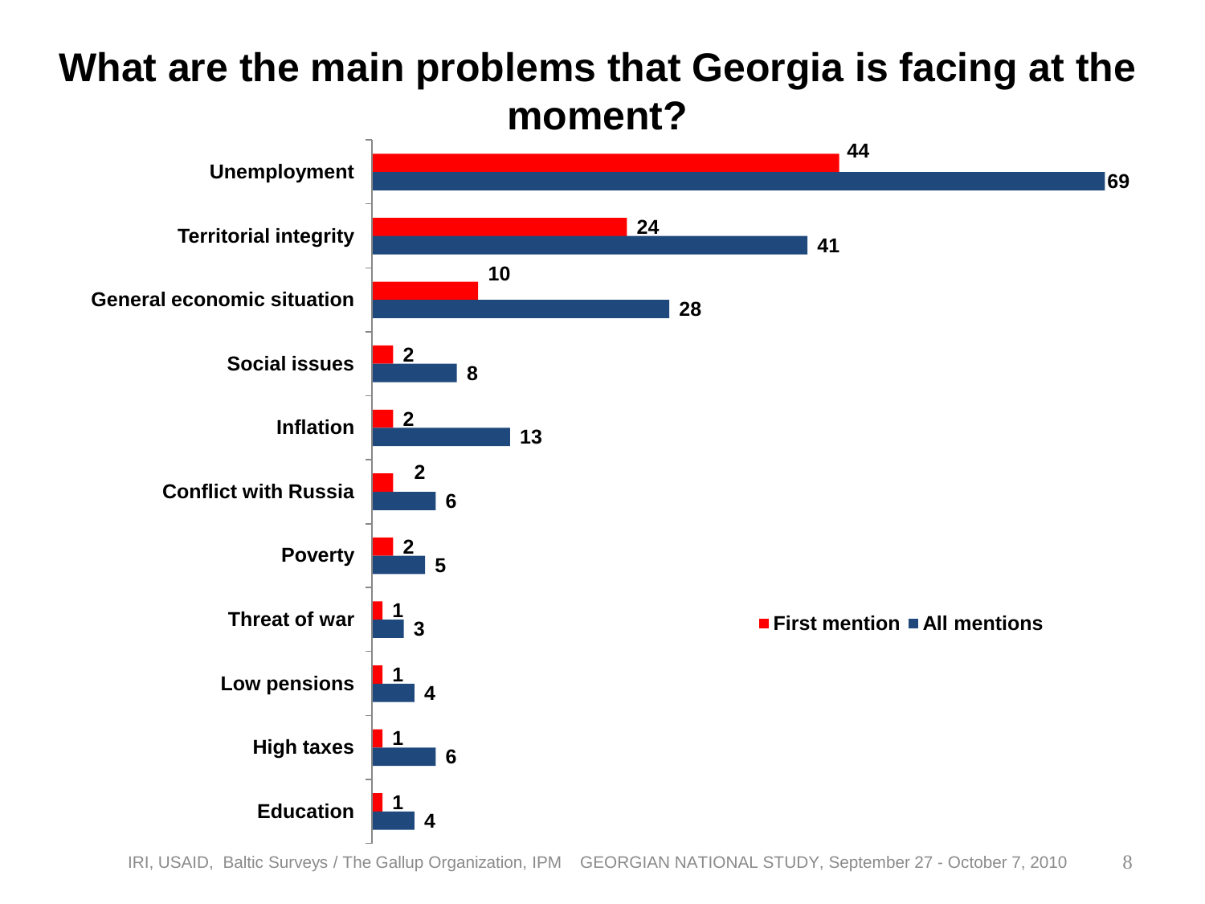# What are the main problems that Georgia is facing at the moment?

| | First mention | All mentions |
|---|---|---|
| Unemployment | 44 | 69 |
| Territorial integrity | 24 | 41 |
| General economic situation | 10 | 28 |
| Social issues | 2 | 8 |
| Inflation | 2 | 13 |
| Conflict with Russia | 2 | 6 |
| Poverty | 2 | 5 |
| Threat of war | 1 | 3 |
| Low pensions | 1 | 4 |
| High taxes | 1 | 6 |
| Education | 1 | 4 |

IRI, USAID, Baltic Surveys / The Gallup Organization, IPM GEORGIAN NATIONAL STUDY, September 27 - October 7, 2010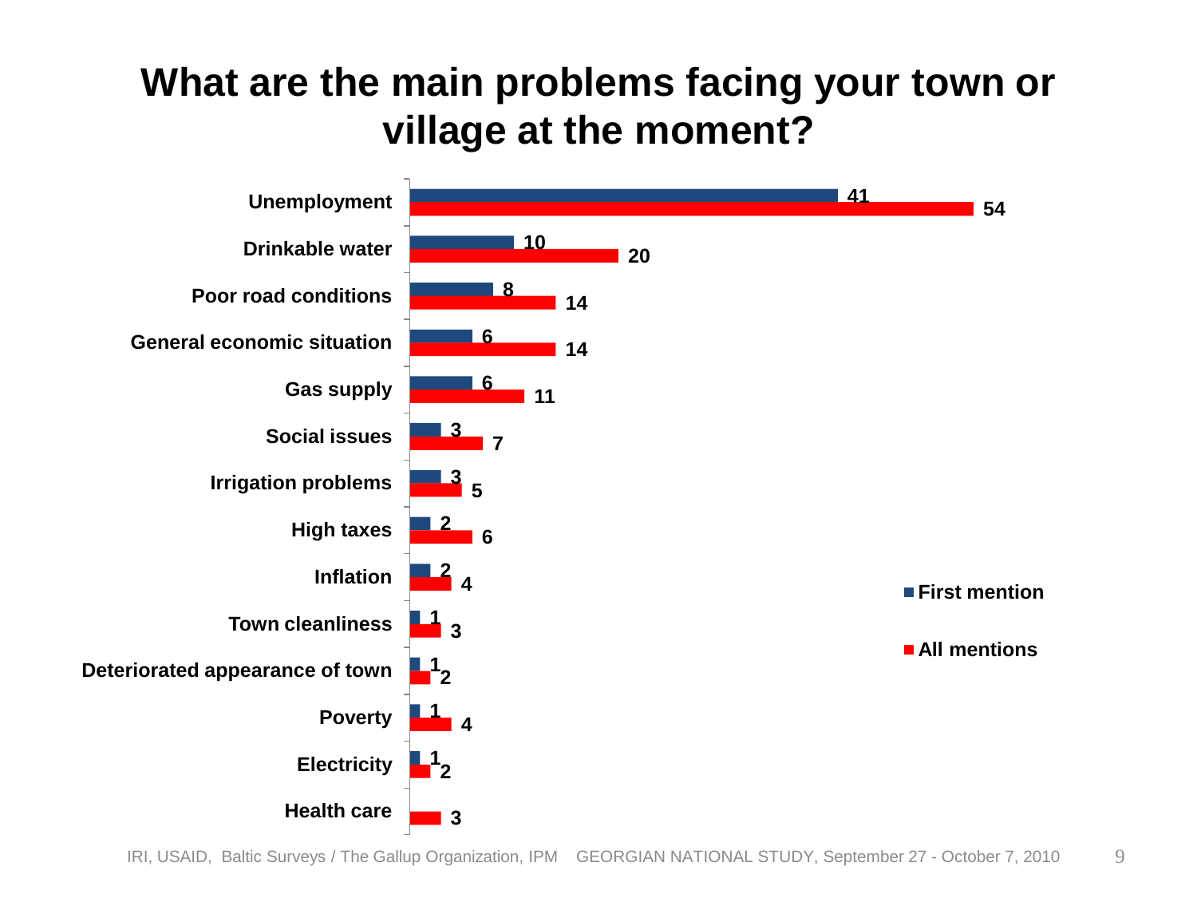# What are the main problems facing your town or village at the moment?

| Problem | First mention | All mentions |
|---|---|---|
| Unemployment | 41 | 54 |
| Drinkable water | 10 | 20 |
| Poor road conditions | 8 | 14 |
| General economic situation | 6 | 14 |
| Gas supply | 6 | 11 |
| Social issues | 3 | 7 |
| Irrigation problems | 3 | 5 |
| High taxes | 2 | 6 |
| Inflation | 2 | 4 |
| Town cleanliness | 1 | 3 |
| Deteriorated appearance of town | 1 | 2 |
| Poverty | 1 | 4 |
| Electricity | 1 | 2 |
| Health care | | 3 |

IRI, USAID, Baltic Surveys / The Gallup Organization, IPM GEORGIAN NATIONAL STUDY, September 27 - October 7, 2010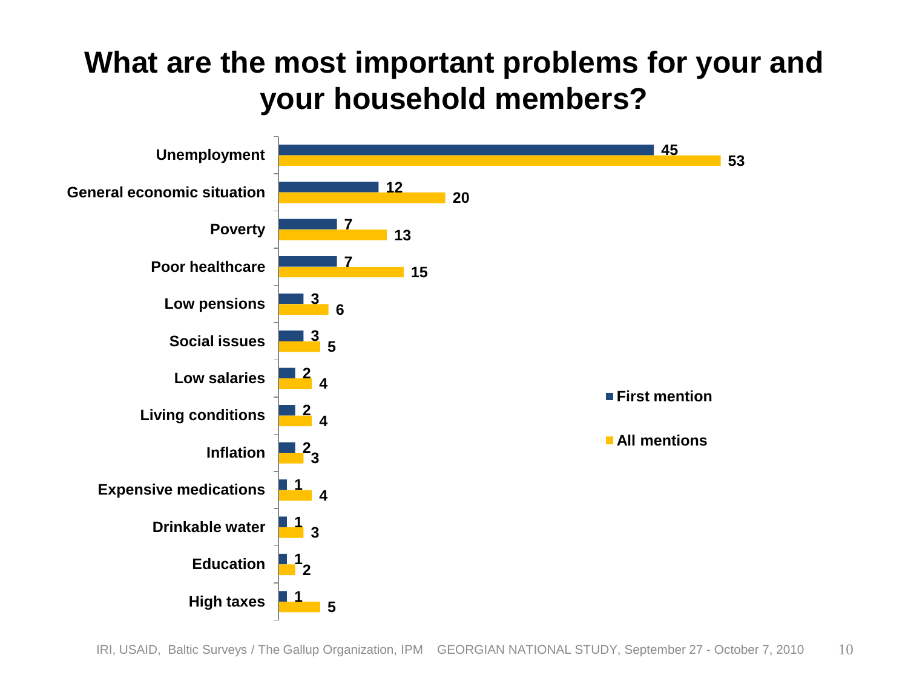# What are the most important problems for your and your household members?

| | First mention | All mentions |
|---|---|---|
| Unemployment | 45 | 53 |
| General economic situation | 12 | 20 |
| Poverty | 7 | 13 |
| Poor healthcare | 7 | 15 |
| Low pensions | 3 | 6 |
| Social issues | 3 | 5 |
| Low salaries | 2 | 4 |
| Living conditions | 2 | 4 |
| Inflation | 2 | 3 |
| Expensive medications | 1 | 4 |
| Drinkable water | 1 | 3 |
| Education | 1 | 2 |
| High taxes | 1 | 5 |

IRI, USAID, Baltic Surveys / The Gallup Organization, IPM GEORGIAN NATIONAL STUDY, September 27 - October 7, 2010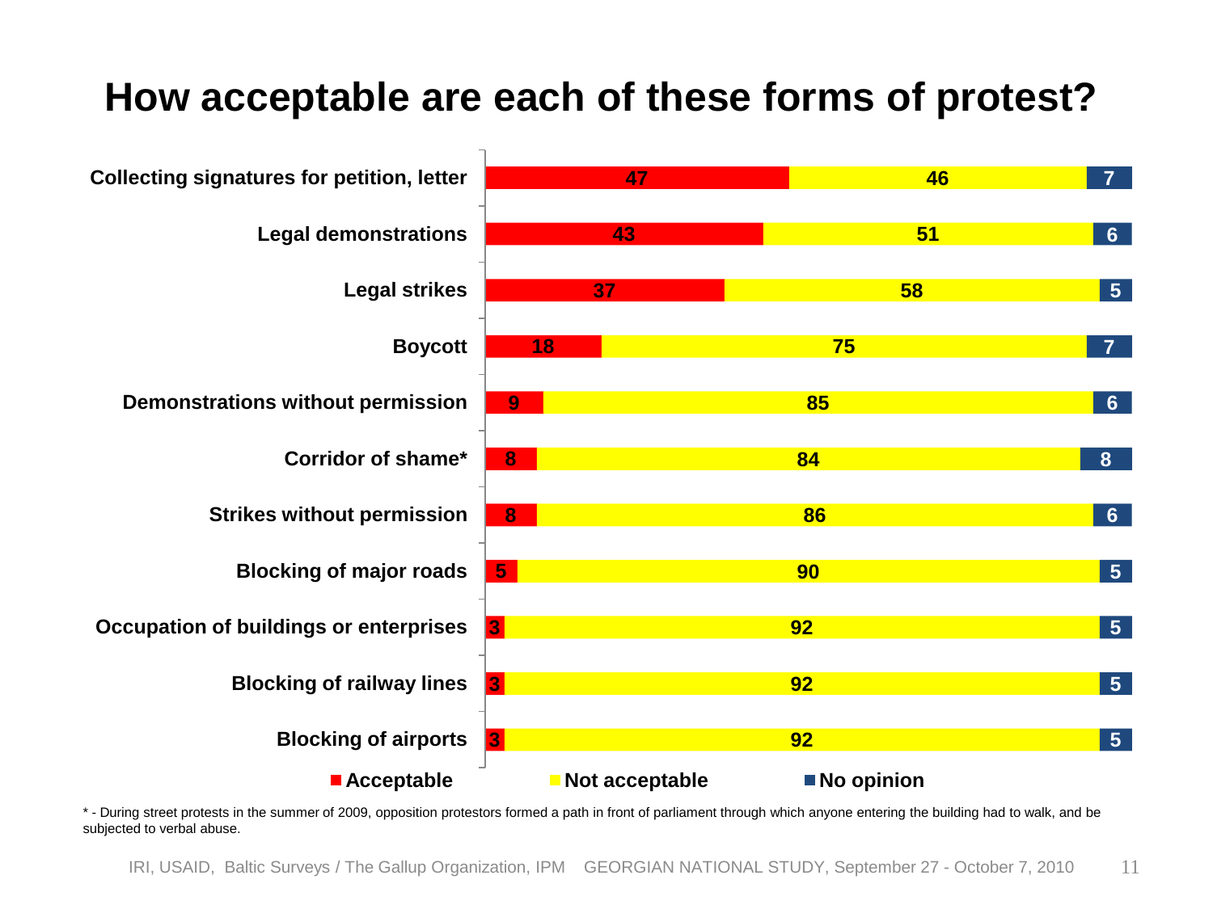# How acceptable are each of these forms of protest?

| | Acceptable | Not acceptable | No opinion |
|---|---|---|---|
| Collecting signatures for petition, letter | 47 | 46 | 7 |
| Legal demonstrations | 43 | 51 | 6 |
| Legal strikes | 37 | 58 | 5 |
| Boycott | 18 | 75 | 7 |
| Demonstrations without permission | 9 | 85 | 6 |
| Corridor of shame* | 8 | 84 | 8 |
| Strikes without permission | 8 | 86 | 6 |
| Blocking of major roads | 5 | 90 | 5 |
| Occupation of buildings or enterprises | 3 | 92 | 5 |
| Blocking of railway lines | 3 | 92 | 5 |
| Blocking of airports | 3 | 92 | 5 |

* - During street protests in the summer of 2009, opposition protestors formed a path in front of parliament through which anyone entering the building had to walk, and be subjected to verbal abuse.

IRI, USAID, Baltic Surveys / The Gallup Organization, IPM GEORGIAN NATIONAL STUDY, September 27 - October 7, 2010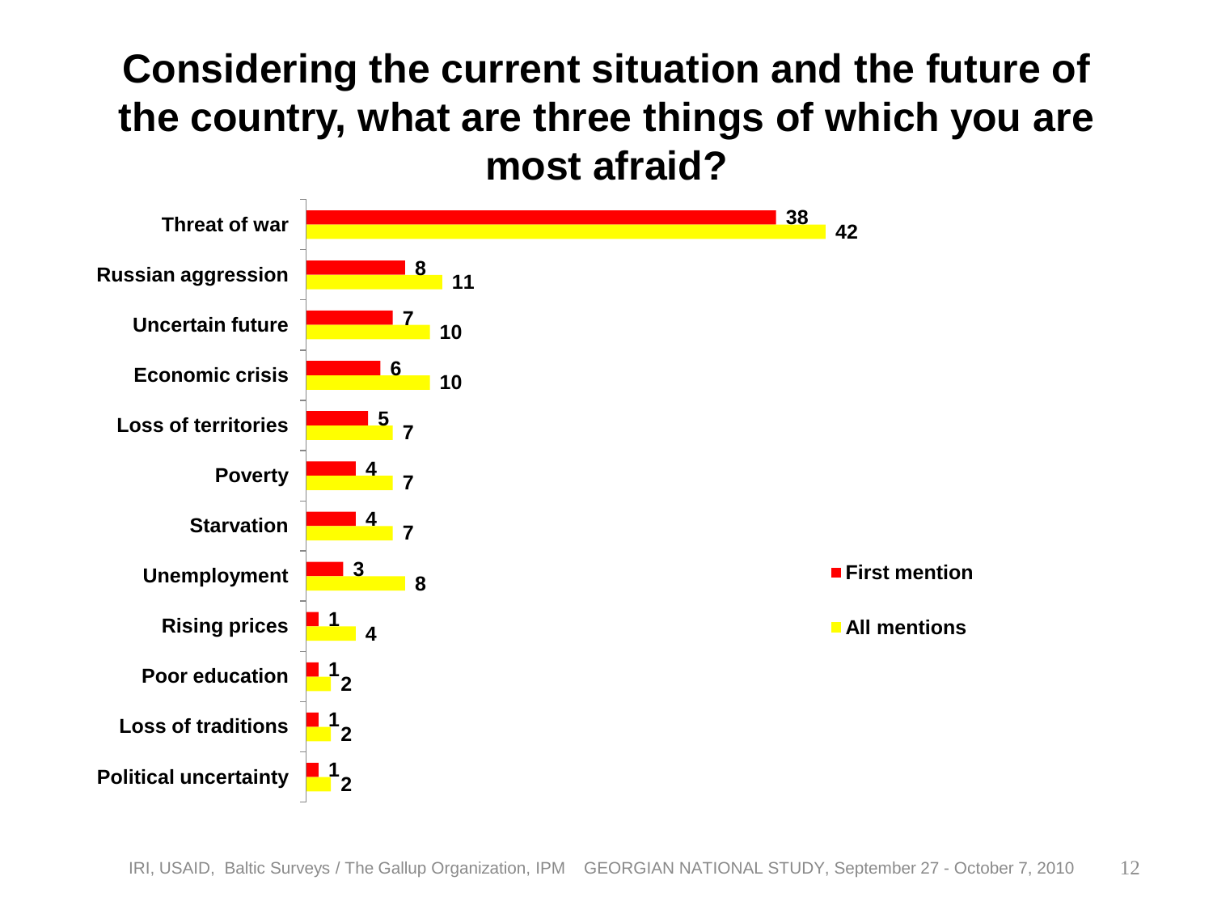# Considering the current situation and the future of the country, what are three things of which you are most afraid?

| | First mention | All mentions |
|---|---|---|
| Threat of war | 38 | 42 |
| Russian aggression | 8 | 11 |
| Uncertain future | 7 | 10 |
| Economic crisis | 6 | 10 |
| Loss of territories | 5 | 7 |
| Poverty | 4 | 7 |
| Starvation | 4 | 7 |
| Unemployment | 3 | 8 |
| Rising prices | 1 | 4 |
| Poor education | 1 | 2 |
| Loss of traditions | 1 | 2 |
| Political uncertainty | 1 | 2 |

IRI, USAID, Baltic Surveys / The Gallup Organization, IPM GEORGIAN NATIONAL STUDY, September 27 - October 7, 2010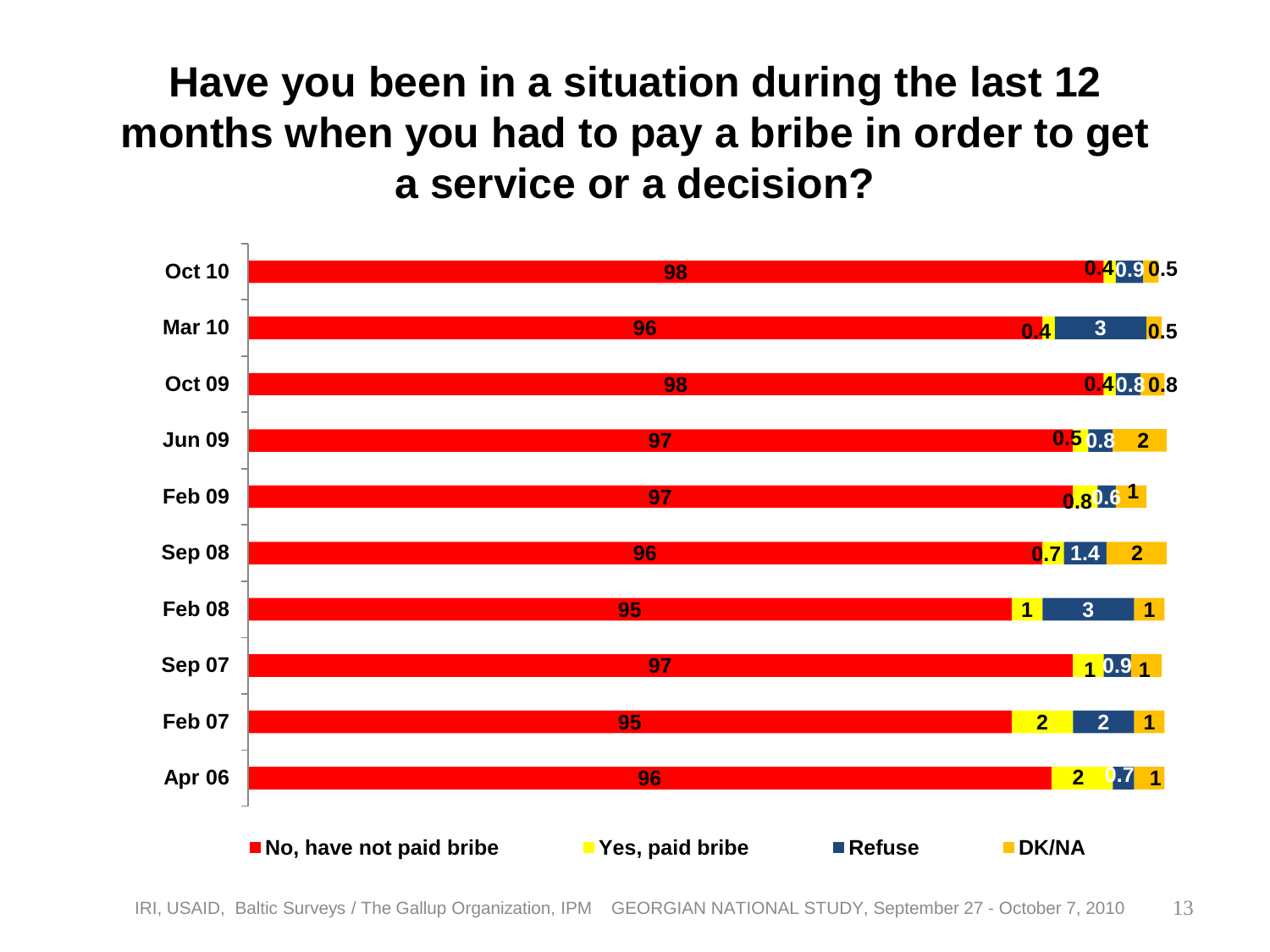# Have you been in a situation during the last 12 months when you had to pay a bribe in order to get a service or a decision?

| | No, have not paid bribe | Yes, paid bribe | Refuse | DK/NA |
|---|---|---|---|---|
| Oct 10 | 98 | 0.4 | 0.9 | 0.5 |
| Mar 10 | 96 | 0.4 | 3 | 0.5 |
| Oct 09 | 98 | 0.4 | 0.8 | 0.8 |
| Jun 09 | 97 | 0.5 | 0.8 | 2 |
| Feb 09 | 97 | 0.8 | 0.6 | 1 |
| Sep 08 | 96 | 0.7 | 1.4 | 2 |
| Feb 08 | 95 | 1 | 3 | 1 |
| Sep 07 | 97 | 1 | 0.9 | 1 |
| Feb 07 | 95 | 2 | 2 | 1 |
| Apr 06 | 96 | 2 | 0.7 | 1 |

IRI, USAID, Baltic Surveys / The Gallup Organization, IPM GEORGIAN NATIONAL STUDY, September 27 - October 7, 2010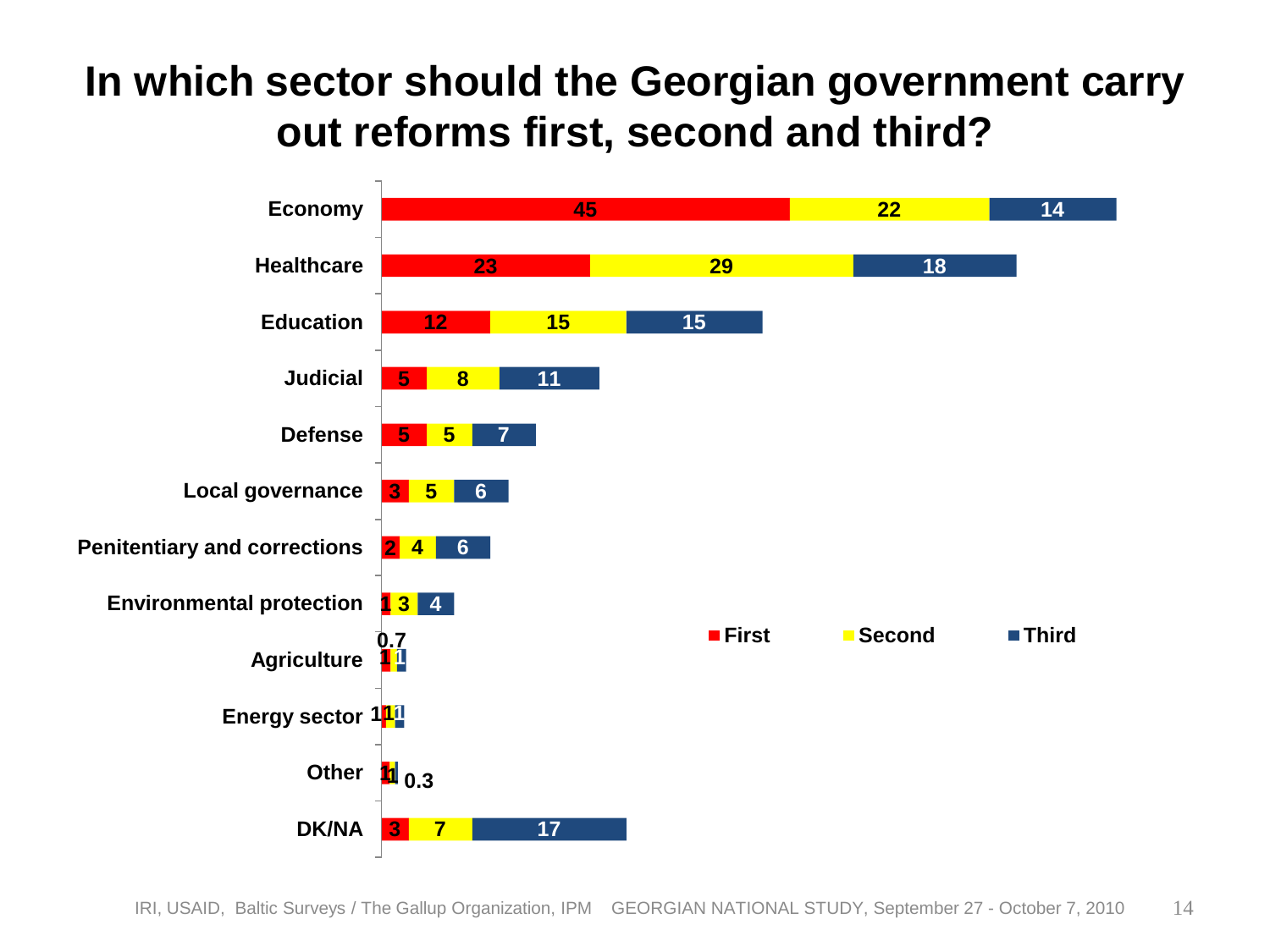# In which sector should the Georgian government carry out reforms first, second and third?

| Sector | First | Second | Third |
|---|---|---|---|
| Economy | 45 | 22 | 14 |
| Healthcare | 23 | 29 | 18 |
| Education | 12 | 15 | 15 |
| Judicial | 5 | 8 | 11 |
| Defense | 5 | 5 | 7 |
| Local governance | 3 | 5 | 6 |
| Penitentiary and corrections | 2 | 4 | 6 |
| Environmental protection | 1 | 3 | 4 |
| Agriculture | 1 | 0.7 | 1 |
| Energy sector | 1 | 1 | 1 |
| Other | 1 | 1 | 0.3 |
| DK/NA | 3 | 7 | 17 |

IRI, USAID, Baltic Surveys / The Gallup Organization, IPM GEORGIAN NATIONAL STUDY, September 27 - October 7, 2010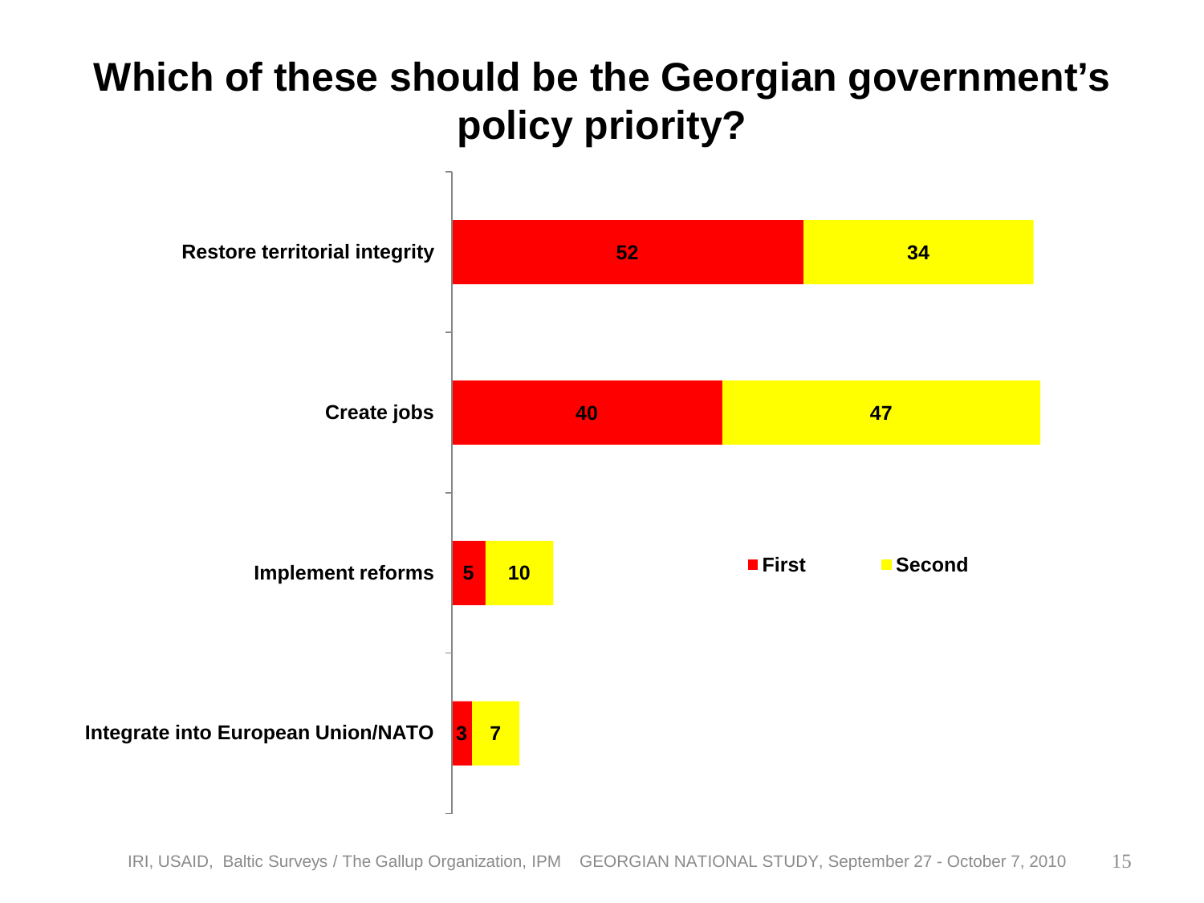# Which of these should be the Georgian government's policy priority?

| | First | Second |
|---|---|---|
| Restore territorial integrity | 52 | 34 |
| Create jobs | 40 | 47 |
| Implement reforms | 5 | 10 |
| Integrate into European Union/NATO | 3 | 7 |

IRI, USAID, Baltic Surveys / The Gallup Organization, IPM GEORGIAN NATIONAL STUDY, September 27 - October 7, 2010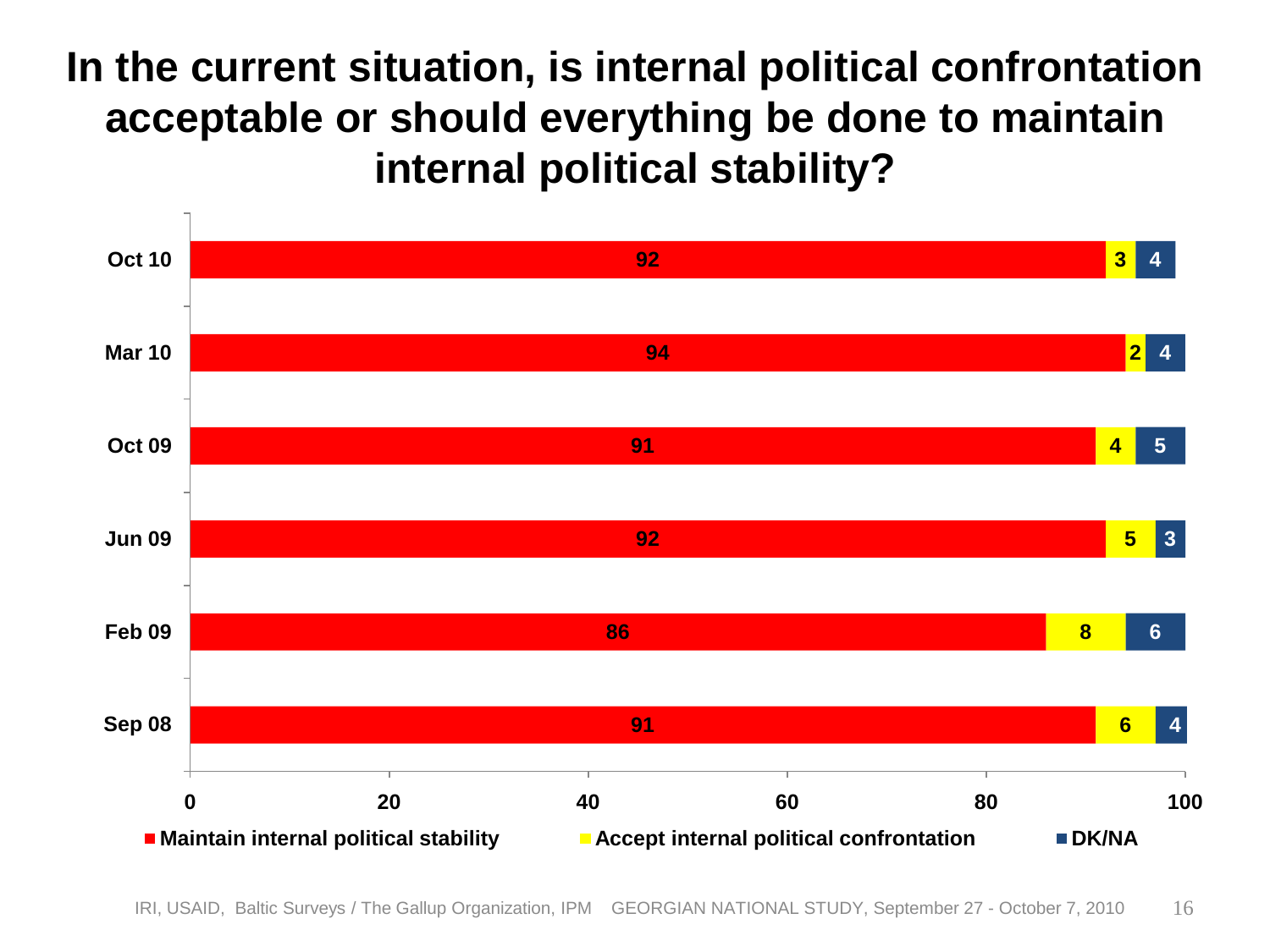# In the current situation, is internal political confrontation acceptable or should everything be done to maintain internal political stability?

| | Maintain internal political stability | Accept internal political confrontation | DK/NA |
|---|---|---|---|
| Oct 10 | 92 | 3 | 4 |
| Mar 10 | 94 | 2 | 4 |
| Oct 09 | 91 | 4 | 5 |
| Jun 09 | 92 | 5 | 3 |
| Feb 09 | 86 | 8 | 6 |
| Sep 08 | 91 | 6 | 4 |

IRI, USAID, Baltic Surveys / The Gallup Organization, IPM GEORGIAN NATIONAL STUDY, September 27 - October 7, 2010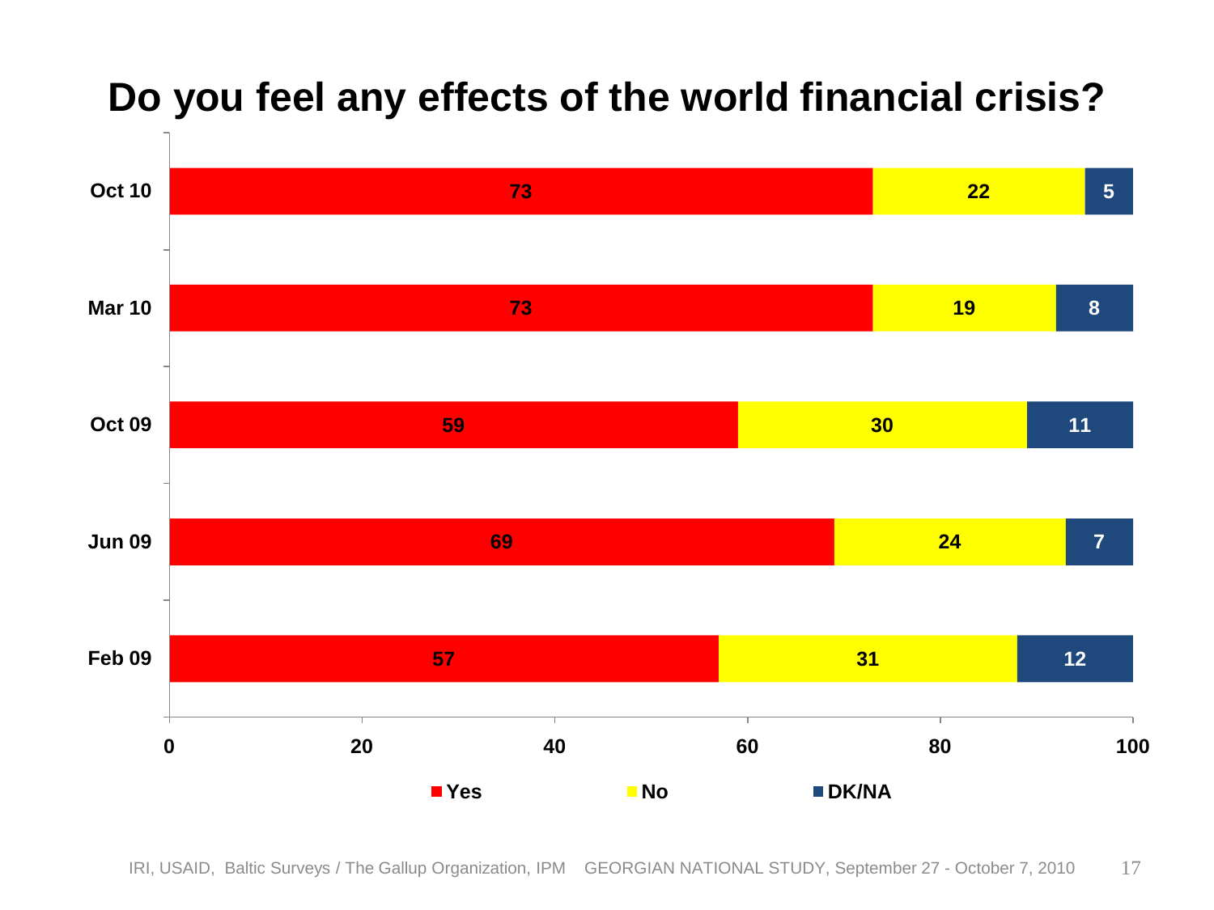# Do you feel any effects of the world financial crisis?

| | Yes | No | DK/NA |
|---|---|---|---|
| Oct 10 | 73 | 22 | 5 |
| Mar 10 | 73 | 19 | 8 |
| Oct 09 | 59 | 30 | 11 |
| Jun 09 | 69 | 24 | 7 |
| Feb 09 | 57 | 31 | 12 |

IRI, USAID, Baltic Surveys / The Gallup Organization, IPM GEORGIAN NATIONAL STUDY, September 27 - October 7, 2010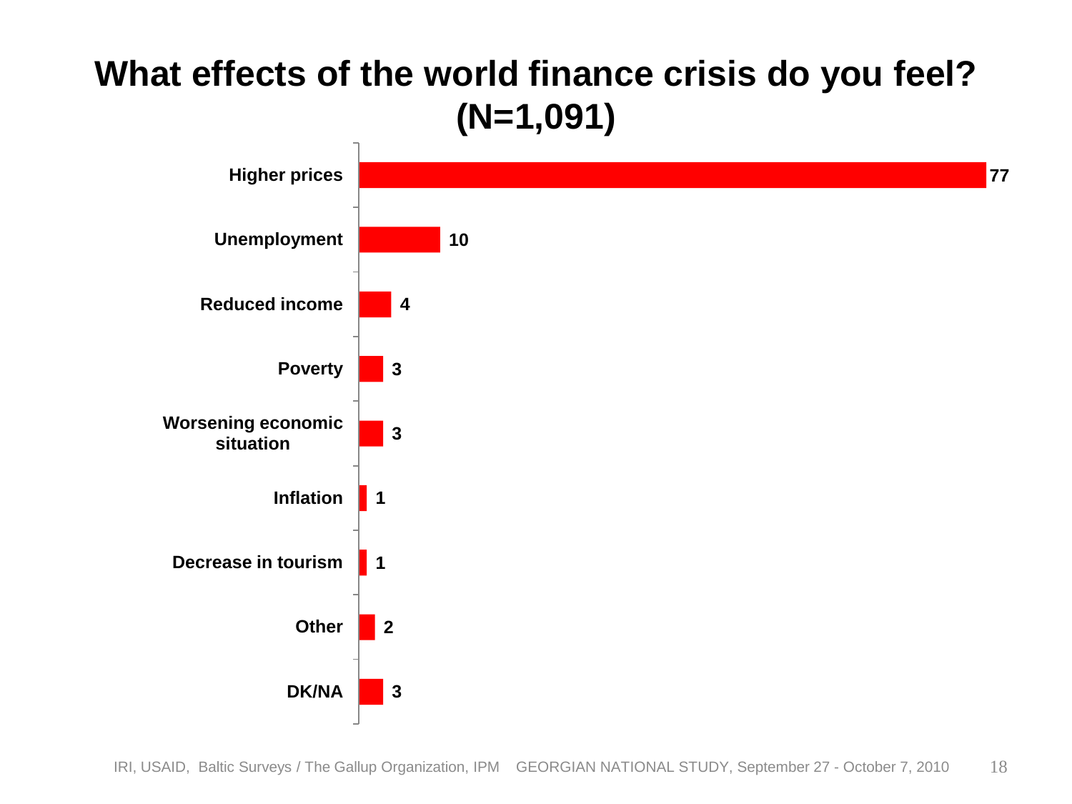# What effects of the world finance crisis do you feel? (N=1,091)

| Response | % |
|---|---|
| Higher prices | 77 |
| Unemployment | 10 |
| Reduced income | 4 |
| Poverty | 3 |
| Worsening economic situation | 3 |
| Inflation | 1 |
| Decrease in tourism | 1 |
| Other | 2 |
| DK/NA | 3 |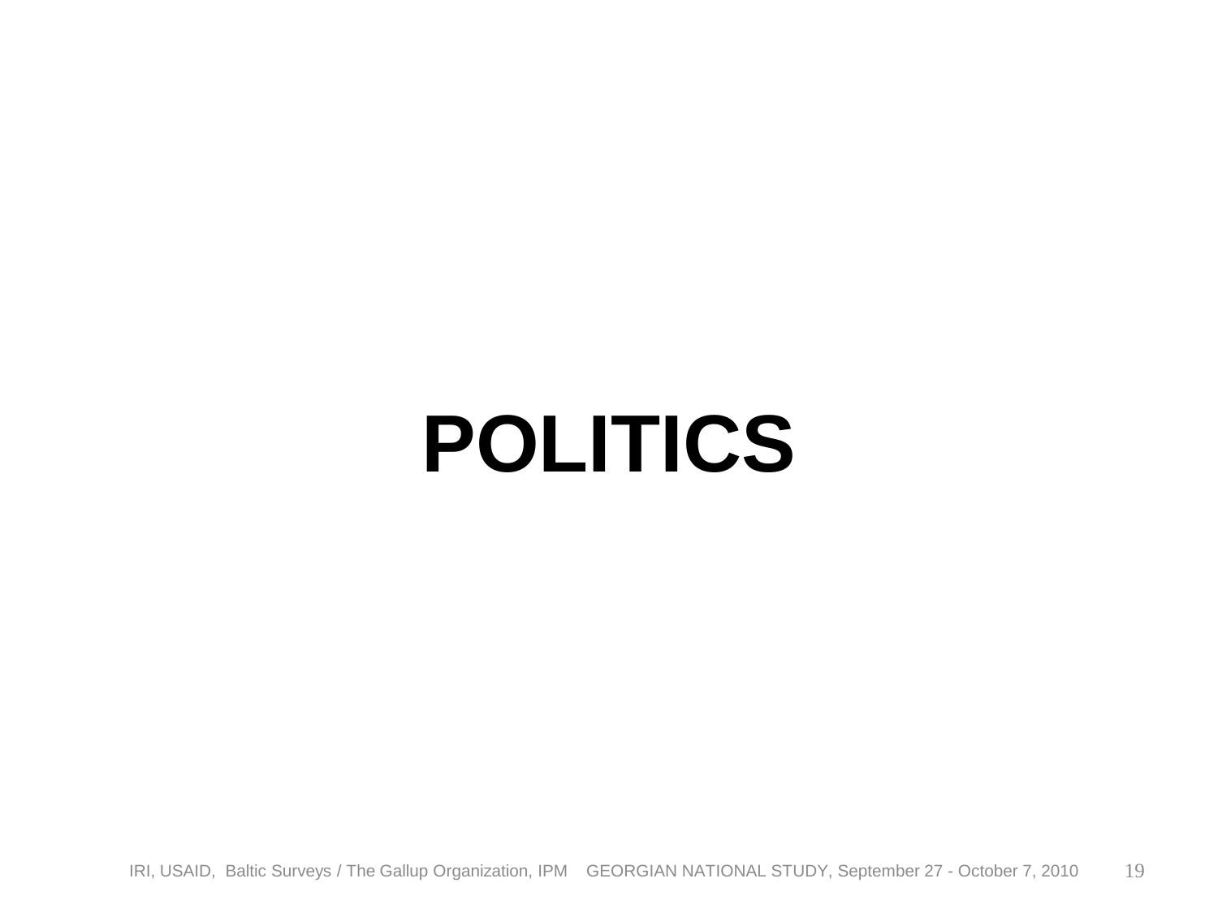# POLITICS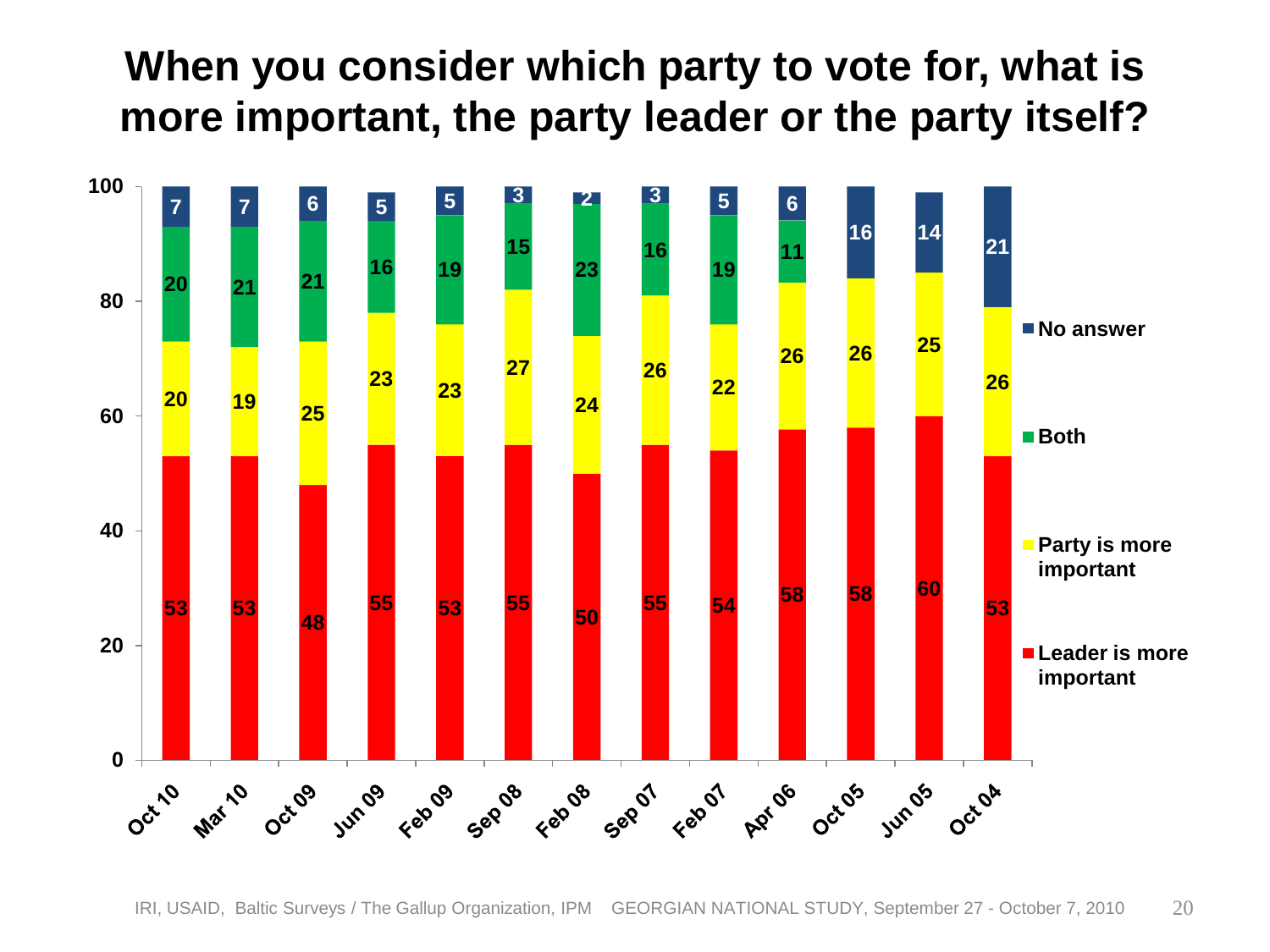# When you consider which party to vote for, what is more important, the party leader or the party itself?

| | Oct 10 | Mar 10 | Oct 09 | Jun 09 | Feb 09 | Sep 08 | Feb 08 | Sep 07 | Feb 07 | Apr 06 | Oct 05 | Jun 05 | Oct 04 |
|---|---|---|---|---|---|---|---|---|---|---|---|---|---|
| No answer | 7 | 7 | 6 | 5 | 5 | 3 | 2 | 3 | 5 | 6 | 16 | 14 | 21 |
| Both | 20 | 21 | 21 | 16 | 19 | 15 | 23 | 16 | 19 | 11 | | | |
| Party is more important | 20 | 19 | 25 | 23 | 23 | 27 | 24 | 26 | 22 | 26 | 26 | 25 | 26 |
| Leader is more important | 53 | 53 | 48 | 55 | 53 | 55 | 50 | 55 | 54 | 58 | 58 | 60 | 53 |

IRI, USAID, Baltic Surveys / The Gallup Organization, IPM GEORGIAN NATIONAL STUDY, September 27 - October 7, 2010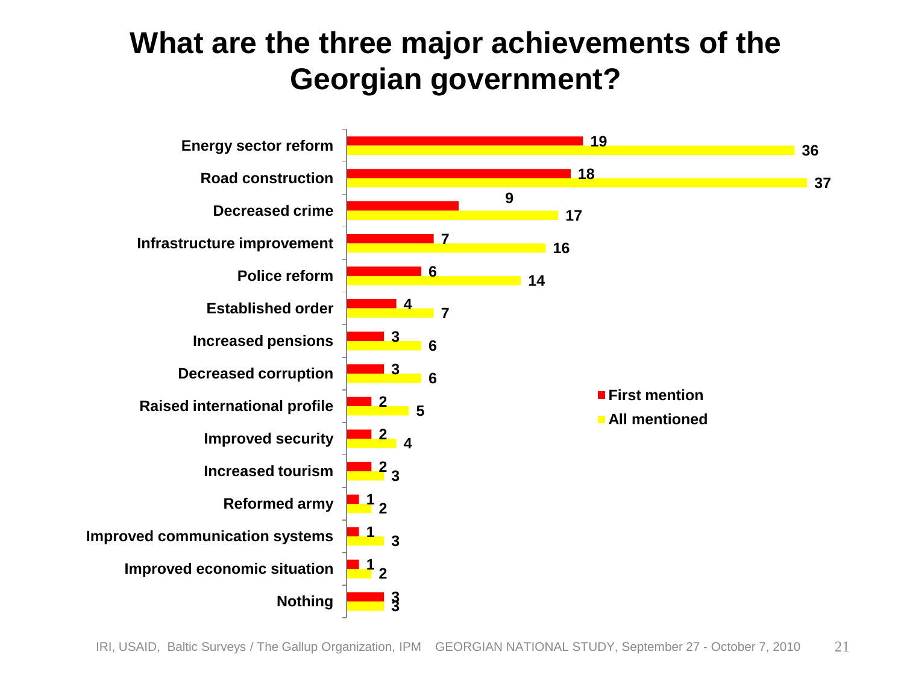# What are the three major achievements of the Georgian government?

| | First mention | All mentioned |
|---|---|---|
| Energy sector reform | 19 | 36 |
| Road construction | 18 | 37 |
| Decreased crime | 9 | 17 |
| Infrastructure improvement | 7 | 16 |
| Police reform | 6 | 14 |
| Established order | 4 | 7 |
| Increased pensions | 3 | 6 |
| Decreased corruption | 3 | 6 |
| Raised international profile | 2 | 5 |
| Improved security | 2 | 4 |
| Increased tourism | 2 | 3 |
| Reformed army | 1 | 2 |
| Improved communication systems | 1 | 3 |
| Improved economic situation | 1 | 2 |
| Nothing | 3 | 3 |

IRI, USAID, Baltic Surveys / The Gallup Organization, IPM GEORGIAN NATIONAL STUDY, September 27 - October 7, 2010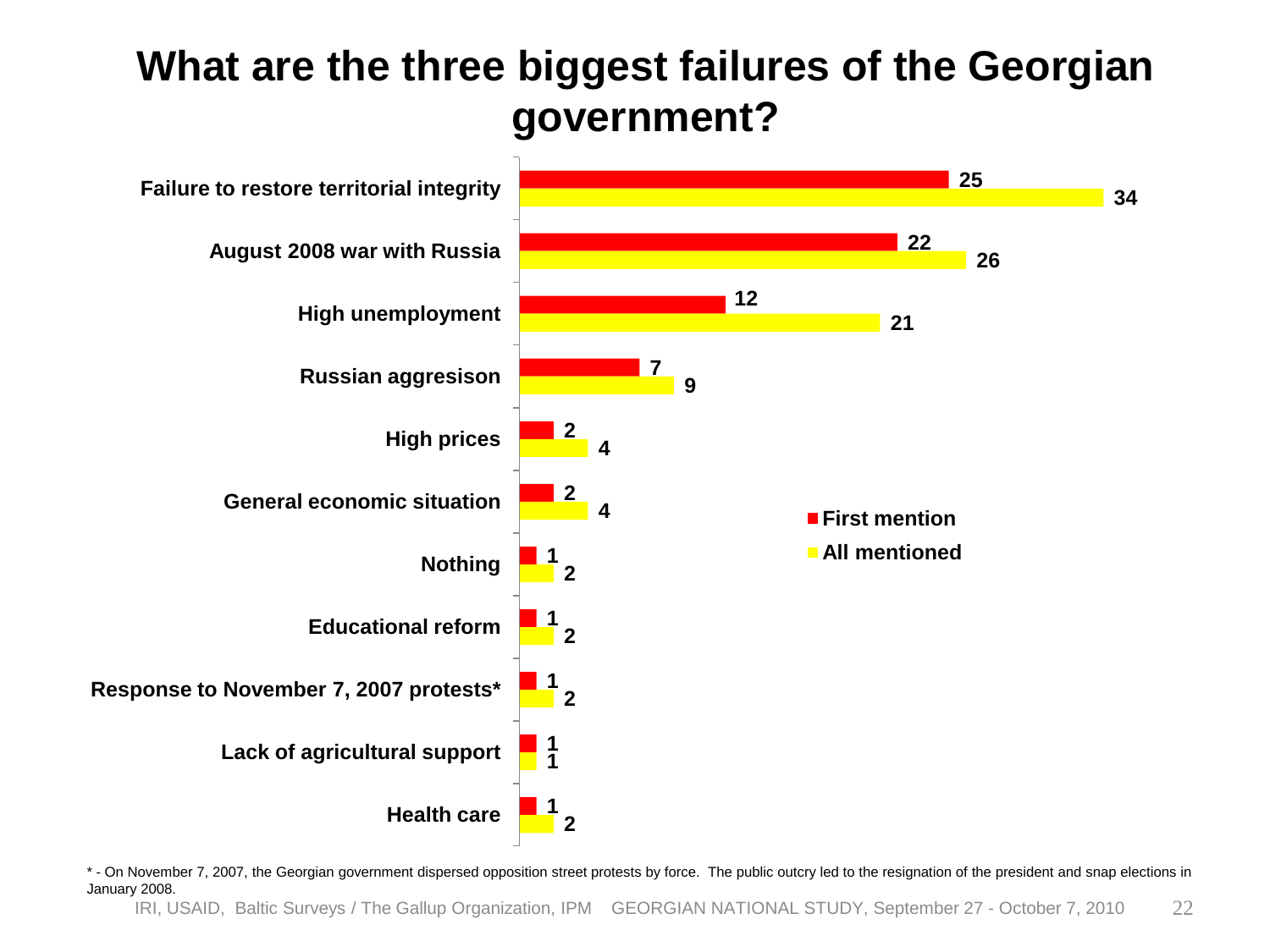# What are the three biggest failures of the Georgian government?

| | First mention | All mentioned |
|---|---|---|
| Failure to restore territorial integrity | 25 | 34 |
| August 2008 war with Russia | 22 | 26 |
| High unemployment | 12 | 21 |
| Russian aggresison | 7 | 9 |
| High prices | 2 | 4 |
| General economic situation | 2 | 4 |
| Nothing | 1 | 2 |
| Educational reform | 1 | 2 |
| Response to November 7, 2007 protests* | 1 | 2 |
| Lack of agricultural support | 1 | 1 |
| Health care | 1 | 2 |

* - On November 7, 2007, the Georgian government dispersed opposition street protests by force. The public outcry led to the resignation of the president and snap elections in January 2008.

IRI, USAID, Baltic Surveys / The Gallup Organization, IPM GEORGIAN NATIONAL STUDY, September 27 - October 7, 2010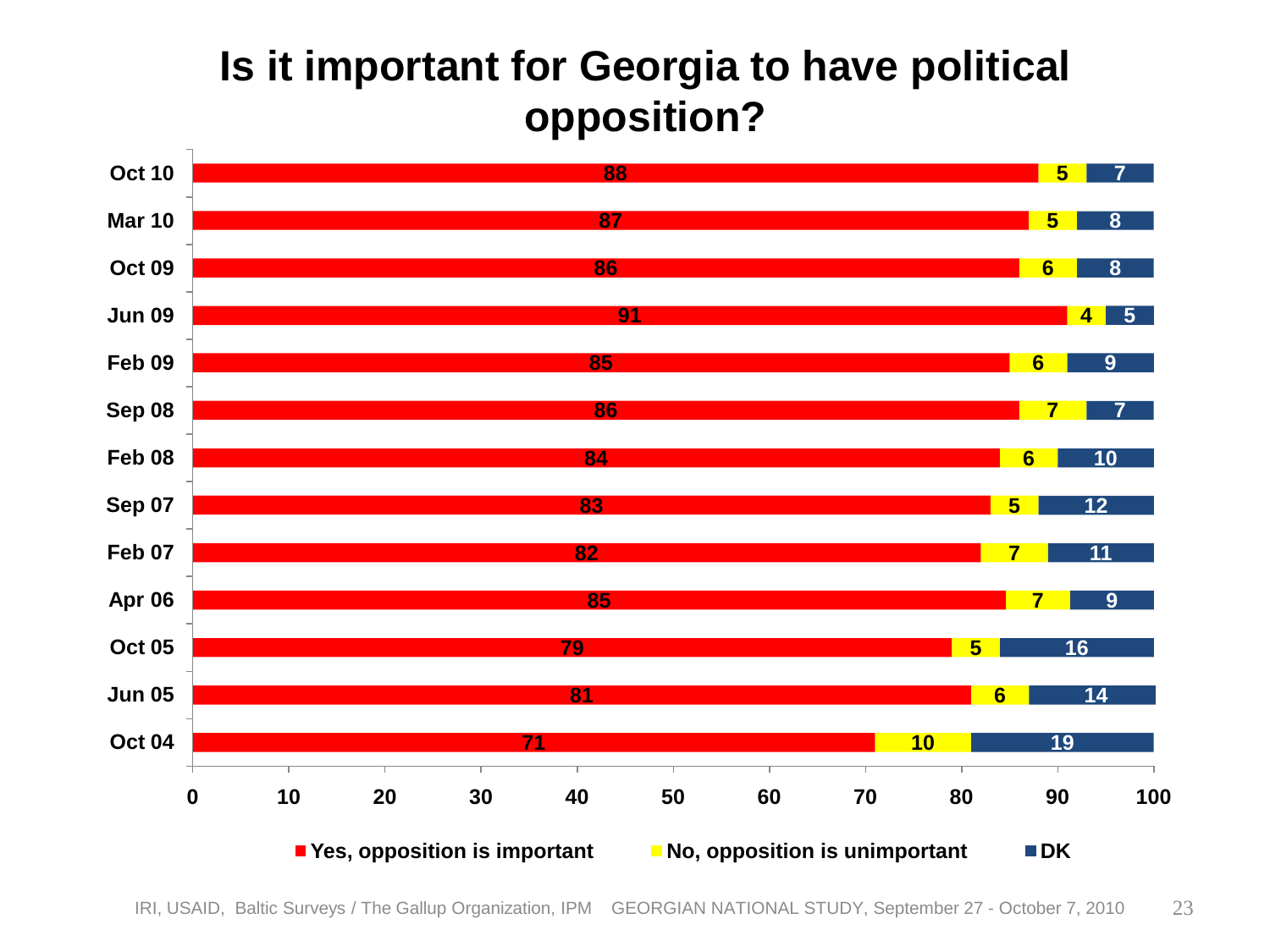# Is it important for Georgia to have political opposition?

| | Yes, opposition is important | No, opposition is unimportant | DK |
|---|---|---|---|
| Oct 10 | 88 | 5 | 7 |
| Mar 10 | 87 | 5 | 8 |
| Oct 09 | 86 | 6 | 8 |
| Jun 09 | 91 | 4 | 5 |
| Feb 09 | 85 | 6 | 9 |
| Sep 08 | 86 | 7 | 7 |
| Feb 08 | 84 | 6 | 10 |
| Sep 07 | 83 | 5 | 12 |
| Feb 07 | 82 | 7 | 11 |
| Apr 06 | 85 | 7 | 9 |
| Oct 05 | 79 | 5 | 16 |
| Jun 05 | 81 | 6 | 14 |
| Oct 04 | 71 | 10 | 19 |

IRI, USAID, Baltic Surveys / The Gallup Organization, IPM GEORGIAN NATIONAL STUDY, September 27 - October 7, 2010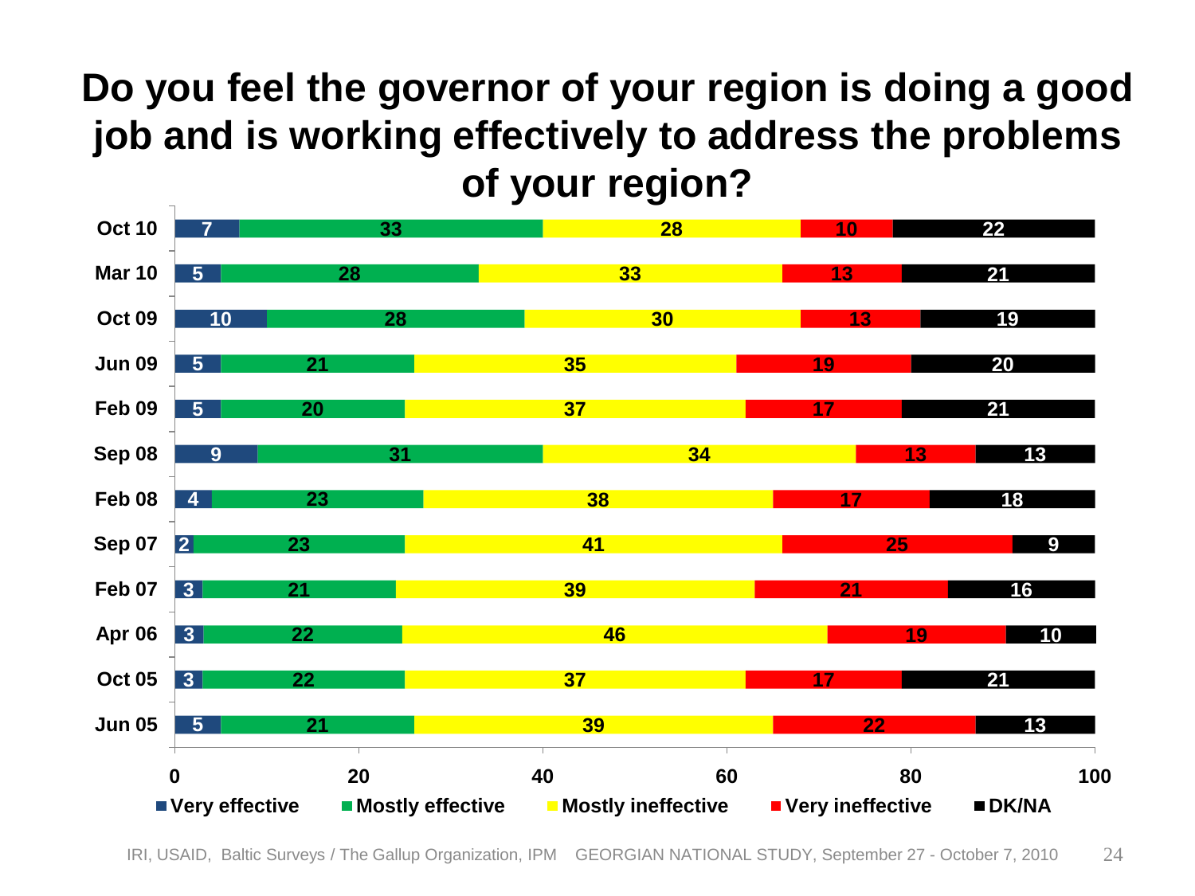# Do you feel the governor of your region is doing a good job and is working effectively to address the problems of your region?

| | Very effective | Mostly effective | Mostly ineffective | Very ineffective | DK/NA |
|---|---|---|---|---|---|
| Oct 10 | 7 | 33 | 28 | 10 | 22 |
| Mar 10 | 5 | 28 | 33 | 13 | 21 |
| Oct 09 | 10 | 28 | 30 | 13 | 19 |
| Jun 09 | 5 | 21 | 35 | 19 | 20 |
| Feb 09 | 5 | 20 | 37 | 17 | 21 |
| Sep 08 | 9 | 31 | 34 | 13 | 13 |
| Feb 08 | 4 | 23 | 38 | 17 | 18 |
| Sep 07 | 2 | 23 | 41 | 25 | 9 |
| Feb 07 | 3 | 21 | 39 | 21 | 16 |
| Apr 06 | 3 | 22 | 46 | 19 | 10 |
| Oct 05 | 3 | 22 | 37 | 17 | 21 |
| Jun 05 | 5 | 21 | 39 | 22 | 13 |

IRI, USAID, Baltic Surveys / The Gallup Organization, IPM GEORGIAN NATIONAL STUDY, September 27 - October 7, 2010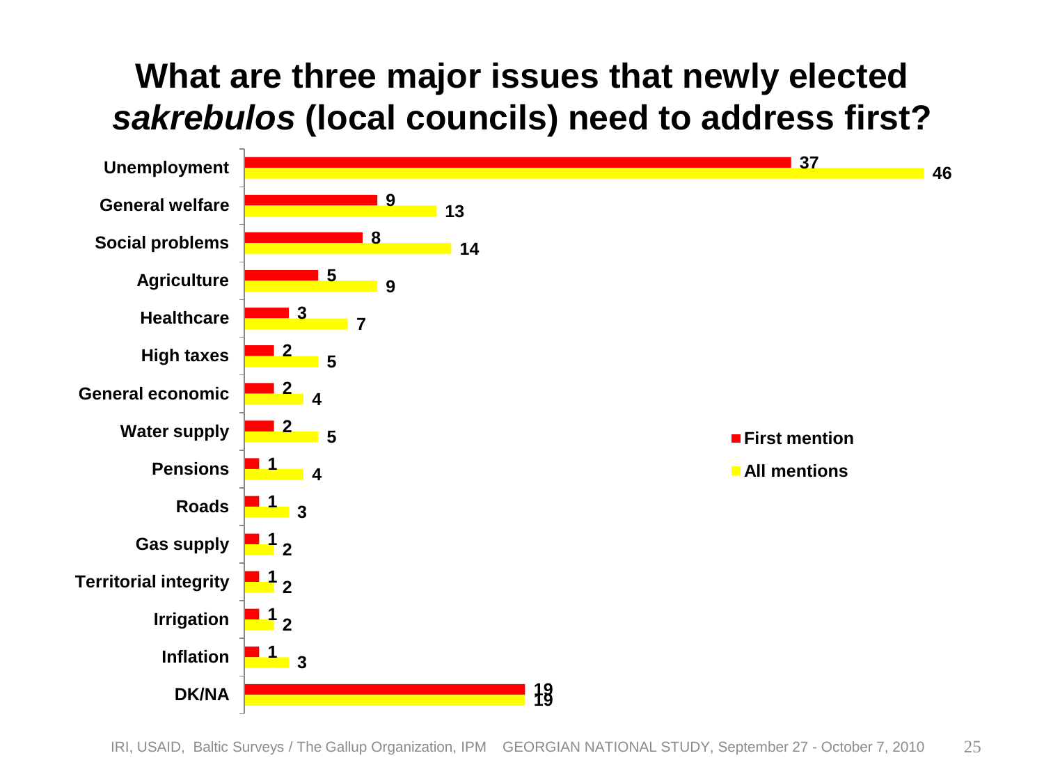# What are three major issues that newly elected *sakrebulos* (local councils) need to address first?

| Issue | First mention | All mentions |
|---|---|---|
| Unemployment | 37 | 46 |
| General welfare | 9 | 13 |
| Social problems | 8 | 14 |
| Agriculture | 5 | 9 |
| Healthcare | 3 | 7 |
| High taxes | 2 | 5 |
| General economic | 2 | 4 |
| Water supply | 2 | 5 |
| Pensions | 1 | 4 |
| Roads | 1 | 3 |
| Gas supply | 1 | 2 |
| Territorial integrity | 1 | 2 |
| Irrigation | 1 | 2 |
| Inflation | 1 | 3 |
| DK/NA | 19 | 19 |

IRI, USAID, Baltic Surveys / The Gallup Organization, IPM GEORGIAN NATIONAL STUDY, September 27 - October 7, 2010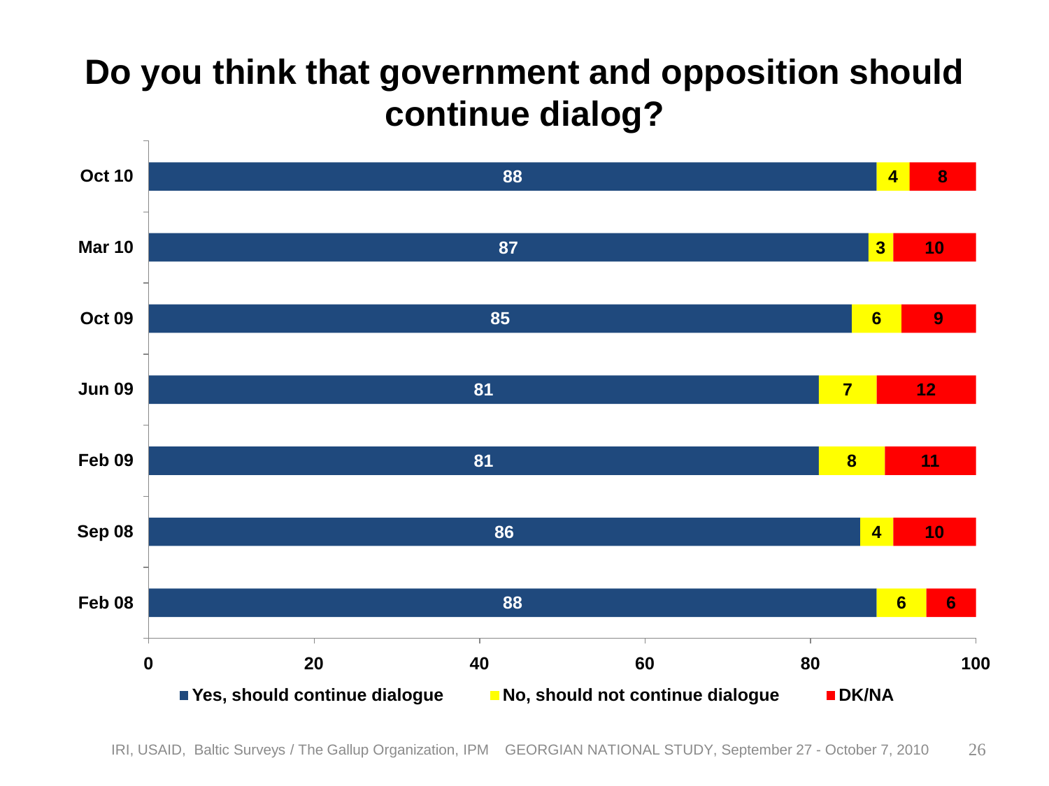# Do you think that government and opposition should continue dialog?

| | Yes, should continue dialogue | No, should not continue dialogue | DK/NA |
|---|---|---|---|
| Oct 10 | 88 | 4 | 8 |
| Mar 10 | 87 | 3 | 10 |
| Oct 09 | 85 | 6 | 9 |
| Jun 09 | 81 | 7 | 12 |
| Feb 09 | 81 | 8 | 11 |
| Sep 08 | 86 | 4 | 10 |
| Feb 08 | 88 | 6 | 6 |

IRI, USAID, Baltic Surveys / The Gallup Organization, IPM GEORGIAN NATIONAL STUDY, September 27 - October 7, 2010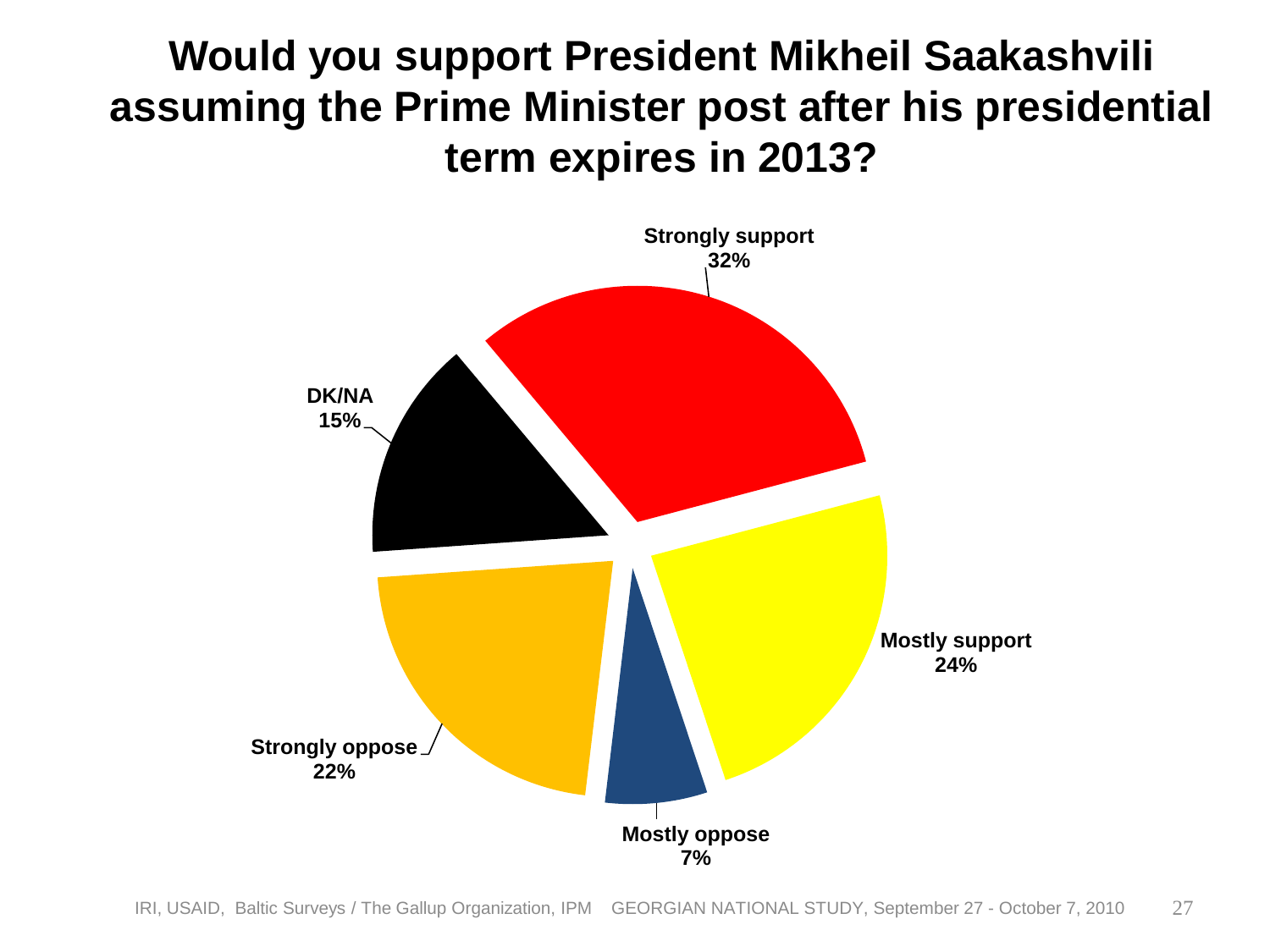# Would you support President Mikheil Saakashvili assuming the Prime Minister post after his presidential term expires in 2013?

| Response | Percentage |
| --- | --- |
| Strongly support | 32% |
| Mostly support | 24% |
| Mostly oppose | 7% |
| Strongly oppose | 22% |
| DK/NA | 15% |

IRI, USAID, Baltic Surveys / The Gallup Organization, IPM GEORGIAN NATIONAL STUDY, September 27 - October 7, 2010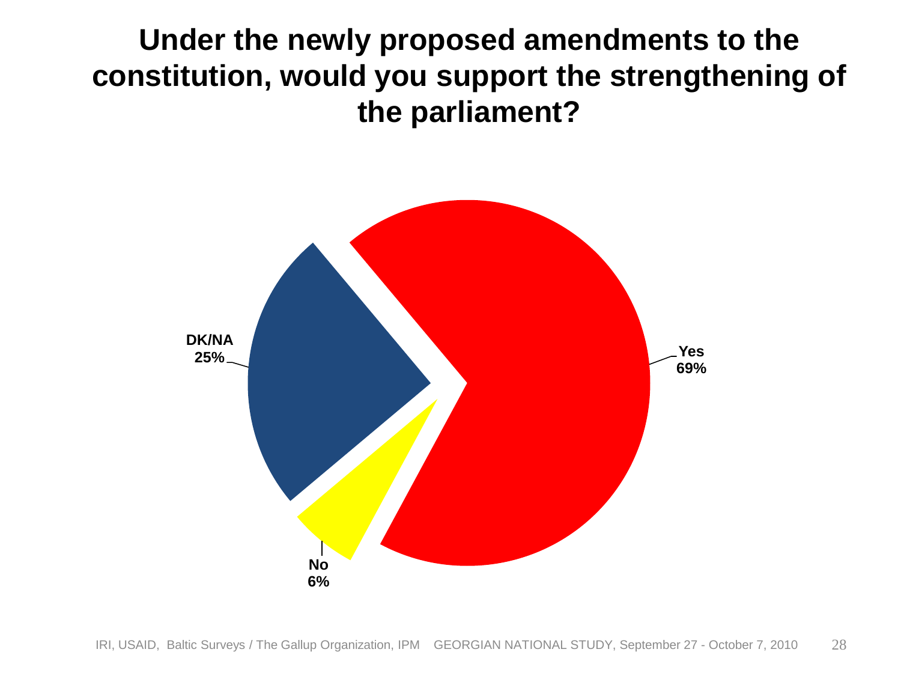# Under the newly proposed amendments to the constitution, would you support the strengthening of the parliament?

| Response | Percentage |
|---|---|
| Yes | 69% |
| No | 6% |
| DK/NA | 25% |

IRI, USAID, Baltic Surveys / The Gallup Organization, IPM GEORGIAN NATIONAL STUDY, September 27 - October 7, 2010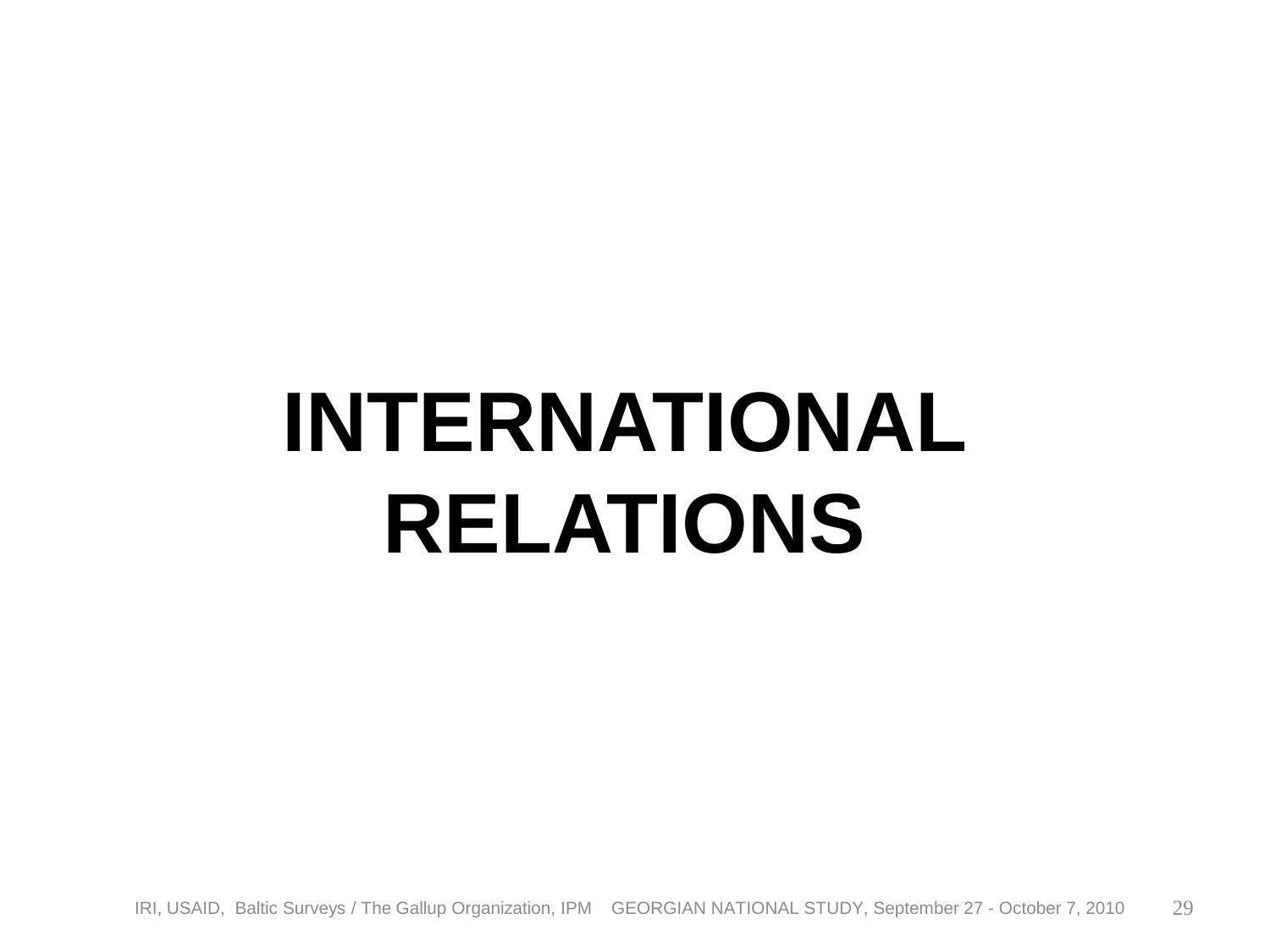# INTERNATIONAL RELATIONS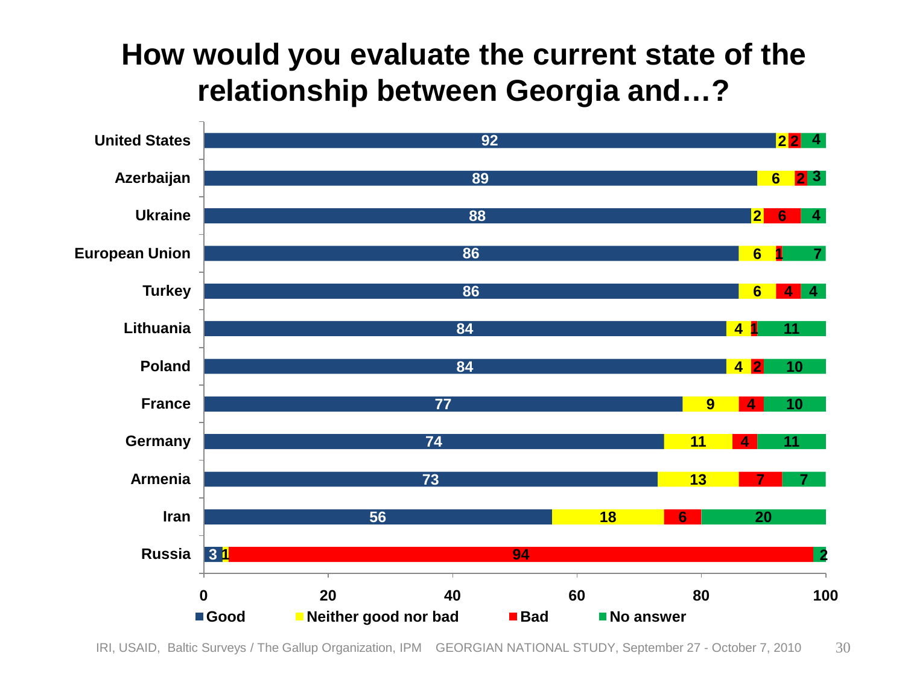# How would you evaluate the current state of the relationship between Georgia and…?

| | Good | Neither good nor bad | Bad | No answer |
|---|---|---|---|---|
| United States | 92 | 2 | 2 | 4 |
| Azerbaijan | 89 | 6 | 2 | 3 |
| Ukraine | 88 | 2 | 6 | 4 |
| European Union | 86 | 6 | 1 | 7 |
| Turkey | 86 | 6 | 4 | 4 |
| Lithuania | 84 | 4 | 1 | 11 |
| Poland | 84 | 4 | 2 | 10 |
| France | 77 | 9 | 4 | 10 |
| Germany | 74 | 11 | 4 | 11 |
| Armenia | 73 | 13 | 7 | 7 |
| Iran | 56 | 18 | 6 | 20 |
| Russia | 3 | 1 | 94 | 2 |

IRI, USAID, Baltic Surveys / The Gallup Organization, IPM GEORGIAN NATIONAL STUDY, September 27 - October 7, 2010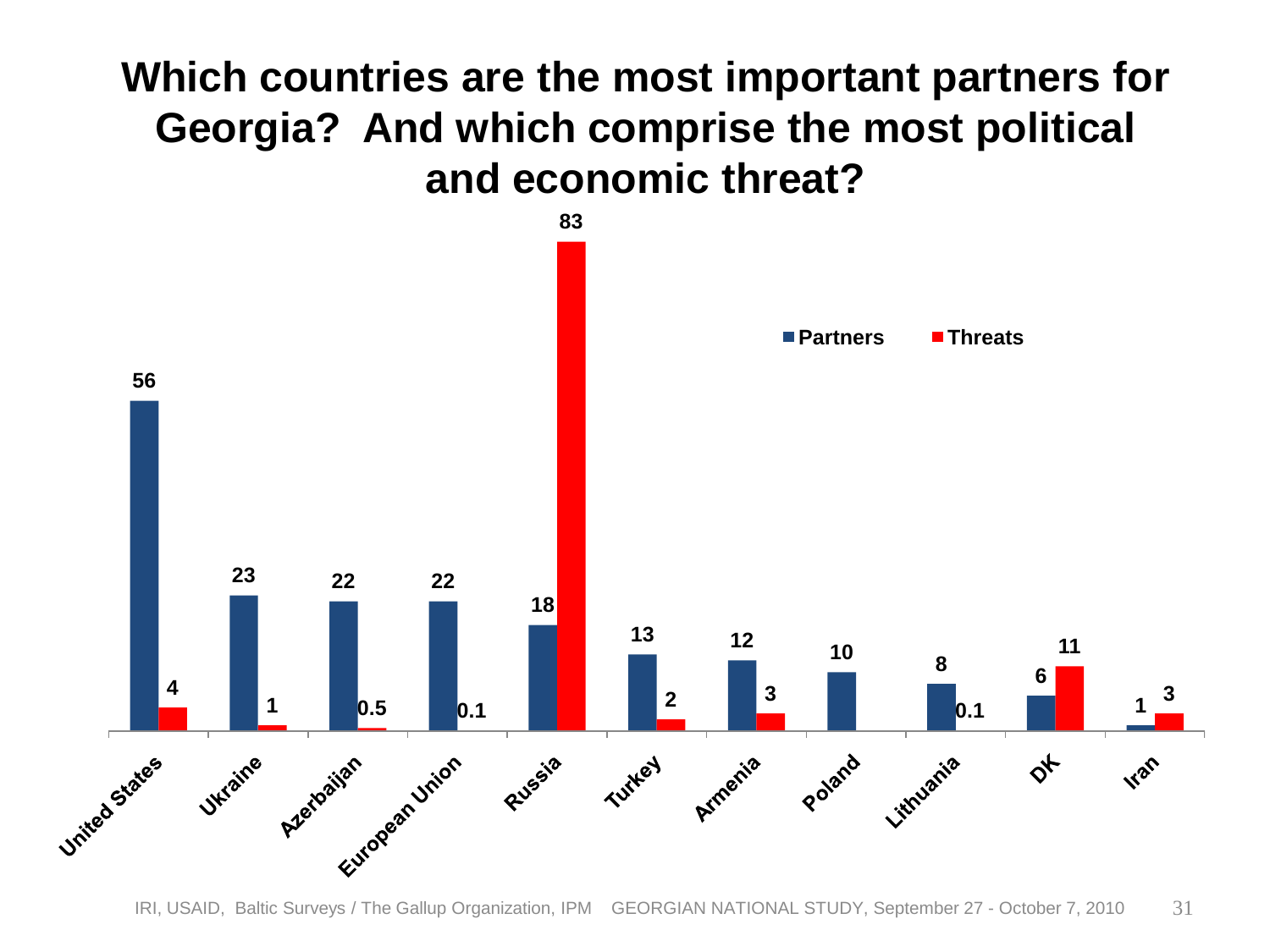# Which countries are the most important partners for Georgia? And which comprise the most political and economic threat?

| | Partners | Threats |
|---|---|---|
| United States | 56 | 4 |
| Ukraine | 23 | 1 |
| Azerbaijan | 22 | 0.5 |
| European Union | 22 | 0.1 |
| Russia | 18 | 83 |
| Turkey | 13 | 2 |
| Armenia | 12 | 3 |
| Poland | 10 | |
| Lithuania | 8 | 0.1 |
| DK | 6 | 11 |
| Iran | 1 | 3 |

IRI, USAID, Baltic Surveys / The Gallup Organization, IPM GEORGIAN NATIONAL STUDY, September 27 - October 7, 2010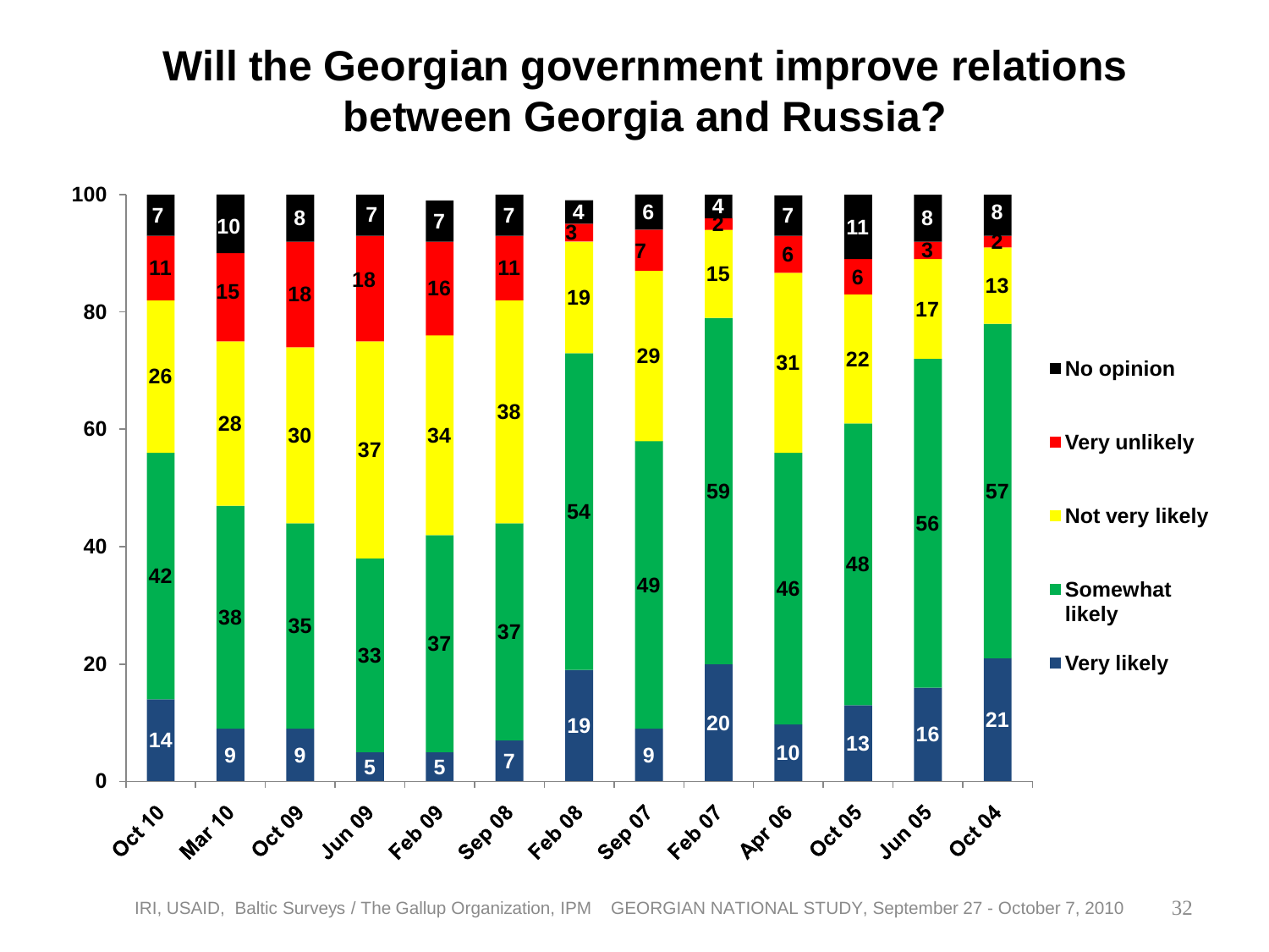# Will the Georgian government improve relations between Georgia and Russia?

| | Oct 10 | Mar 10 | Oct 09 | Jun 09 | Feb 09 | Sep 08 | Feb 08 | Sep 07 | Feb 07 | Apr 06 | Oct 05 | Jun 05 | Oct 04 |
|---|---|---|---|---|---|---|---|---|---|---|---|---|---|
| Very likely | 14 | 9 | 9 | 5 | 5 | 7 | 19 | 9 | 20 | 10 | 13 | 16 | 21 |
| Somewhat likely | 42 | 38 | 35 | 33 | 37 | 37 | 54 | 49 | 59 | 46 | 48 | 56 | 57 |
| Not very likely | 26 | 28 | 30 | 37 | 34 | 38 | 19 | 29 | 15 | 31 | 22 | 17 | 13 |
| Very unlikely | 11 | 15 | 18 | 18 | 16 | 11 | 3 | 7 | 2 | 6 | 6 | 3 | 2 |
| No opinion | 7 | 10 | 8 | 7 | 7 | 7 | 4 | 6 | 4 | 7 | 11 | 8 | 8 |

IRI, USAID, Baltic Surveys / The Gallup Organization, IPM GEORGIAN NATIONAL STUDY, September 27 - October 7, 2010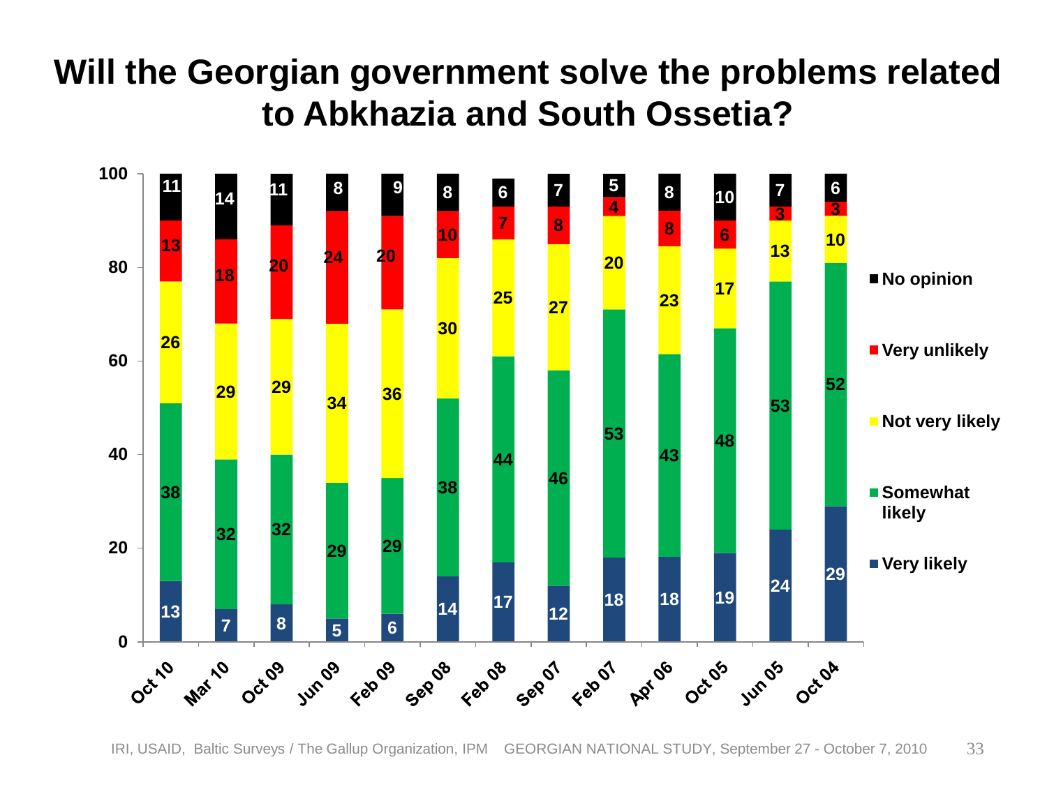# Will the Georgian government solve the problems related to Abkhazia and South Ossetia?

| | Oct 10 | Mar 10 | Oct 09 | Jun 09 | Feb 09 | Sep 08 | Feb 08 | Sep 07 | Feb 07 | Apr 06 | Oct 05 | Jun 05 | Oct 04 |
|---|---|---|---|---|---|---|---|---|---|---|---|---|---|
| No opinion | 11 | 14 | 11 | 8 | 9 | 8 | 6 | 7 | 5 | 8 | 10 | 7 | 6 |
| Very unlikely | 13 | 18 | 20 | 24 | 20 | 10 | 7 | 8 | 4 | 8 | 6 | 3 | 3 |
| Not very likely | 26 | 29 | 29 | 34 | 36 | 30 | 25 | 27 | 20 | 23 | 17 | 13 | 10 |
| Somewhat likely | 38 | 32 | 32 | 29 | 29 | 38 | 44 | 46 | 53 | 43 | 48 | 53 | 52 |
| Very likely | 13 | 7 | 8 | 5 | 6 | 14 | 17 | 12 | 18 | 18 | 19 | 24 | 29 |

IRI, USAID, Baltic Surveys / The Gallup Organization, IPM GEORGIAN NATIONAL STUDY, September 27 - October 7, 2010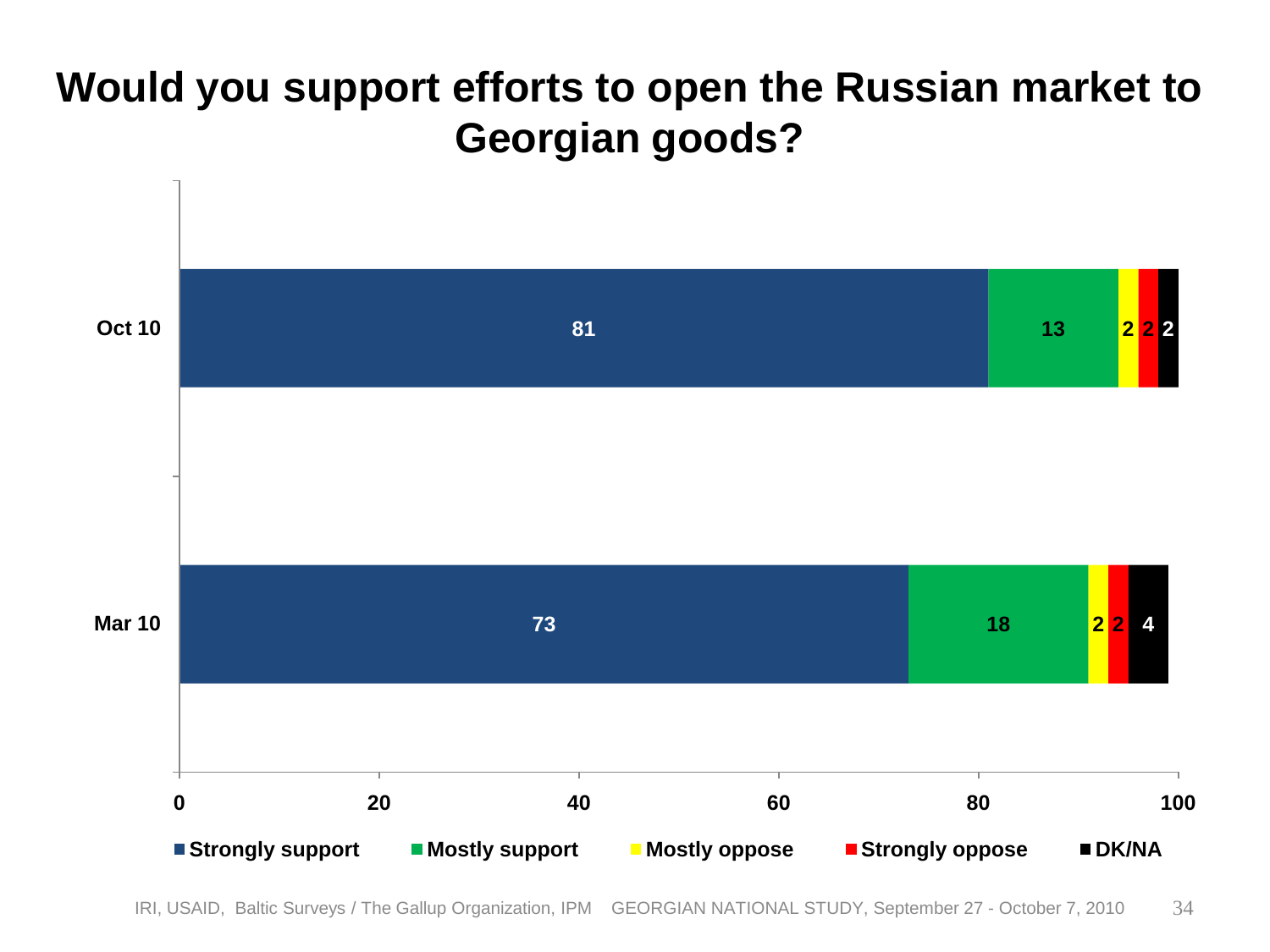# Would you support efforts to open the Russian market to Georgian goods?

| | Strongly support | Mostly support | Mostly oppose | Strongly oppose | DK/NA |
|---|---|---|---|---|---|
| Oct 10 | 81 | 13 | 2 | 2 | 2 |
| Mar 10 | 73 | 18 | 2 | 2 | 4 |

IRI, USAID, Baltic Surveys / The Gallup Organization, IPM GEORGIAN NATIONAL STUDY, September 27 - October 7, 2010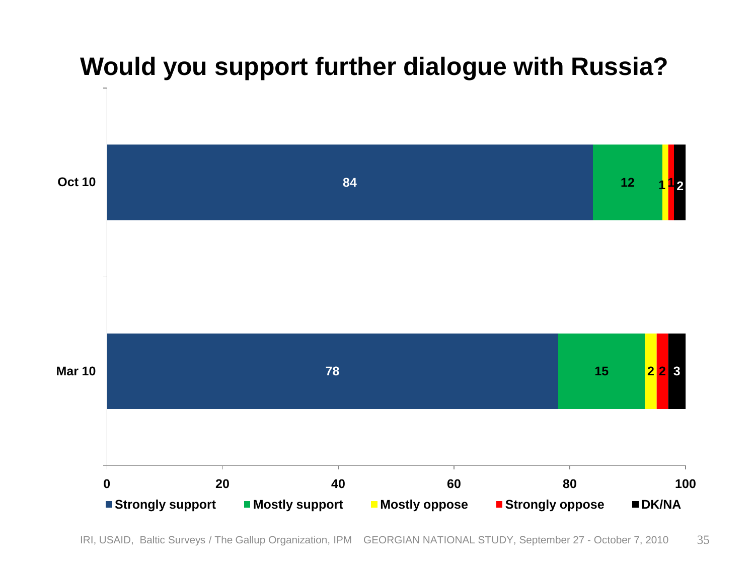# Would you support further dialogue with Russia?

| | Strongly support | Mostly support | Mostly oppose | Strongly oppose | DK/NA |
|---|---|---|---|---|---|
| Oct 10 | 84 | 12 | 1 | 1 | 2 |
| Mar 10 | 78 | 15 | 2 | 2 | 3 |

IRI, USAID, Baltic Surveys / The Gallup Organization, IPM GEORGIAN NATIONAL STUDY, September 27 - October 7, 2010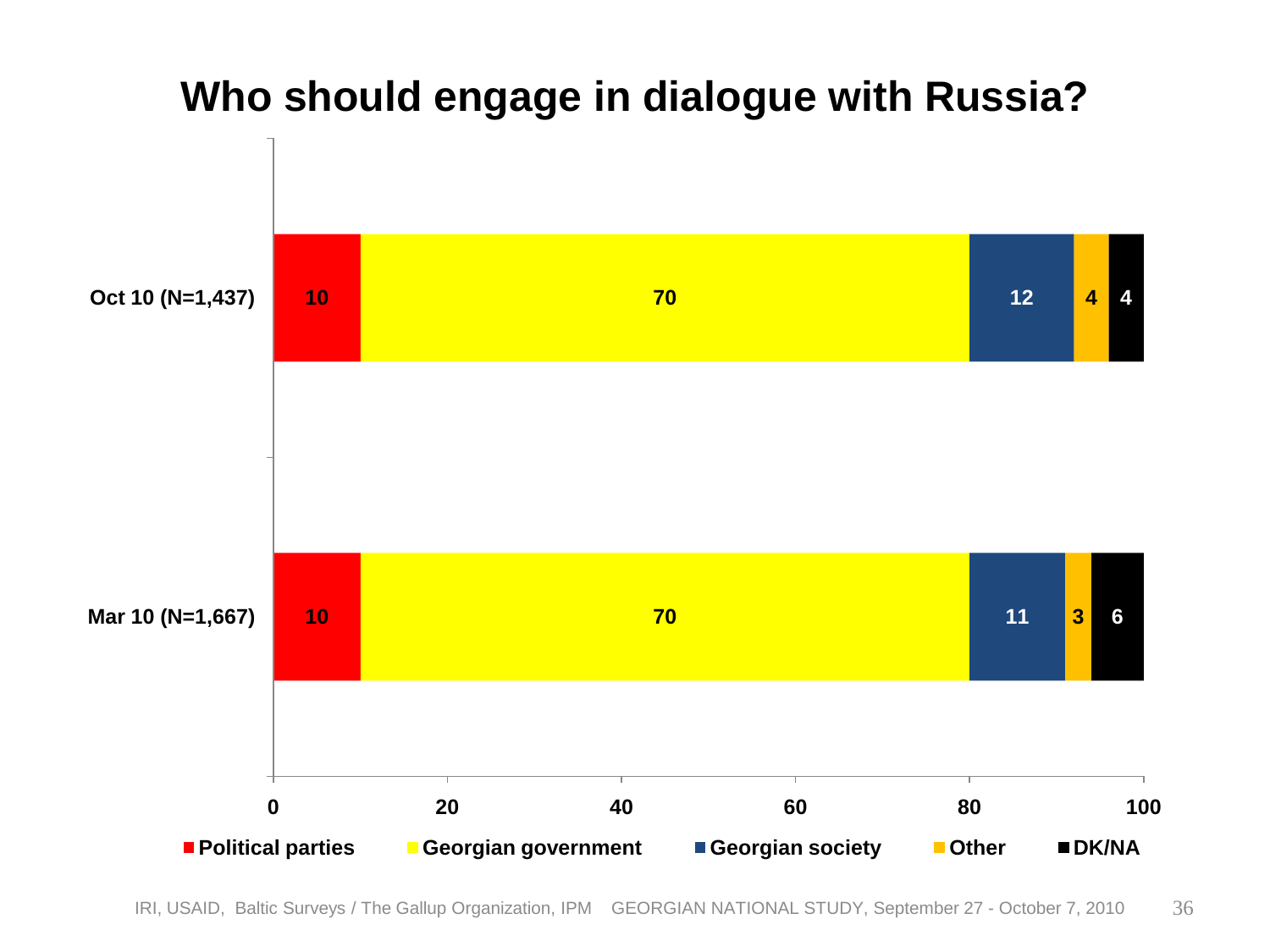# Who should engage in dialogue with Russia?

| | Political parties | Georgian government | Georgian society | Other | DK/NA |
|---|---|---|---|---|---|
| Oct 10 (N=1,437) | 10 | 70 | 12 | 4 | 4 |
| Mar 10 (N=1,667) | 10 | 70 | 11 | 3 | 6 |

IRI, USAID, Baltic Surveys / The Gallup Organization, IPM GEORGIAN NATIONAL STUDY, September 27 - October 7, 2010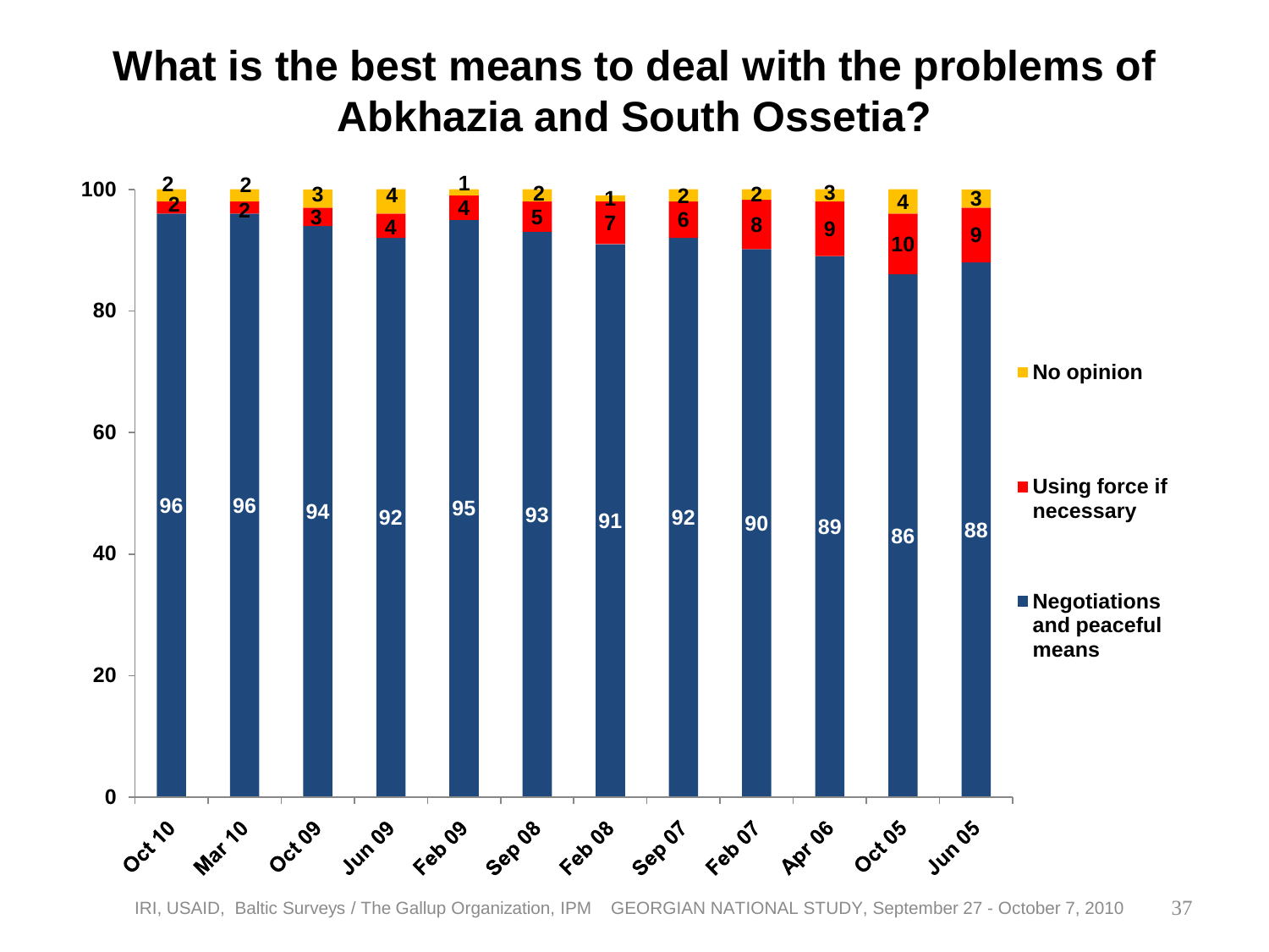# What is the best means to deal with the problems of Abkhazia and South Ossetia?

| | Negotiations and peaceful means | Using force if necessary | No opinion |
|---|---|---|---|
| Oct 10 | 96 | 2 | 2 |
| Mar 10 | 96 | 2 | 2 |
| Oct 09 | 94 | 3 | 3 |
| Jun 09 | 92 | 4 | 4 |
| Feb 09 | 95 | 4 | 1 |
| Sep 08 | 93 | 5 | 2 |
| Feb 08 | 91 | 7 | 1 |
| Sep 07 | 92 | 6 | 2 |
| Feb 07 | 90 | 8 | 2 |
| Apr 06 | 89 | 9 | 3 |
| Oct 05 | 86 | 10 | 4 |
| Jun 05 | 88 | 9 | 3 |

IRI, USAID, Baltic Surveys / The Gallup Organization, IPM GEORGIAN NATIONAL STUDY, September 27 - October 7, 2010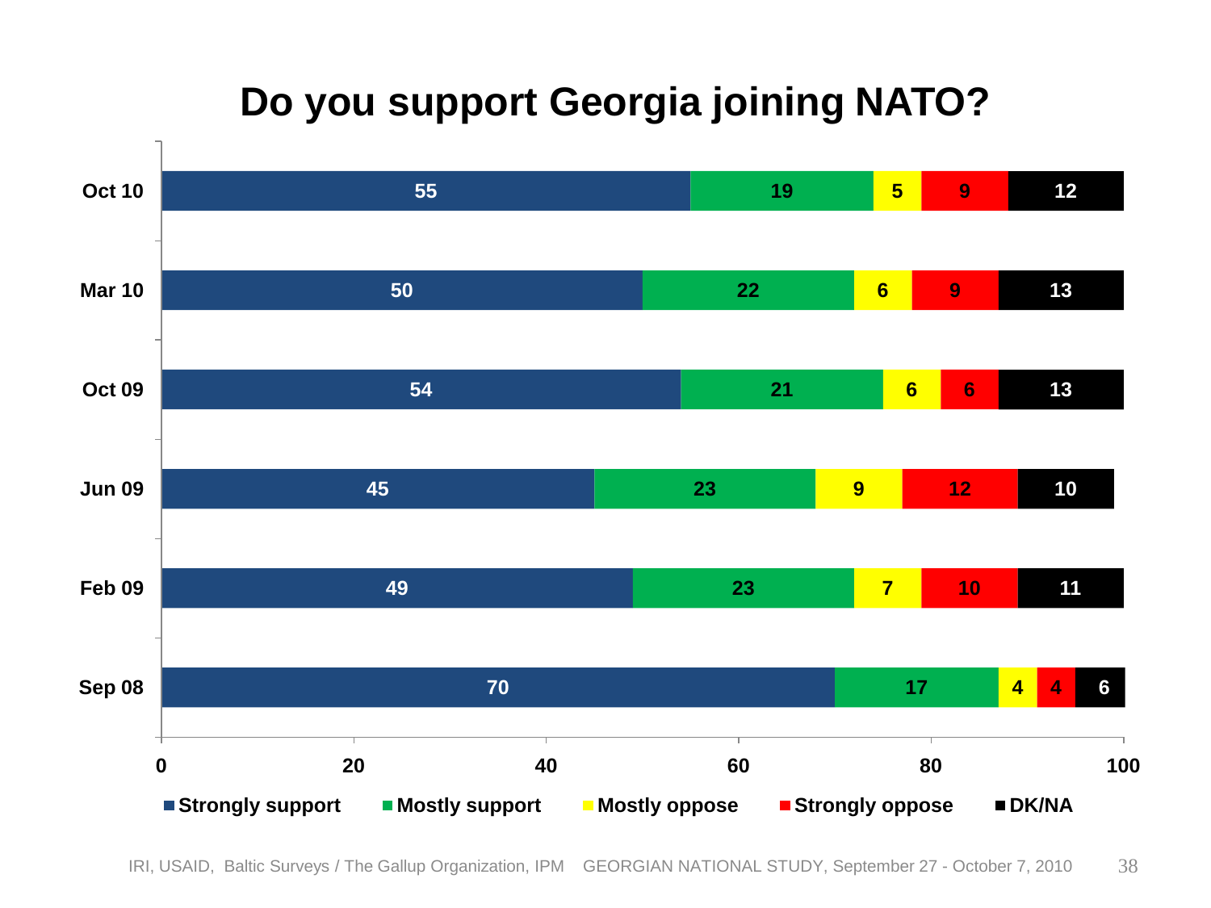# Do you support Georgia joining NATO?

| | Strongly support | Mostly support | Mostly oppose | Strongly oppose | DK/NA |
|---|---|---|---|---|---|
| Oct 10 | 55 | 19 | 5 | 9 | 12 |
| Mar 10 | 50 | 22 | 6 | 9 | 13 |
| Oct 09 | 54 | 21 | 6 | 6 | 13 |
| Jun 09 | 45 | 23 | 9 | 12 | 10 |
| Feb 09 | 49 | 23 | 7 | 10 | 11 |
| Sep 08 | 70 | 17 | 4 | 4 | 6 |

IRI, USAID, Baltic Surveys / The Gallup Organization, IPM GEORGIAN NATIONAL STUDY, September 27 - October 7, 2010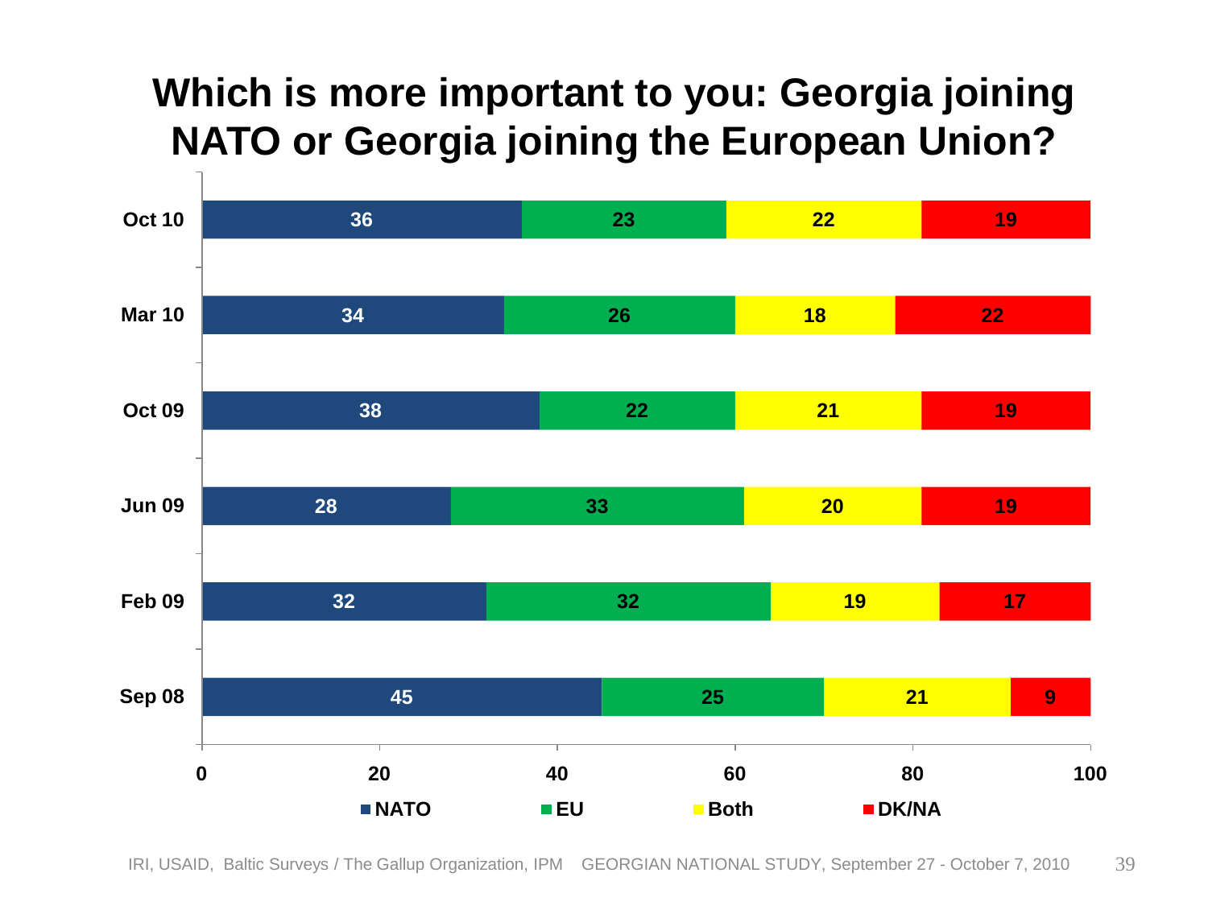# Which is more important to you: Georgia joining NATO or Georgia joining the European Union?

| | NATO | EU | Both | DK/NA |
|---|---|---|---|---|
| Oct 10 | 36 | 23 | 22 | 19 |
| Mar 10 | 34 | 26 | 18 | 22 |
| Oct 09 | 38 | 22 | 21 | 19 |
| Jun 09 | 28 | 33 | 20 | 19 |
| Feb 09 | 32 | 32 | 19 | 17 |
| Sep 08 | 45 | 25 | 21 | 9 |

IRI, USAID, Baltic Surveys / The Gallup Organization, IPM GEORGIAN NATIONAL STUDY, September 27 - October 7, 2010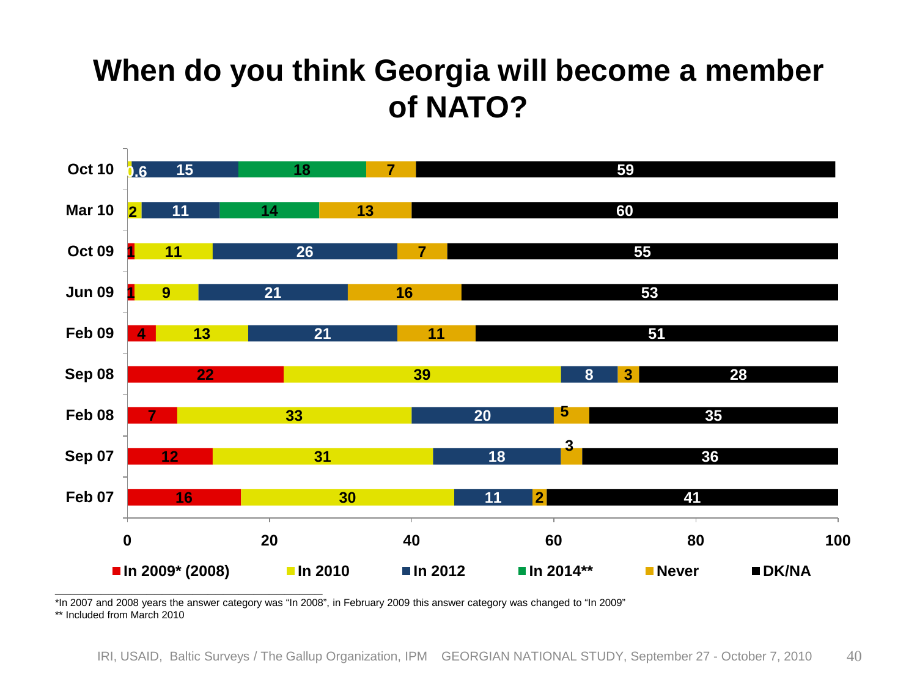# When do you think Georgia will become a member of NATO?

| | In 2009* (2008) | In 2010 | In 2012 | In 2014** | Never | DK/NA |
|---|---|---|---|---|---|---|
| Oct 10 | | 0.6 | 15 | 18 | 7 | 59 |
| Mar 10 | | 2 | 11 | 14 | 13 | 60 |
| Oct 09 | 1 | 11 | 26 | | 7 | 55 |
| Jun 09 | 1 | 9 | 21 | | 16 | 53 |
| Feb 09 | 4 | 13 | 21 | | 11 | 51 |
| Sep 08 | 22 | 39 | 8 | | 3 | 28 |
| Feb 08 | 7 | 33 | 20 | | 5 | 35 |
| Sep 07 | 12 | 31 | 18 | | 3 | 36 |
| Feb 07 | 16 | 30 | 11 | | 2 | 41 |

*In 2007 and 2008 years the answer category was "In 2008", in February 2009 this answer category was changed to "In 2009"

** Included from March 2010

IRI, USAID, Baltic Surveys / The Gallup Organization, IPM GEORGIAN NATIONAL STUDY, September 27 - October 7, 2010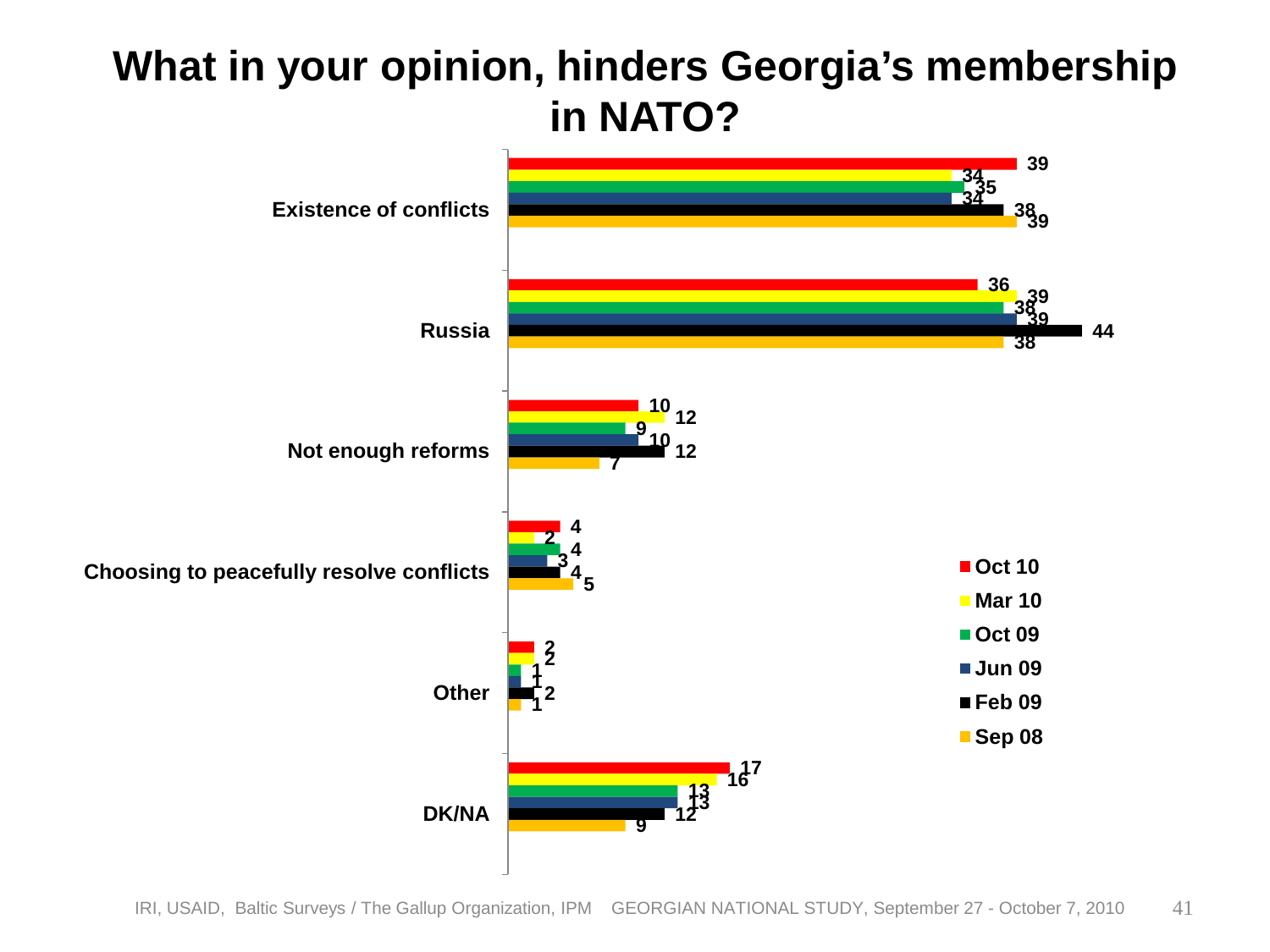# What in your opinion, hinders Georgia's membership in NATO?

| | Oct 10 | Mar 10 | Oct 09 | Jun 09 | Feb 09 | Sep 08 |
|---|---|---|---|---|---|---|
| Existence of conflicts | 39 | 34 | 35 | 34 | 38 | 39 |
| Russia | 36 | 39 | 38 | 39 | 44 | 38 |
| Not enough reforms | 10 | 12 | 9 | 10 | 12 | 7 |
| Choosing to peacefully resolve conflicts | 4 | 2 | 4 | 3 | 4 | 5 |
| Other | 2 | 2 | 1 | 1 | 2 | 1 |
| DK/NA | 17 | 16 | 13 | 13 | 12 | 9 |

IRI, USAID, Baltic Surveys / The Gallup Organization, IPM GEORGIAN NATIONAL STUDY, September 27 - October 7, 2010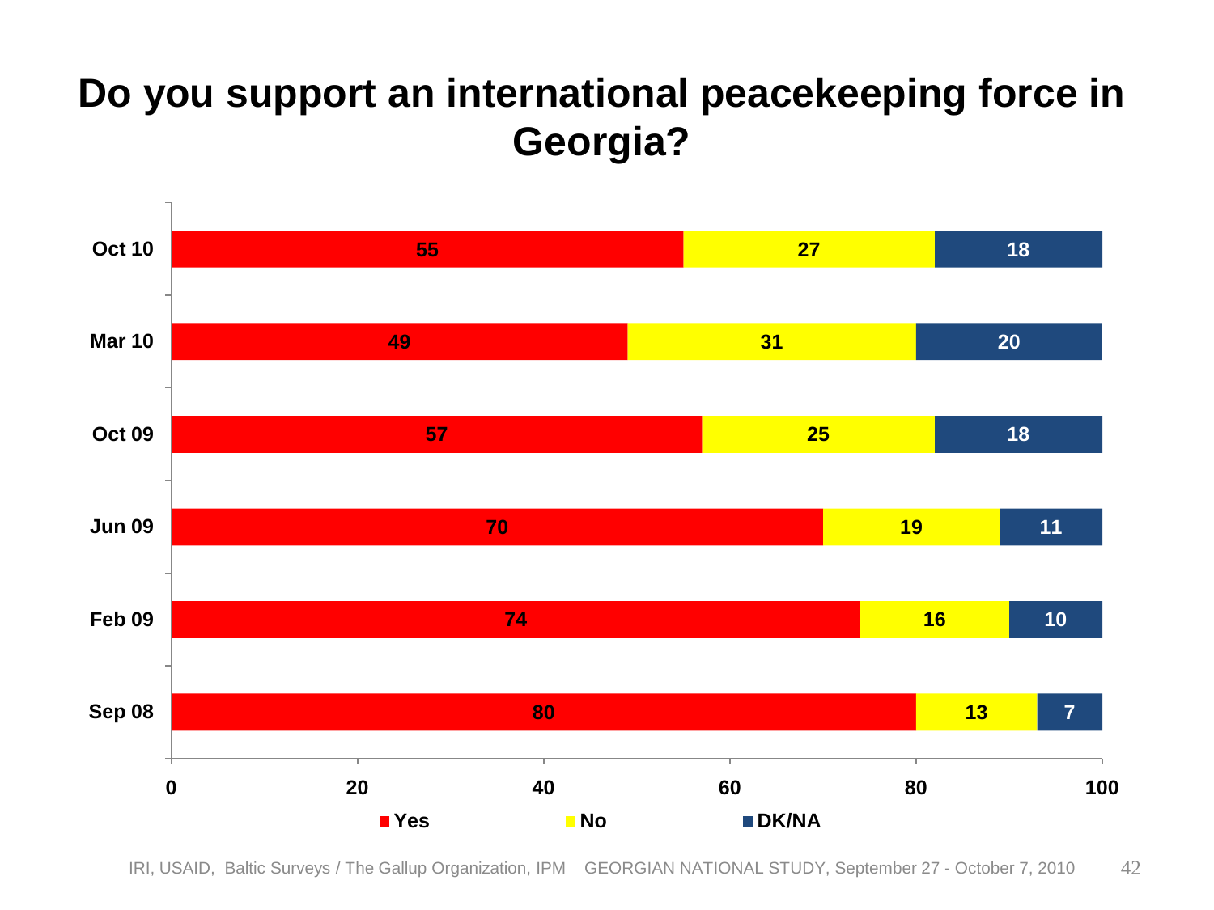# Do you support an international peacekeeping force in Georgia?

| | Yes | No | DK/NA |
|---|---|---|---|
| Oct 10 | 55 | 27 | 18 |
| Mar 10 | 49 | 31 | 20 |
| Oct 09 | 57 | 25 | 18 |
| Jun 09 | 70 | 19 | 11 |
| Feb 09 | 74 | 16 | 10 |
| Sep 08 | 80 | 13 | 7 |

IRI, USAID, Baltic Surveys / The Gallup Organization, IPM GEORGIAN NATIONAL STUDY, September 27 - October 7, 2010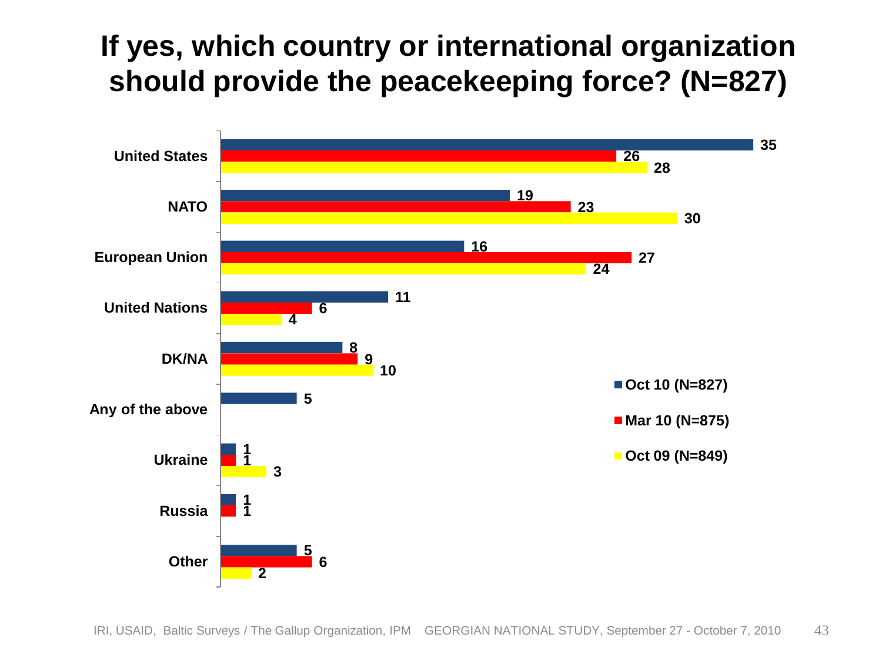# If yes, which country or international organization should provide the peacekeeping force? (N=827)

| | Oct 10 (N=827) | Mar 10 (N=875) | Oct 09 (N=849) |
|---|---|---|---|
| United States | 35 | 26 | 28 |
| NATO | 19 | 23 | 30 |
| European Union | 16 | 27 | 24 |
| United Nations | 11 | 6 | 4 |
| DK/NA | 8 | 9 | 10 |
| Any of the above | 5 | | |
| Ukraine | 1 | 1 | 3 |
| Russia | 1 | 1 | |
| Other | 5 | 6 | 2 |

IRI, USAID, Baltic Surveys / The Gallup Organization, IPM GEORGIAN NATIONAL STUDY, September 27 - October 7, 2010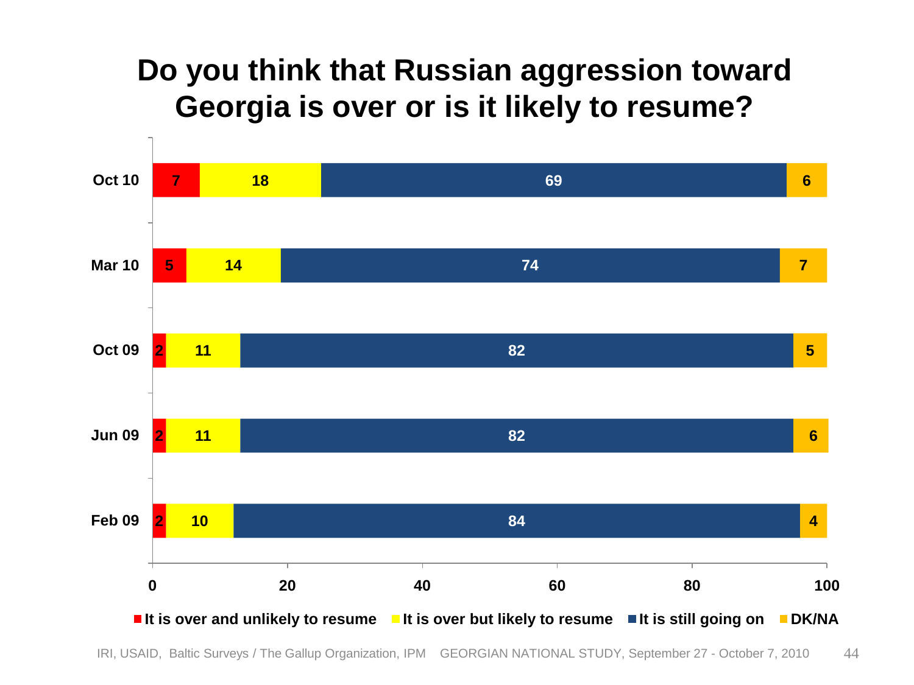# Do you think that Russian aggression toward Georgia is over or is it likely to resume?

| | It is over and unlikely to resume | It is over but likely to resume | It is still going on | DK/NA |
|---|---|---|---|---|
| Oct 10 | 7 | 18 | 69 | 6 |
| Mar 10 | 5 | 14 | 74 | 7 |
| Oct 09 | 2 | 11 | 82 | 5 |
| Jun 09 | 2 | 11 | 82 | 6 |
| Feb 09 | 2 | 10 | 84 | 4 |

IRI, USAID, Baltic Surveys / The Gallup Organization, IPM GEORGIAN NATIONAL STUDY, September 27 - October 7, 2010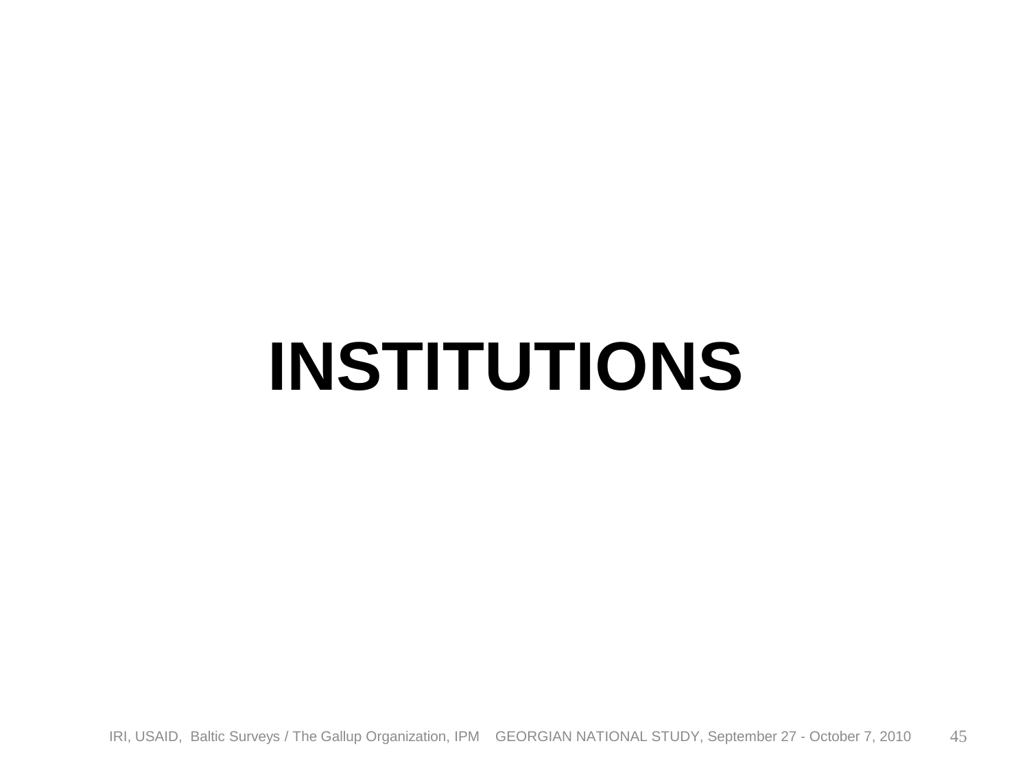# INSTITUTIONS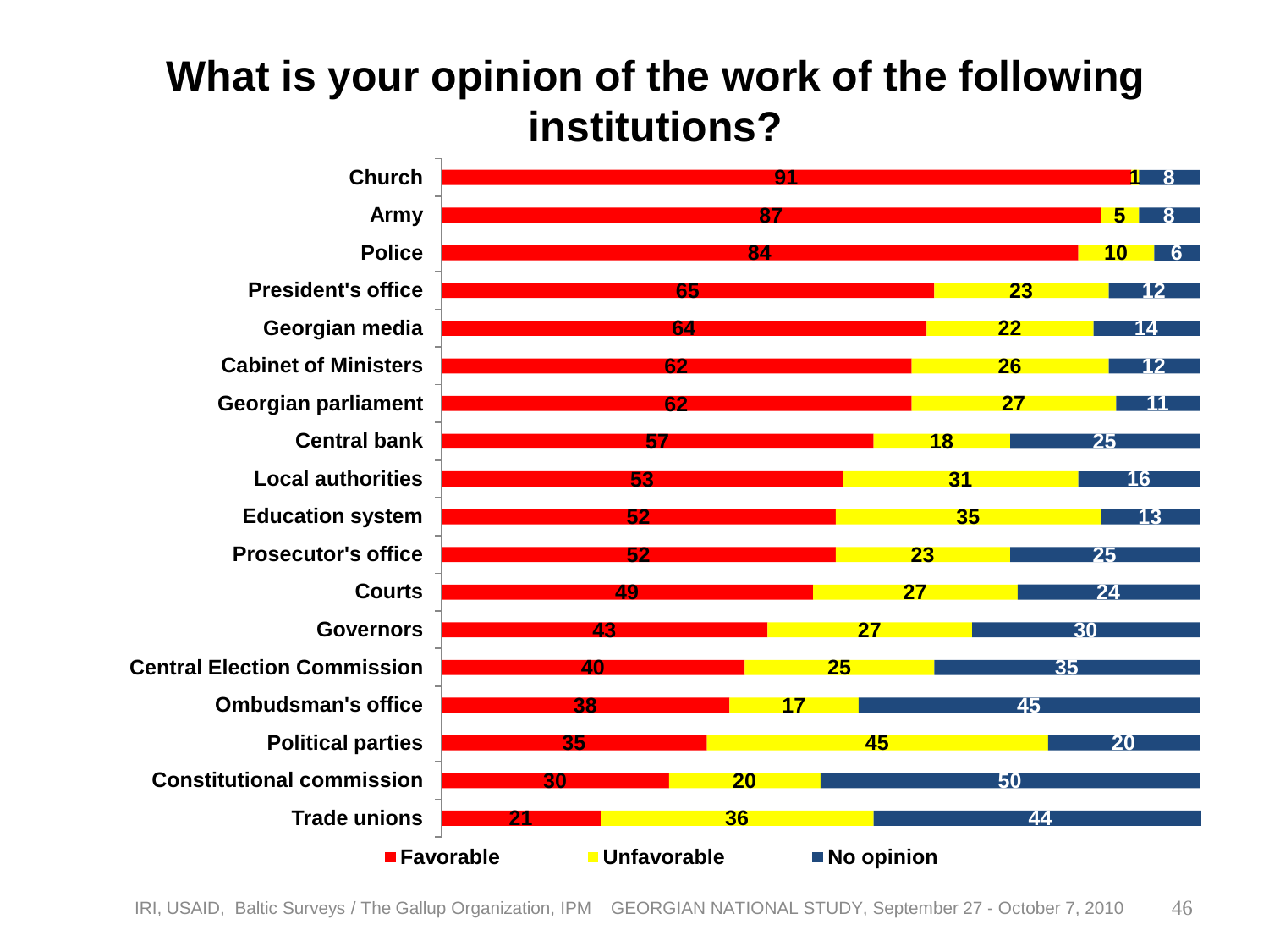# What is your opinion of the work of the following institutions?

| Institution | Favorable | Unfavorable | No opinion |
|---|---|---|---|
| Church | 91 | 1 | 8 |
| Army | 87 | 5 | 8 |
| Police | 84 | 10 | 6 |
| President's office | 65 | 23 | 12 |
| Georgian media | 64 | 22 | 14 |
| Cabinet of Ministers | 62 | 26 | 12 |
| Georgian parliament | 62 | 27 | 11 |
| Central bank | 57 | 18 | 25 |
| Local authorities | 53 | 31 | 16 |
| Education system | 52 | 35 | 13 |
| Prosecutor's office | 52 | 23 | 25 |
| Courts | 49 | 27 | 24 |
| Governors | 43 | 27 | 30 |
| Central Election Commission | 40 | 25 | 35 |
| Ombudsman's office | 38 | 17 | 45 |
| Political parties | 35 | 45 | 20 |
| Constitutional commission | 30 | 20 | 50 |
| Trade unions | 21 | 36 | 44 |

IRI, USAID, Baltic Surveys / The Gallup Organization, IPM GEORGIAN NATIONAL STUDY, September 27 - October 7, 2010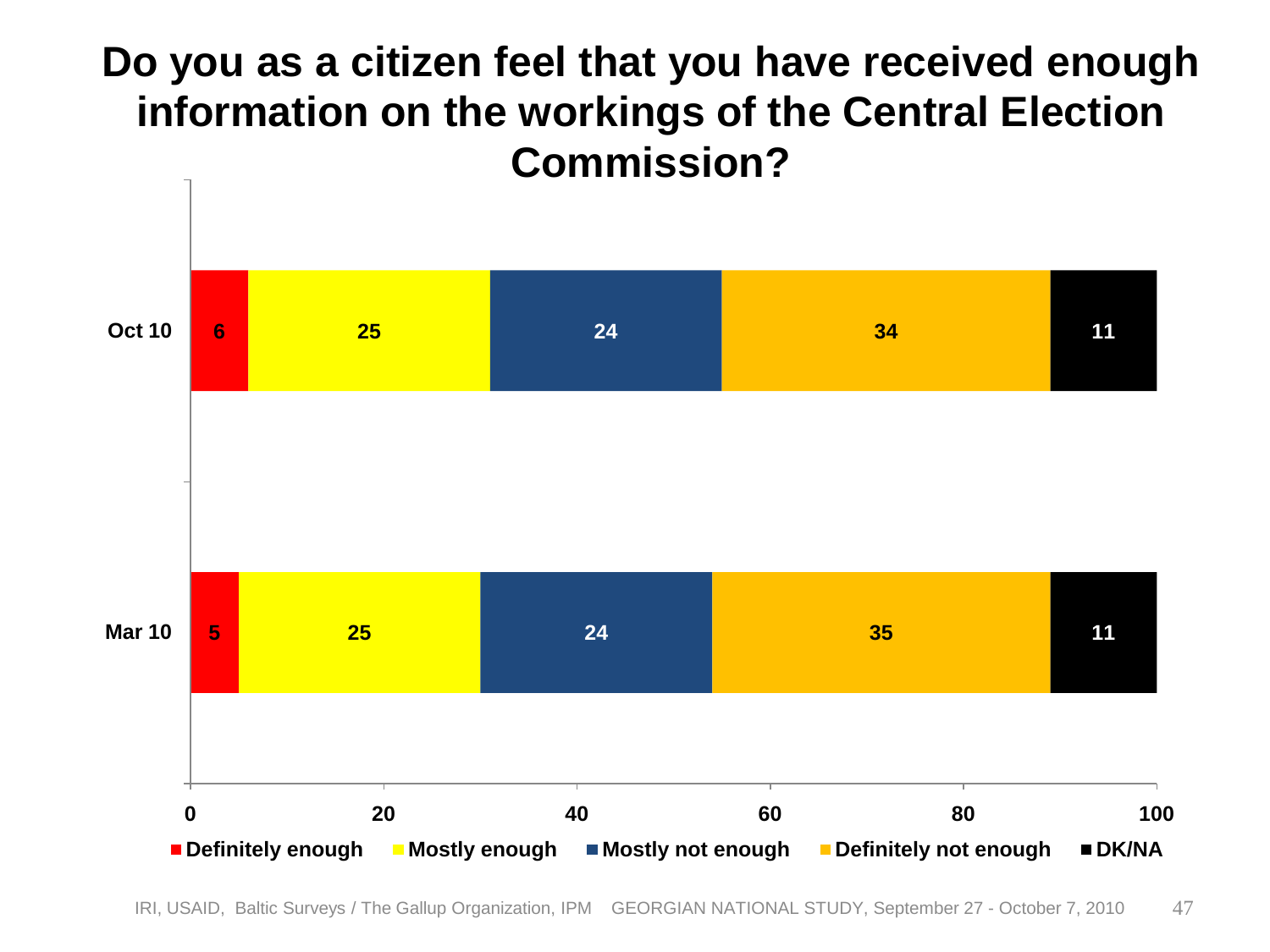# Do you as a citizen feel that you have received enough information on the workings of the Central Election Commission?

| | Definitely enough | Mostly enough | Mostly not enough | Definitely not enough | DK/NA |
|---|---|---|---|---|---|
| Oct 10 | 6 | 25 | 24 | 34 | 11 |
| Mar 10 | 5 | 25 | 24 | 35 | 11 |

IRI, USAID, Baltic Surveys / The Gallup Organization, IPM GEORGIAN NATIONAL STUDY, September 27 - October 7, 2010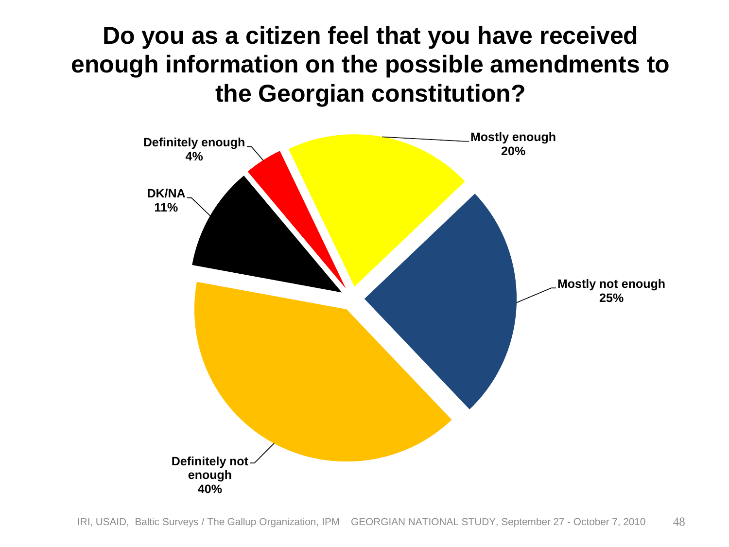# Do you as a citizen feel that you have received enough information on the possible amendments to the Georgian constitution?

| Response | Percent |
|---|---|
| Definitely enough | 4% |
| Mostly enough | 20% |
| Mostly not enough | 25% |
| Definitely not enough | 40% |
| DK/NA | 11% |

IRI, USAID, Baltic Surveys / The Gallup Organization, IPM GEORGIAN NATIONAL STUDY, September 27 - October 7, 2010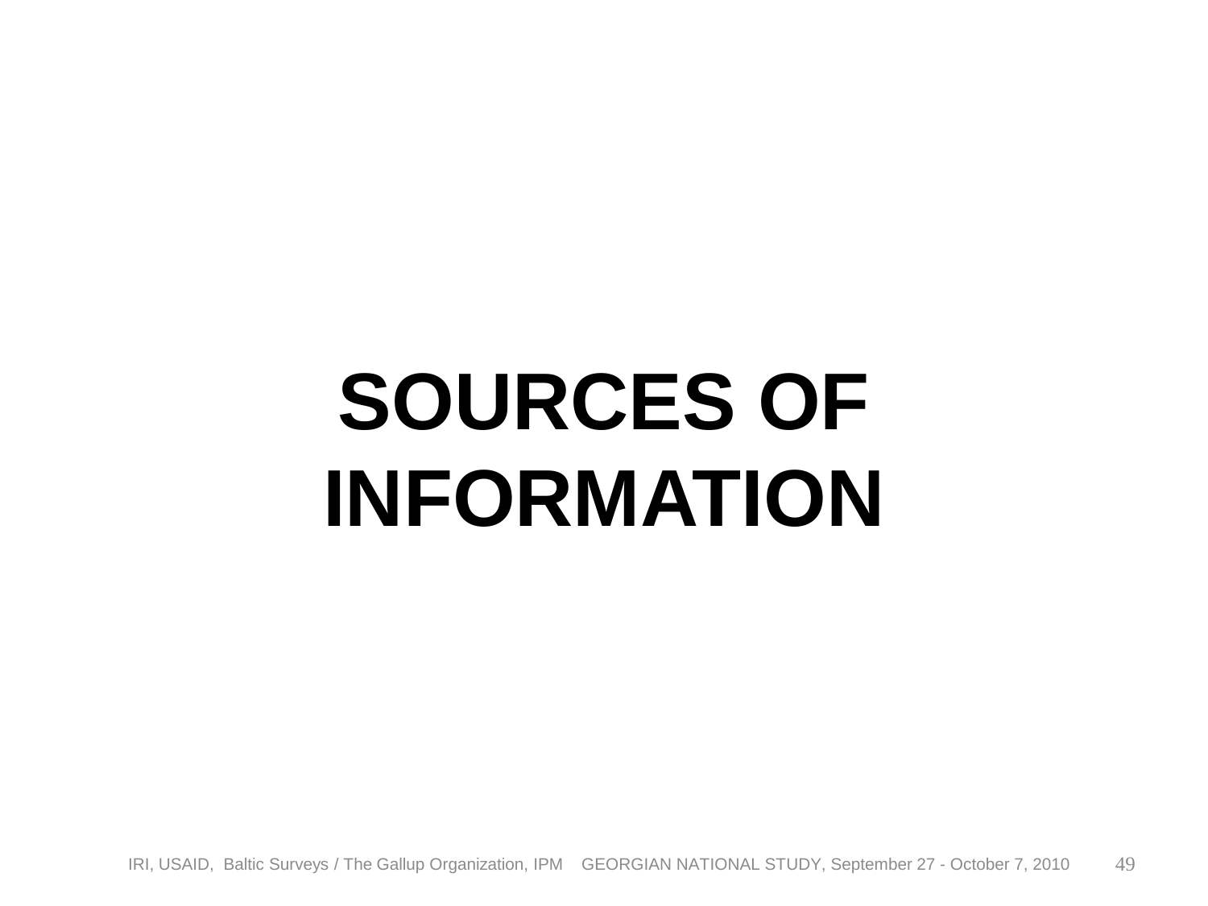# SOURCES OF INFORMATION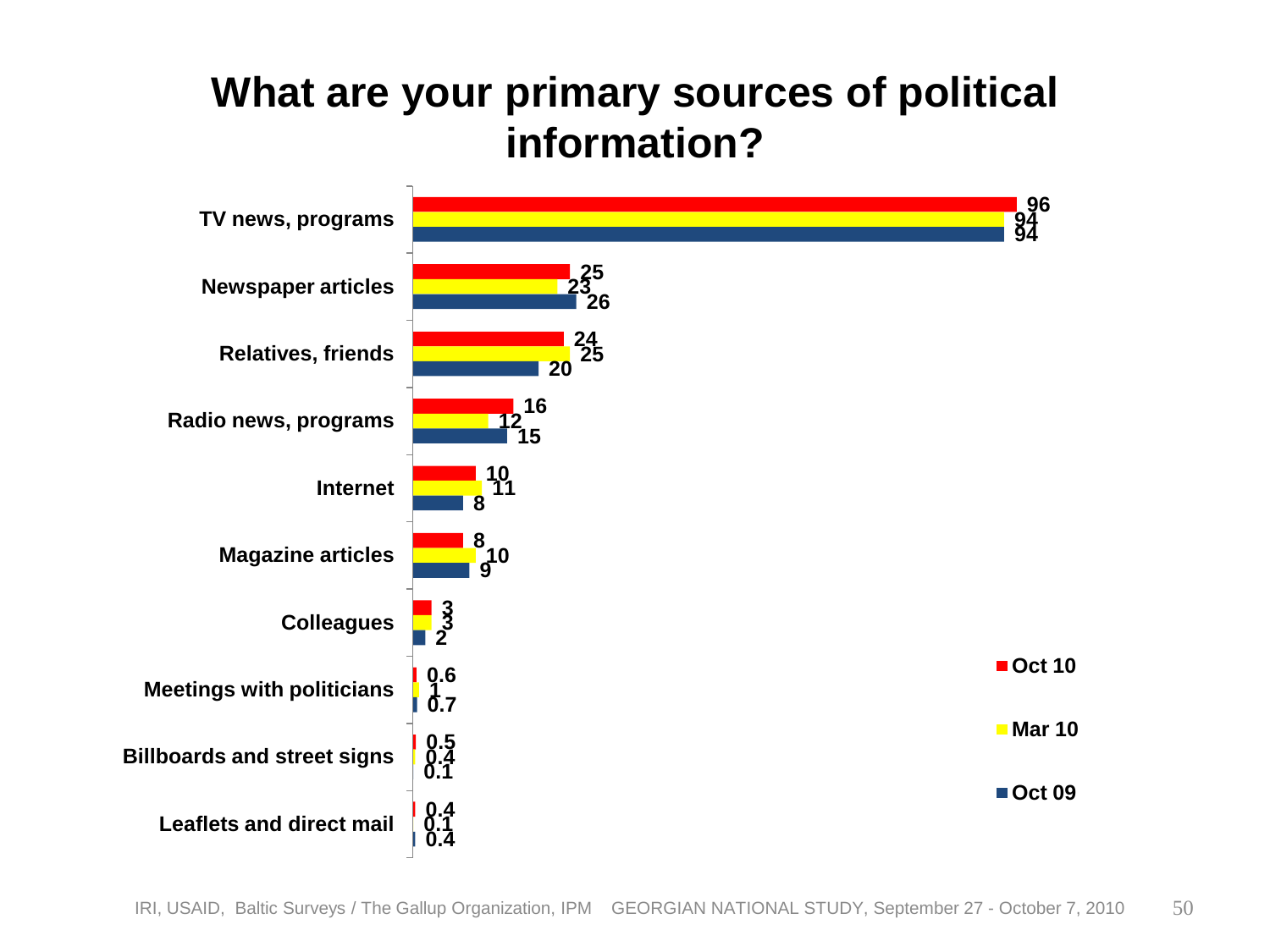# What are your primary sources of political information?

| | Oct 10 | Mar 10 | Oct 09 |
|---|---|---|---|
| TV news, programs | 96 | 94 | 94 |
| Newspaper articles | 25 | 23 | 26 |
| Relatives, friends | 24 | 25 | 20 |
| Radio news, programs | 16 | 12 | 15 |
| Internet | 10 | 11 | 8 |
| Magazine articles | 8 | 10 | 9 |
| Colleagues | 3 | 3 | 2 |
| Meetings with politicians | 0.6 | 1 | 0.7 |
| Billboards and street signs | 0.5 | 0.4 | 0.1 |
| Leaflets and direct mail | 0.4 | 0.1 | 0.4 |

IRI, USAID, Baltic Surveys / The Gallup Organization, IPM GEORGIAN NATIONAL STUDY, September 27 - October 7, 2010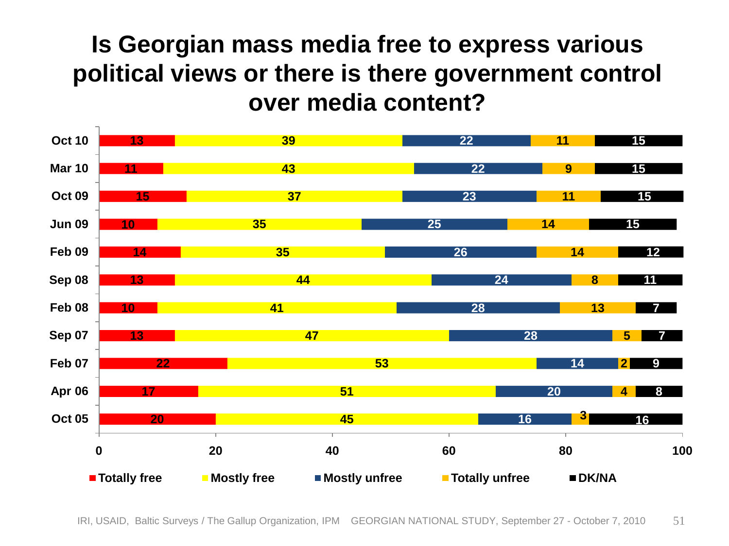# Is Georgian mass media free to express various political views or there is there government control over media content?

| | Totally free | Mostly free | Mostly unfree | Totally unfree | DK/NA |
|---|---|---|---|---|---|
| Oct 10 | 13 | 39 | 22 | 11 | 15 |
| Mar 10 | 11 | 43 | 22 | 9 | 15 |
| Oct 09 | 15 | 37 | 23 | 11 | 15 |
| Jun 09 | 10 | 35 | 25 | 14 | 15 |
| Feb 09 | 14 | 35 | 26 | 14 | 12 |
| Sep 08 | 13 | 44 | 24 | 8 | 11 |
| Feb 08 | 10 | 41 | 28 | 13 | 7 |
| Sep 07 | 13 | 47 | 28 | 5 | 7 |
| Feb 07 | 22 | 53 | 14 | 2 | 9 |
| Apr 06 | 17 | 51 | 20 | 4 | 8 |
| Oct 05 | 20 | 45 | 16 | 3 | 16 |

IRI, USAID, Baltic Surveys / The Gallup Organization, IPM GEORGIAN NATIONAL STUDY, September 27 - October 7, 2010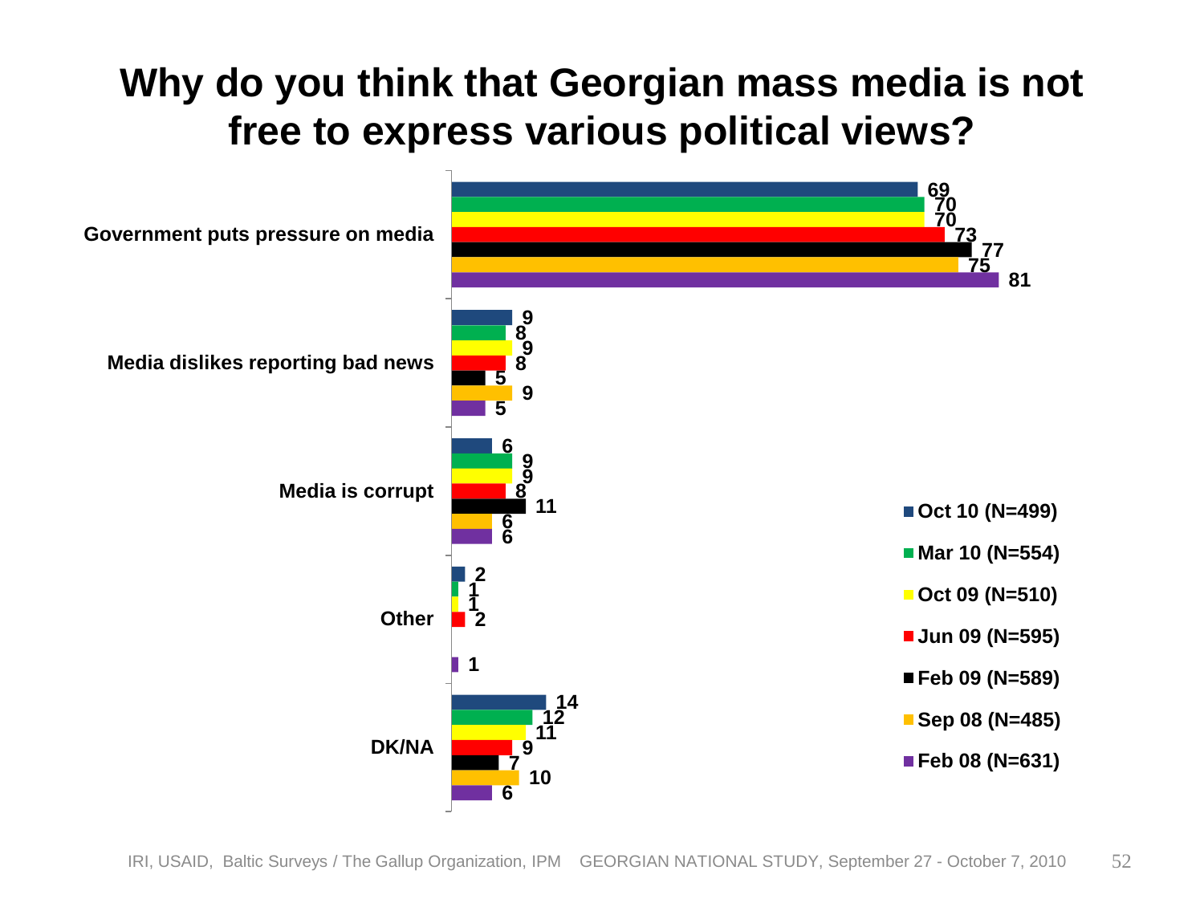# Why do you think that Georgian mass media is not free to express various political views?

| | Oct 10 (N=499) | Mar 10 (N=554) | Oct 09 (N=510) | Jun 09 (N=595) | Feb 09 (N=589) | Sep 08 (N=485) | Feb 08 (N=631) |
|---|---|---|---|---|---|---|---|
| Government puts pressure on media | 69 | 70 | 70 | 73 | 77 | 75 | 81 |
| Media dislikes reporting bad news | 9 | 8 | 9 | 8 | 5 | 9 | 5 |
| Media is corrupt | 6 | 9 | 9 | 8 | 11 | 6 | 6 |
| Other | 2 | 1 | 1 | 2 | | | 1 |
| DK/NA | 14 | 12 | 11 | 9 | 7 | 10 | 6 |

IRI, USAID, Baltic Surveys / The Gallup Organization, IPM GEORGIAN NATIONAL STUDY, September 27 - October 7, 2010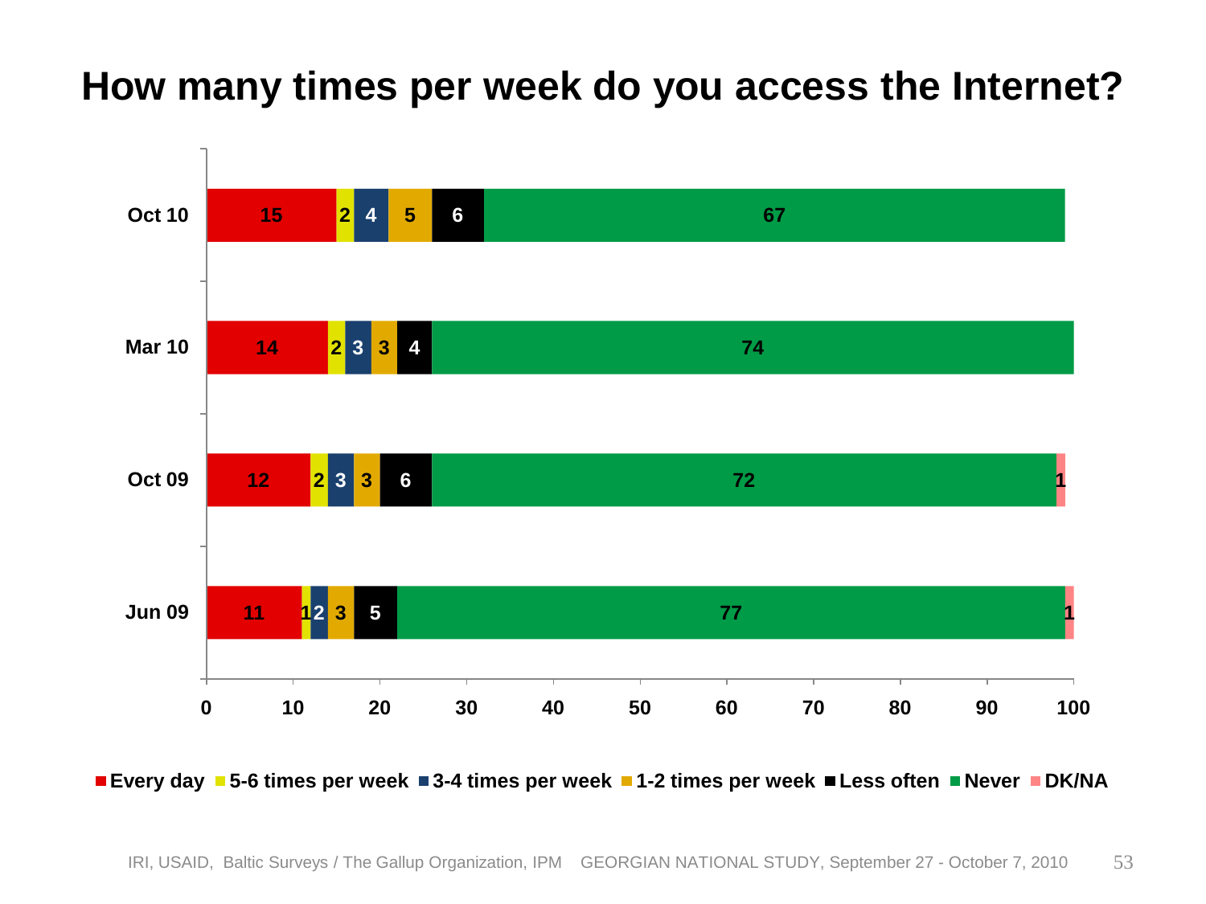# How many times per week do you access the Internet?

| | Every day | 5-6 times per week | 3-4 times per week | 1-2 times per week | Less often | Never | DK/NA |
|---|---|---|---|---|---|---|---|
| Oct 10 | 15 | 2 | 4 | 5 | 6 | 67 | |
| Mar 10 | 14 | 2 | 3 | 3 | 4 | 74 | |
| Oct 09 | 12 | 2 | 3 | 3 | 6 | 72 | 1 |
| Jun 09 | 11 | 1 | 2 | 3 | 5 | 77 | 1 |

IRI, USAID, Baltic Surveys / The Gallup Organization, IPM GEORGIAN NATIONAL STUDY, September 27 - October 7, 2010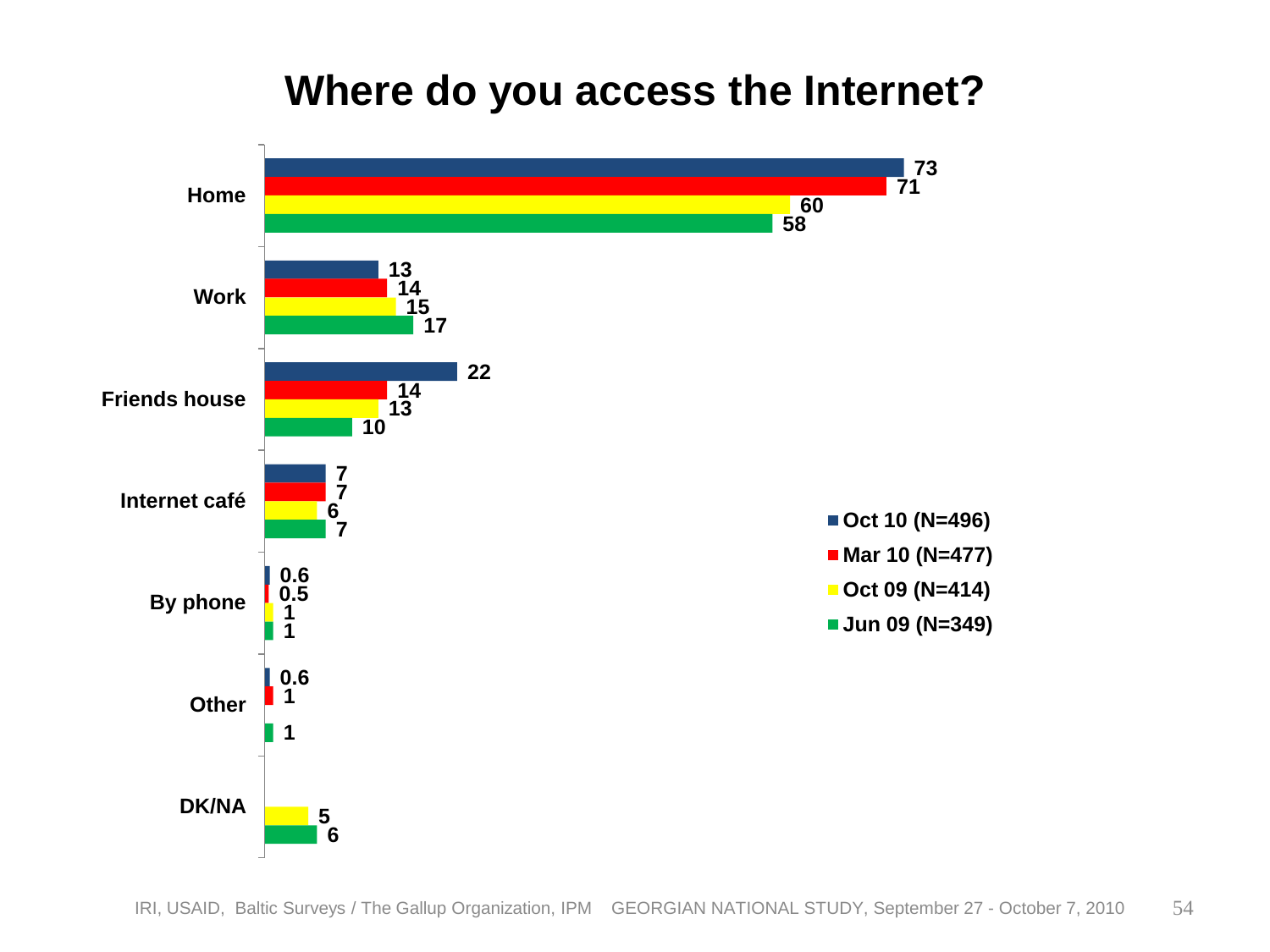# Where do you access the Internet?

| | Oct 10 (N=496) | Mar 10 (N=477) | Oct 09 (N=414) | Jun 09 (N=349) |
|---|---|---|---|---|
| Home | 73 | 71 | 60 | 58 |
| Work | 13 | 14 | 15 | 17 |
| Friends house | 22 | 14 | 13 | 10 |
| Internet café | 7 | 7 | 6 | 7 |
| By phone | 0.6 | 0.5 | 1 | 1 |
| Other | 0.6 | 1 | | 1 |
| DK/NA | | | 5 | 6 |

IRI, USAID, Baltic Surveys / The Gallup Organization, IPM GEORGIAN NATIONAL STUDY, September 27 - October 7, 2010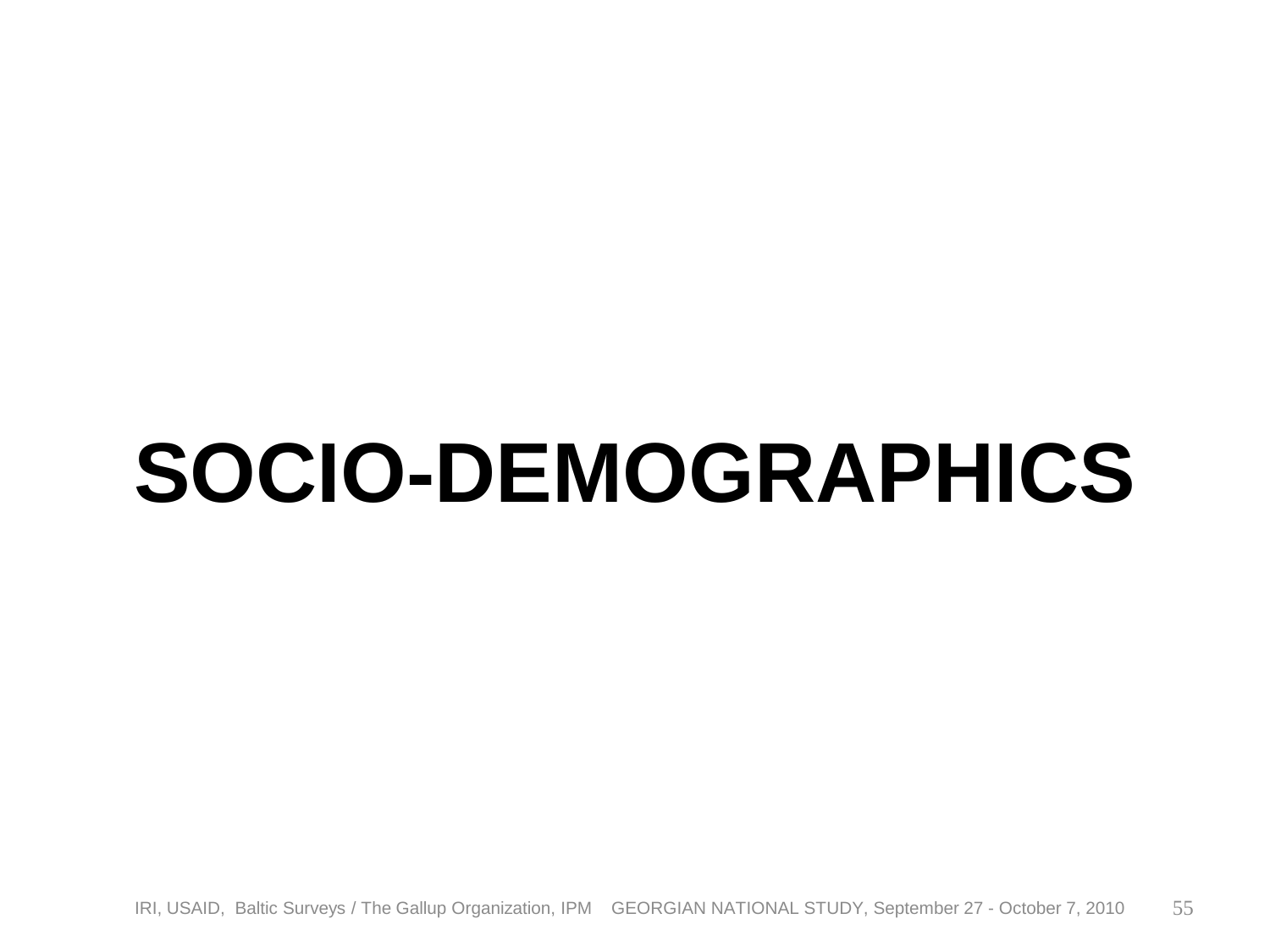# SOCIO-DEMOGRAPHICS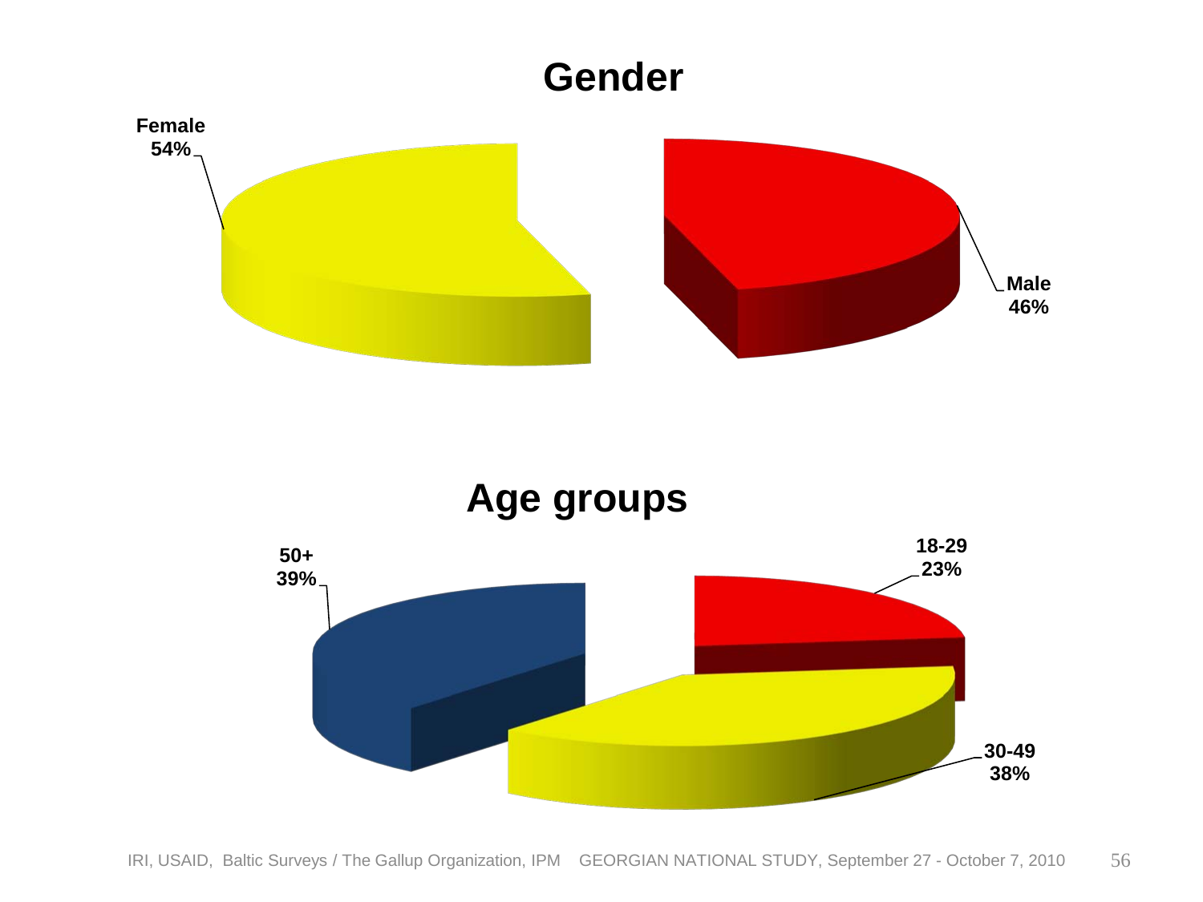## Gender

Female 54%

Male 46%

## Age groups

50+ 39%

18-29 23%

30-49 38%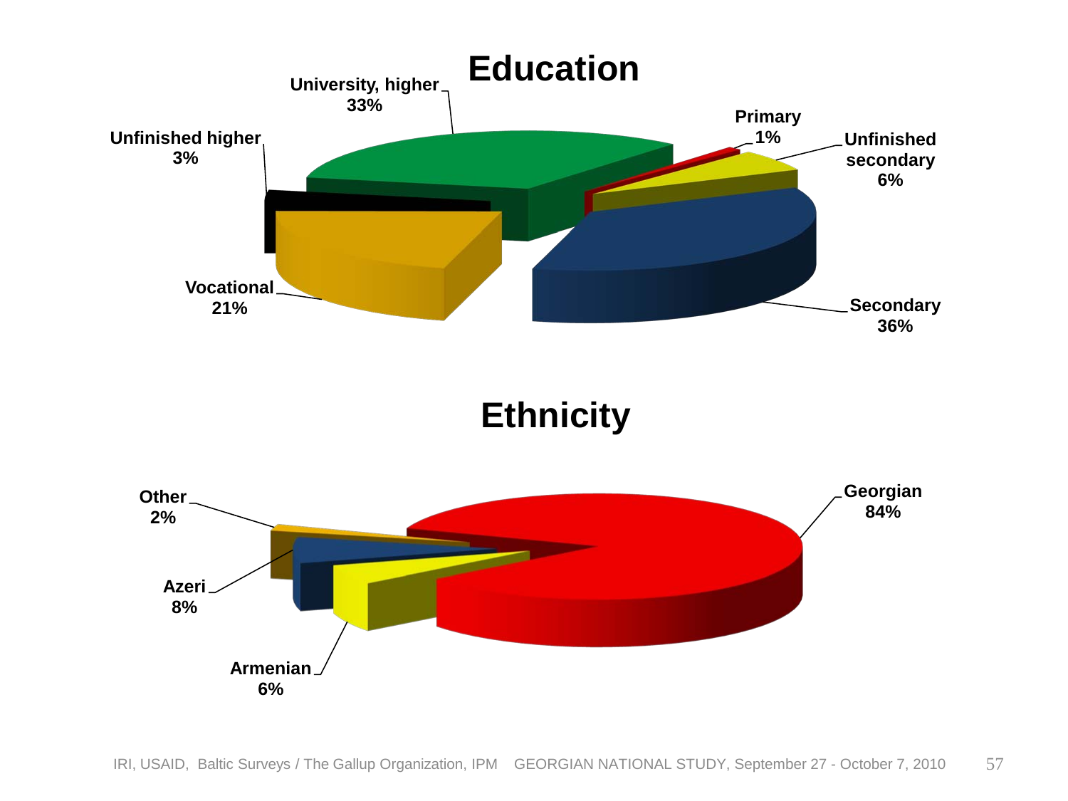# Education

| Category | Percentage |
| --- | --- |
| University, higher | 33% |
| Primary | 1% |
| Unfinished secondary | 6% |
| Secondary | 36% |
| Vocational | 21% |
| Unfinished higher | 3% |

# Ethnicity

| Category | Percentage |
| --- | --- |
| Georgian | 84% |
| Armenian | 6% |
| Azeri | 8% |
| Other | 2% |

IRI, USAID, Baltic Surveys / The Gallup Organization, IPM GEORGIAN NATIONAL STUDY, September 27 - October 7, 2010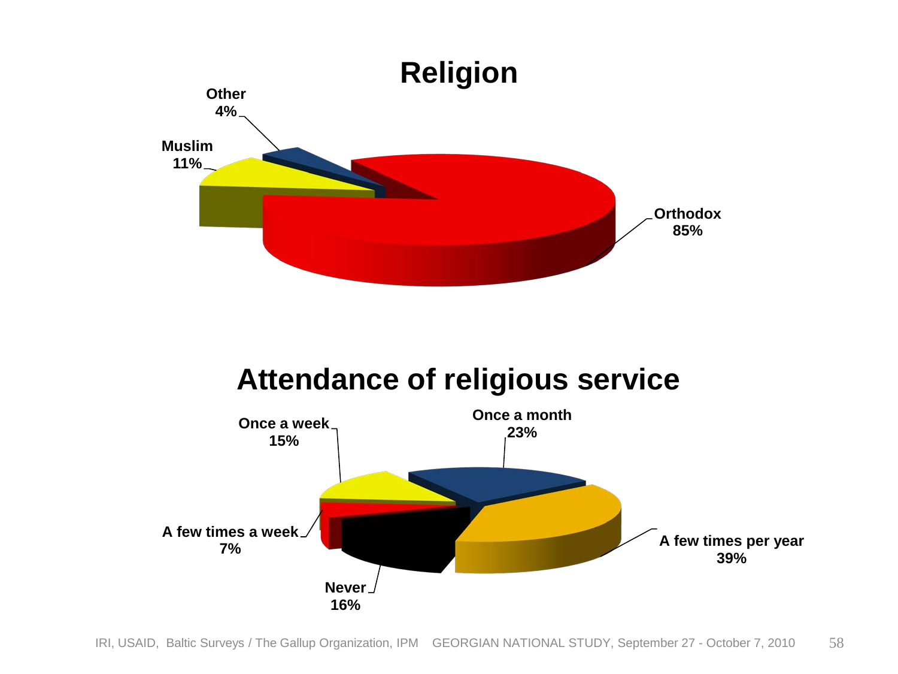## Religion

| Religion | Percentage |
| --- | --- |
| Orthodox | 85% |
| Muslim | 11% |
| Other | 4% |

## Attendance of religious service

| Attendance | Percentage |
| --- | --- |
| Once a week | 15% |
| Once a month | 23% |
| A few times per year | 39% |
| Never | 16% |
| A few times a week | 7% |

IRI, USAID, Baltic Surveys / The Gallup Organization, IPM GEORGIAN NATIONAL STUDY, September 27 - October 7, 2010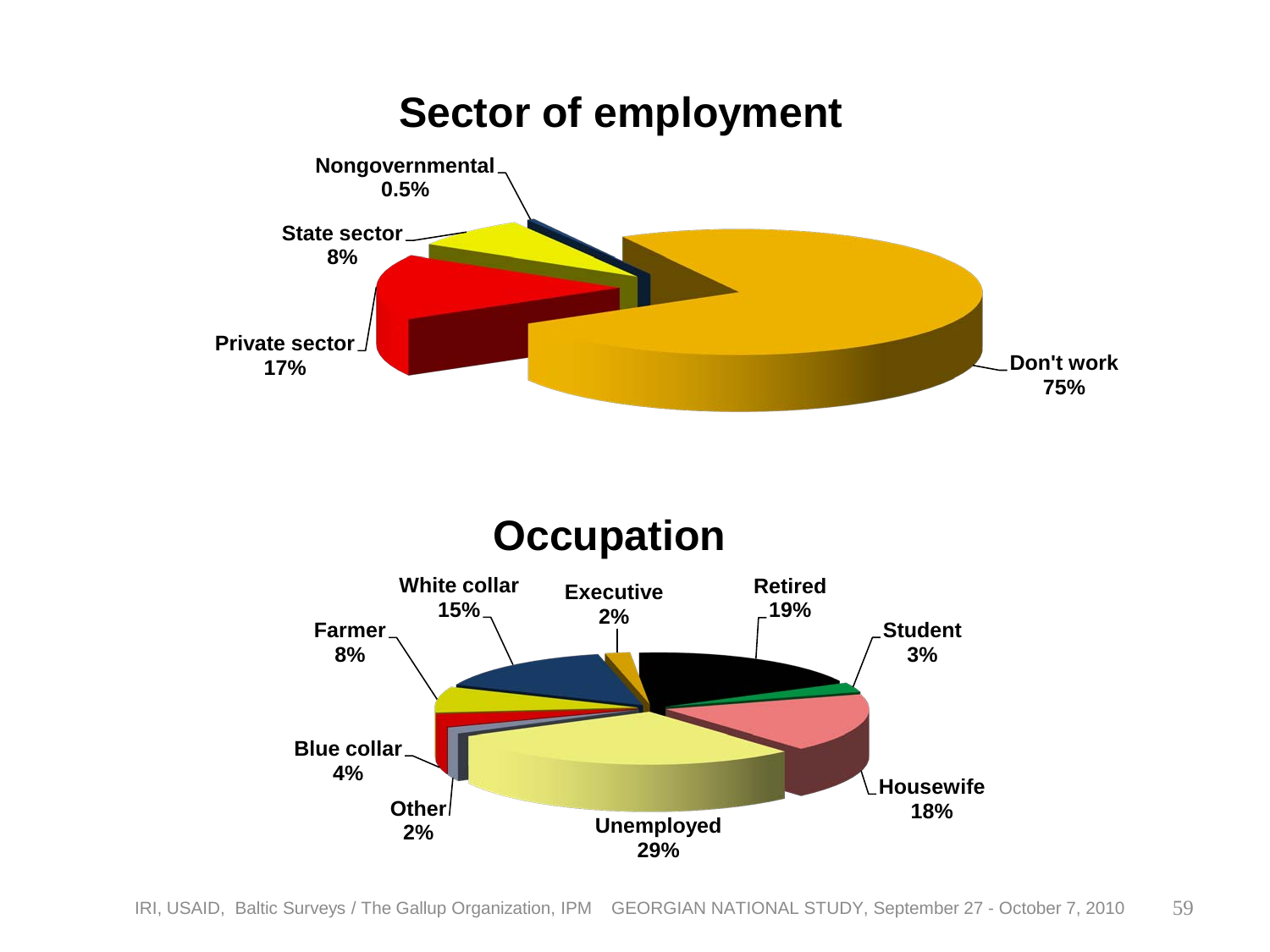# Sector of employment

Nongovernmental
0.5%

State sector
8%

Private sector
17%

Don't work
75%

# Occupation

White collar
15%

Executive
2%

Retired
19%

Farmer
8%

Student
3%

Blue collar
4%

Housewife
18%

Other
2%

Unemployed
29%